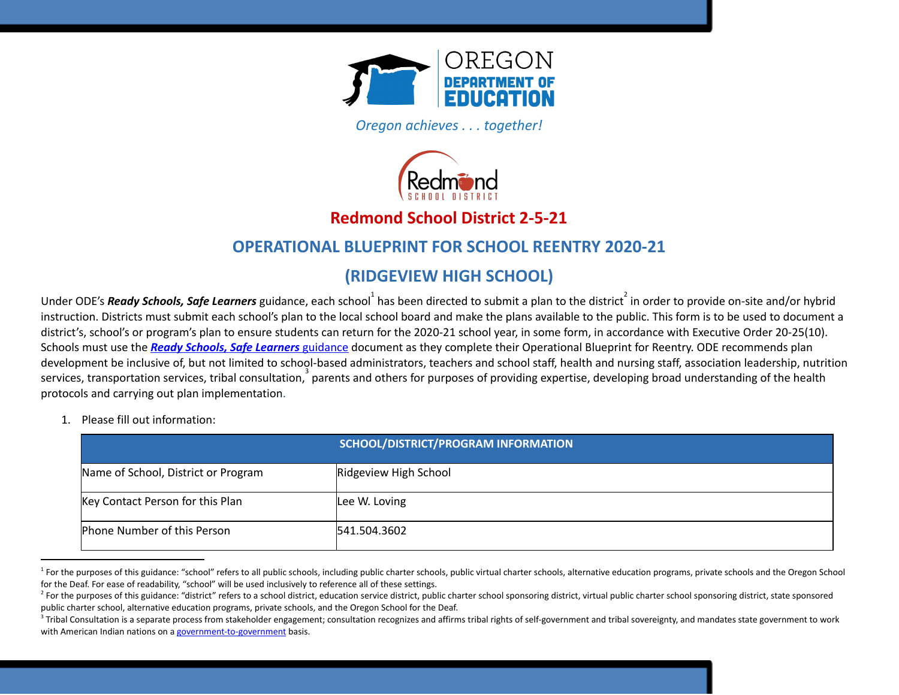OREGON DEPARTMENT OF EDUCATION

*Oregon achieves . . . together!*

Redmond SCHOOL DISTRICT

# Redmond School District 2-5-21

# OPERATIONAL BLUEPRINT FOR SCHOOL REENTRY 2020-21

# (RIDGEVIEW HIGH SCHOOL)

Under ODE's ***Ready Schools, Safe Learners*** guidance, each school[1] has been directed to submit a plan to the district[2] in order to provide on-site and/or hybrid instruction. Districts must submit each school's plan to the local school board and make the plans available to the public. This form is to be used to document a district's, school's or program's plan to ensure students can return for the 2020-21 school year, in some form, in accordance with Executive Order 20-25(10). Schools must use the ***Ready Schools, Safe Learners*** guidance document as they complete their Operational Blueprint for Reentry. ODE recommends plan development be inclusive of, but not limited to school-based administrators, teachers and school staff, health and nursing staff, association leadership, nutrition services, transportation services, tribal consultation,[3] parents and others for purposes of providing expertise, developing broad understanding of the health protocols and carrying out plan implementation.

1. Please fill out information:

| SCHOOL/DISTRICT/PROGRAM INFORMATION | |
|---|---|
| Name of School, District or Program | Ridgeview High School |
| Key Contact Person for this Plan | Lee W. Loving |
| Phone Number of this Person | 541.504.3602 |

[1] For the purposes of this guidance: "school" refers to all public schools, including public charter schools, public virtual charter schools, alternative education programs, private schools and the Oregon School for the Deaf. For ease of readability, "school" will be used inclusively to reference all of these settings.

[2] For the purposes of this guidance: "district" refers to a school district, education service district, public charter school sponsoring district, virtual public charter school sponsoring district, state sponsored public charter school, alternative education programs, private schools, and the Oregon School for the Deaf.

[3] Tribal Consultation is a separate process from stakeholder engagement; consultation recognizes and affirms tribal rights of self-government and tribal sovereignty, and mandates state government to work with American Indian nations on a government-to-government basis.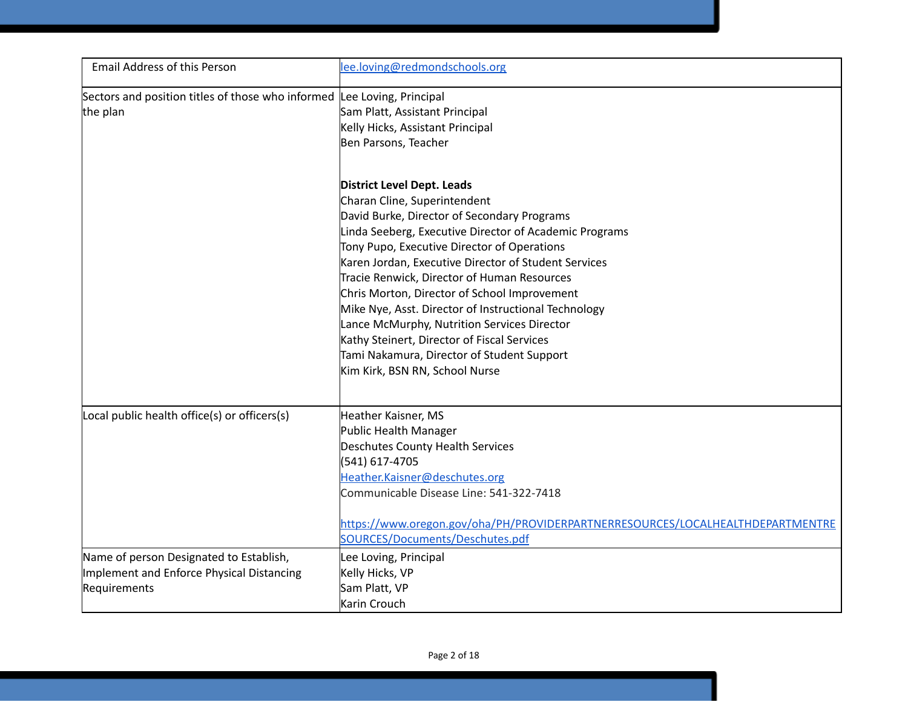| | |
|---|---|
| Email Address of this Person | lee.loving@redmondschools.org |
| Sectors and position titles of those who informed the plan | Lee Loving, Principal<br>Sam Platt, Assistant Principal<br>Kelly Hicks, Assistant Principal<br>Ben Parsons, Teacher<br><br>**District Level Dept. Leads**<br>Charan Cline, Superintendent<br>David Burke, Director of Secondary Programs<br>Linda Seeberg, Executive Director of Academic Programs<br>Tony Pupo, Executive Director of Operations<br>Karen Jordan, Executive Director of Student Services<br>Tracie Renwick, Director of Human Resources<br>Chris Morton, Director of School Improvement<br>Mike Nye, Asst. Director of Instructional Technology<br>Lance McMurphy, Nutrition Services Director<br>Kathy Steinert, Director of Fiscal Services<br>Tami Nakamura, Director of Student Support<br>Kim Kirk, BSN RN, School Nurse |
| Local public health office(s) or officers(s) | Heather Kaisner, MS<br>Public Health Manager<br>Deschutes County Health Services<br>(541) 617-4705<br>Heather.Kaisner@deschutes.org<br>Communicable Disease Line: 541-322-7418<br><br>https://www.oregon.gov/oha/PH/PROVIDERPARTNERRESOURCES/LOCALHEALTHDEPARTMENTRESOURCES/Documents/Deschutes.pdf |
| Name of person Designated to Establish, Implement and Enforce Physical Distancing Requirements | Lee Loving, Principal<br>Kelly Hicks, VP<br>Sam Platt, VP<br>Karin Crouch |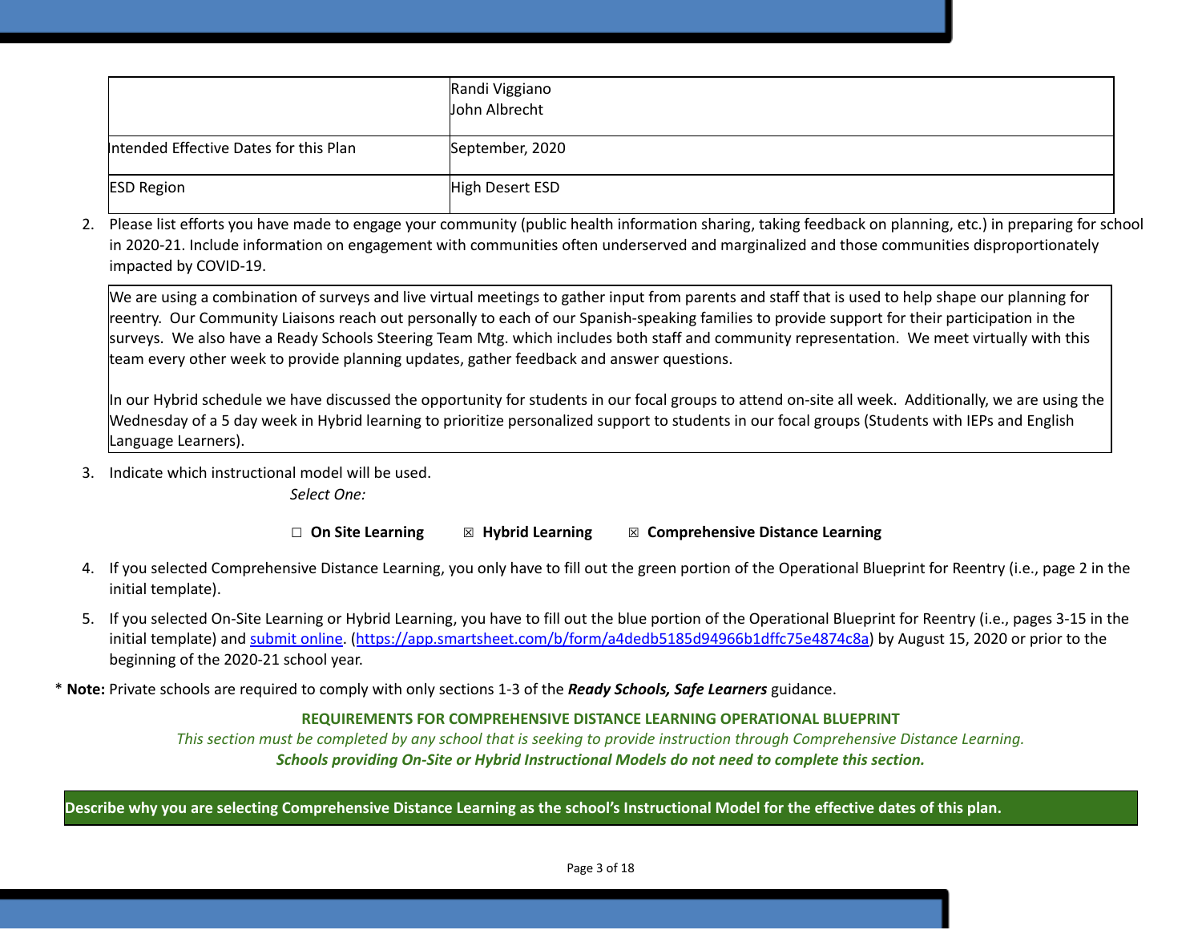| | |
|---|---|
| | Randi Viggiano<br>John Albrecht |
| Intended Effective Dates for this Plan | September, 2020 |
| ESD Region | High Desert ESD |

2. Please list efforts you have made to engage your community (public health information sharing, taking feedback on planning, etc.) in preparing for school in 2020-21. Include information on engagement with communities often underserved and marginalized and those communities disproportionately impacted by COVID-19.

| |
|---|
| We are using a combination of surveys and live virtual meetings to gather input from parents and staff that is used to help shape our planning for reentry. Our Community Liaisons reach out personally to each of our Spanish-speaking families to provide support for their participation in the surveys. We also have a Ready Schools Steering Team Mtg. which includes both staff and community representation. We meet virtually with this team every other week to provide planning updates, gather feedback and answer questions.<br><br>In our Hybrid schedule we have discussed the opportunity for students in our focal groups to attend on-site all week. Additionally, we are using the Wednesday of a 5 day week in Hybrid learning to prioritize personalized support to students in our focal groups (Students with IEPs and English Language Learners). |

3. Indicate which instructional model will be used.

   *Select One:*

   ☐ **On Site Learning** ☒ **Hybrid Learning** ☒ **Comprehensive Distance Learning**

4. If you selected Comprehensive Distance Learning, you only have to fill out the green portion of the Operational Blueprint for Reentry (i.e., page 2 in the initial template).

5. If you selected On-Site Learning or Hybrid Learning, you have to fill out the blue portion of the Operational Blueprint for Reentry (i.e., pages 3-15 in the initial template) and [submit online](https://app.smartsheet.com/b/form/a4dedb5185d94966b1dffc75e4874c8a). (https://app.smartsheet.com/b/form/a4dedb5185d94966b1dffc75e4874c8a) by August 15, 2020 or prior to the beginning of the 2020-21 school year.

\* **Note:** Private schools are required to comply with only sections 1-3 of the ***Ready Schools, Safe Learners*** guidance.

**REQUIREMENTS FOR COMPREHENSIVE DISTANCE LEARNING OPERATIONAL BLUEPRINT**

*This section must be completed by any school that is seeking to provide instruction through Comprehensive Distance Learning.*

***Schools providing On-Site or Hybrid Instructional Models do not need to complete this section.***

| **Describe why you are selecting Comprehensive Distance Learning as the school's Instructional Model for the effective dates of this plan.** |
|---|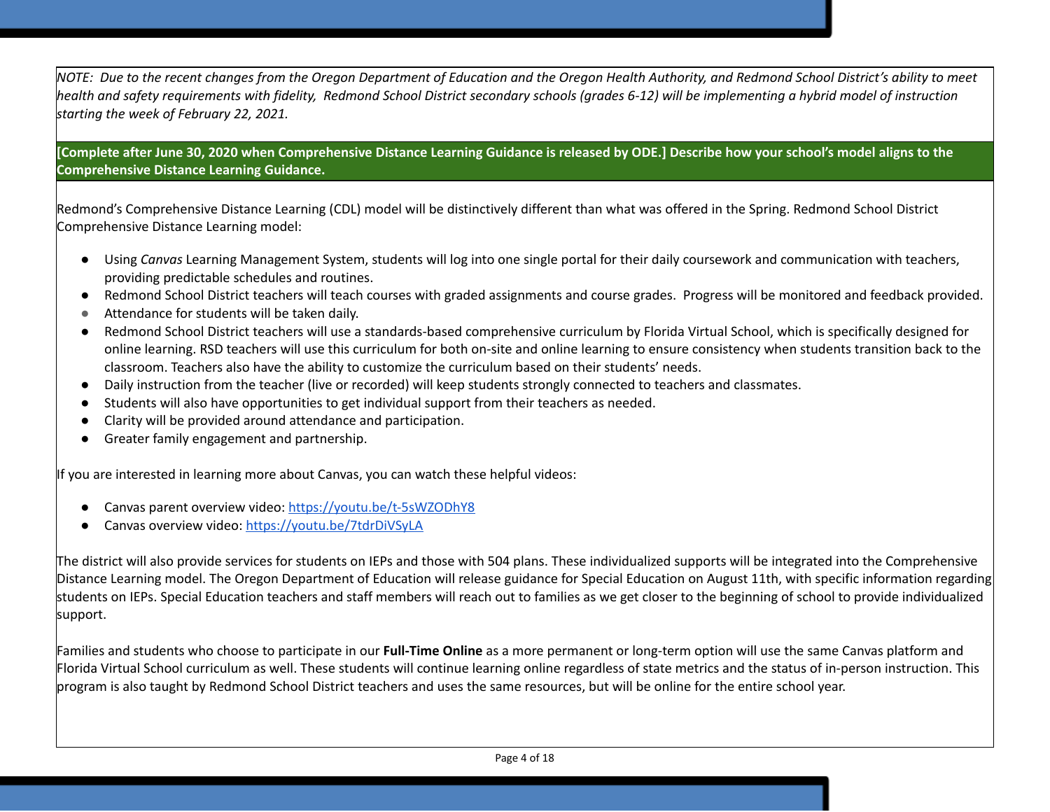*NOTE: Due to the recent changes from the Oregon Department of Education and the Oregon Health Authority, and Redmond School District's ability to meet health and safety requirements with fidelity, Redmond School District secondary schools (grades 6-12) will be implementing a hybrid model of instruction starting the week of February 22, 2021.*

**[Complete after June 30, 2020 when Comprehensive Distance Learning Guidance is released by ODE.] Describe how your school's model aligns to the Comprehensive Distance Learning Guidance.**

Redmond's Comprehensive Distance Learning (CDL) model will be distinctively different than what was offered in the Spring. Redmond School District Comprehensive Distance Learning model:

- Using *Canvas* Learning Management System, students will log into one single portal for their daily coursework and communication with teachers, providing predictable schedules and routines.
- Redmond School District teachers will teach courses with graded assignments and course grades. Progress will be monitored and feedback provided.
- Attendance for students will be taken daily.
- Redmond School District teachers will use a standards-based comprehensive curriculum by Florida Virtual School, which is specifically designed for online learning. RSD teachers will use this curriculum for both on-site and online learning to ensure consistency when students transition back to the classroom. Teachers also have the ability to customize the curriculum based on their students' needs.
- Daily instruction from the teacher (live or recorded) will keep students strongly connected to teachers and classmates.
- Students will also have opportunities to get individual support from their teachers as needed.
- Clarity will be provided around attendance and participation.
- Greater family engagement and partnership.

If you are interested in learning more about Canvas, you can watch these helpful videos:

- Canvas parent overview video: https://youtu.be/t-5sWZODhY8
- Canvas overview video: https://youtu.be/7tdrDiVSyLA

The district will also provide services for students on IEPs and those with 504 plans. These individualized supports will be integrated into the Comprehensive Distance Learning model. The Oregon Department of Education will release guidance for Special Education on August 11th, with specific information regarding students on IEPs. Special Education teachers and staff members will reach out to families as we get closer to the beginning of school to provide individualized support.

Families and students who choose to participate in our **Full-Time Online** as a more permanent or long-term option will use the same Canvas platform and Florida Virtual School curriculum as well. These students will continue learning online regardless of state metrics and the status of in-person instruction. This program is also taught by Redmond School District teachers and uses the same resources, but will be online for the entire school year.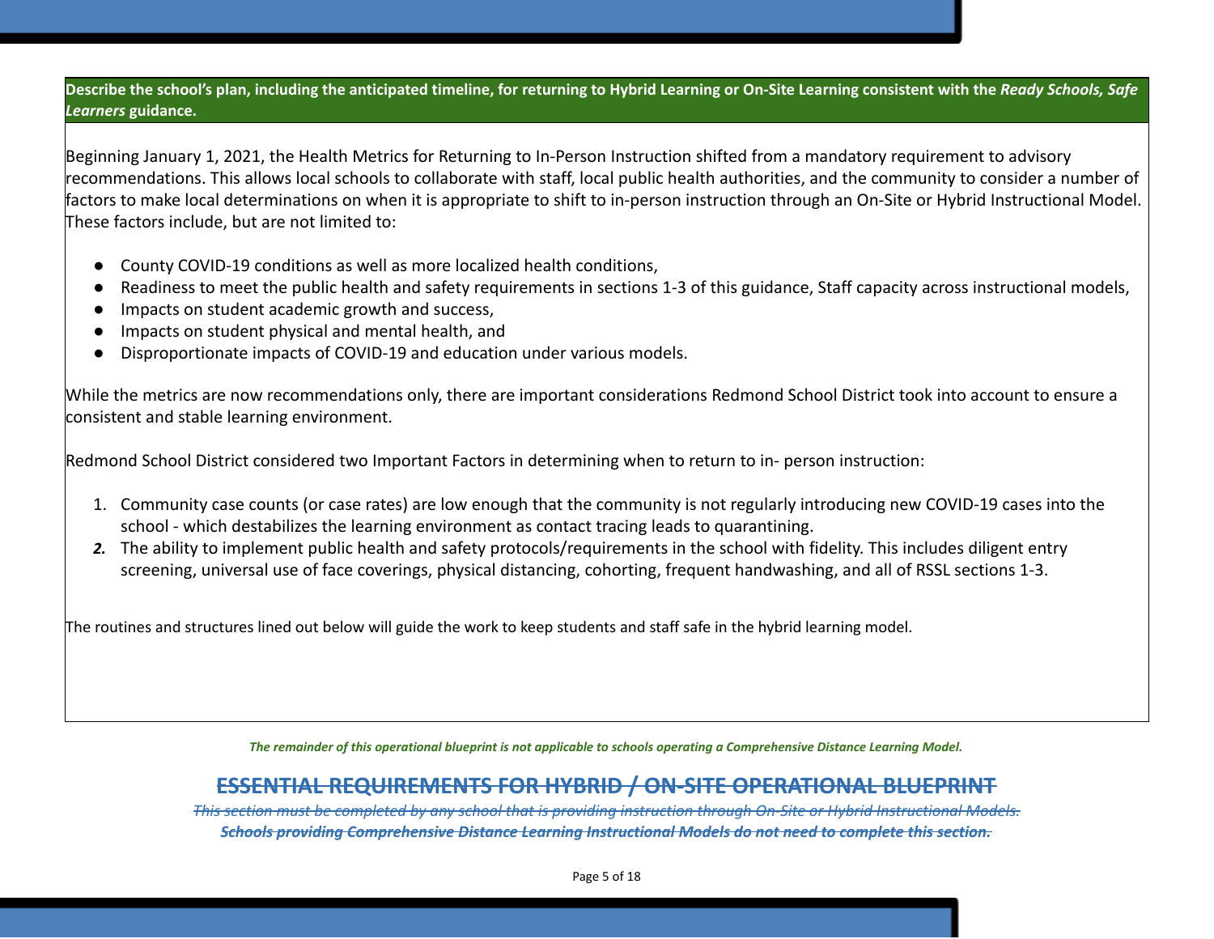**Describe the school's plan, including the anticipated timeline, for returning to Hybrid Learning or On-Site Learning consistent with the *Ready Schools, Safe Learners* guidance.**

Beginning January 1, 2021, the Health Metrics for Returning to In-Person Instruction shifted from a mandatory requirement to advisory recommendations. This allows local schools to collaborate with staff, local public health authorities, and the community to consider a number of factors to make local determinations on when it is appropriate to shift to in-person instruction through an On-Site or Hybrid Instructional Model. These factors include, but are not limited to:

- County COVID-19 conditions as well as more localized health conditions,
- Readiness to meet the public health and safety requirements in sections 1-3 of this guidance, Staff capacity across instructional models,
- Impacts on student academic growth and success,
- Impacts on student physical and mental health, and
- Disproportionate impacts of COVID-19 and education under various models.

While the metrics are now recommendations only, there are important considerations Redmond School District took into account to ensure a consistent and stable learning environment.

Redmond School District considered two Important Factors in determining when to return to in- person instruction:

1. Community case counts (or case rates) are low enough that the community is not regularly introducing new COVID-19 cases into the school - which destabilizes the learning environment as contact tracing leads to quarantining.
2. The ability to implement public health and safety protocols/requirements in the school with fidelity. This includes diligent entry screening, universal use of face coverings, physical distancing, cohorting, frequent handwashing, and all of RSSL sections 1-3.

The routines and structures lined out below will guide the work to keep students and staff safe in the hybrid learning model.

***The remainder of this operational blueprint is not applicable to schools operating a Comprehensive Distance Learning Model.***

## ~~ESSENTIAL REQUIREMENTS FOR HYBRID / ON-SITE OPERATIONAL BLUEPRINT~~

*~~This section must be completed by any school that is providing instruction through On-Site or Hybrid Instructional Models.~~*

***~~Schools providing Comprehensive Distance Learning Instructional Models do not need to complete this section.~~***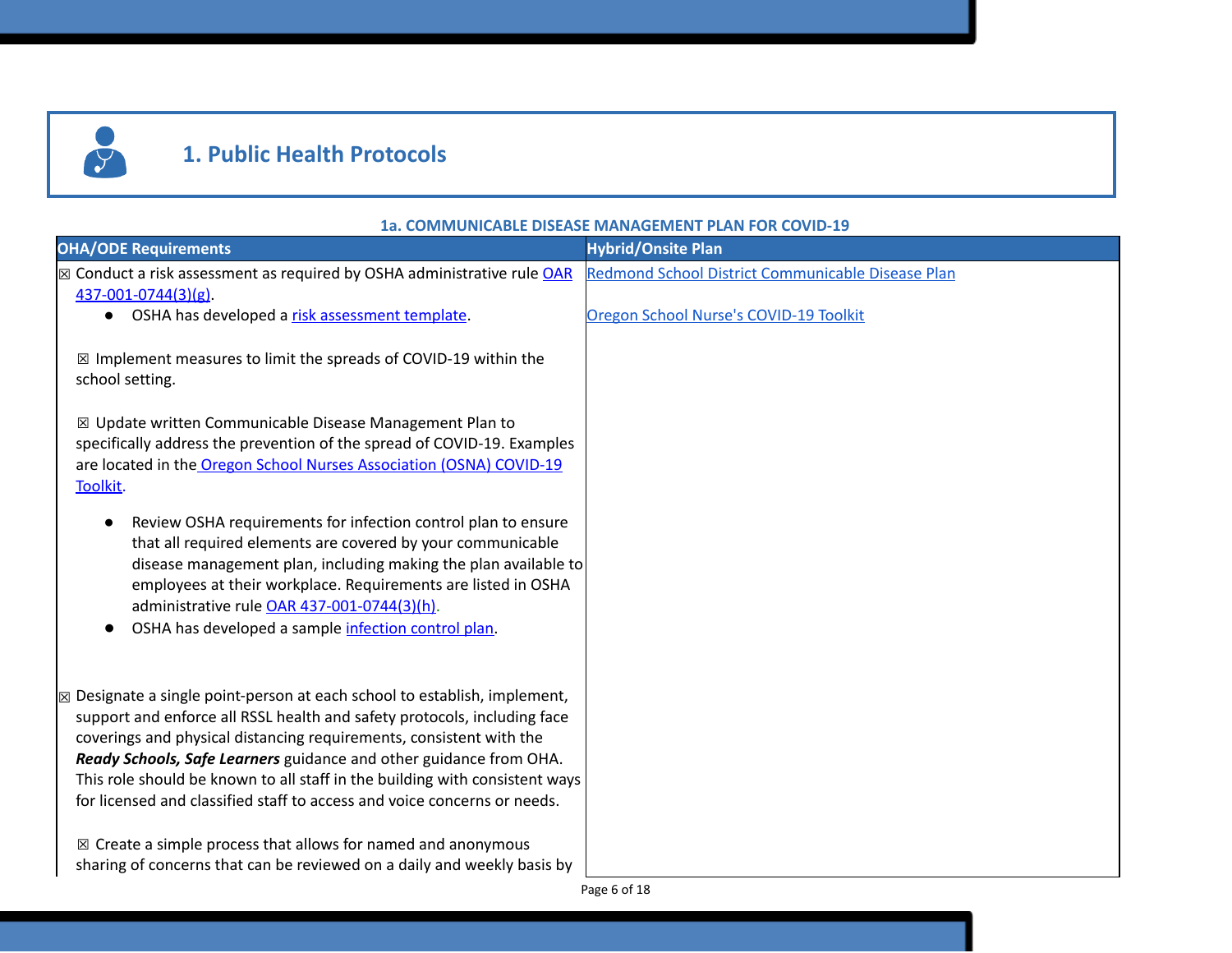# 1. Public Health Protocols

**1a. COMMUNICABLE DISEASE MANAGEMENT PLAN FOR COVID-19**

| OHA/ODE Requirements | Hybrid/Onsite Plan |
|---|---|
| ☒ Conduct a risk assessment as required by OSHA administrative rule OAR 437-001-0744(3)(g).<br>• OSHA has developed a risk assessment template.<br><br>☒ Implement measures to limit the spreads of COVID-19 within the school setting.<br><br>☒ Update written Communicable Disease Management Plan to specifically address the prevention of the spread of COVID-19. Examples are located in the Oregon School Nurses Association (OSNA) COVID-19 Toolkit.<br>• Review OSHA requirements for infection control plan to ensure that all required elements are covered by your communicable disease management plan, including making the plan available to employees at their workplace. Requirements are listed in OSHA administrative rule OAR 437-001-0744(3)(h).<br>• OSHA has developed a sample infection control plan.<br><br>☒ Designate a single point-person at each school to establish, implement, support and enforce all RSSL health and safety protocols, including face coverings and physical distancing requirements, consistent with the ***Ready Schools, Safe Learners*** guidance and other guidance from OHA. This role should be known to all staff in the building with consistent ways for licensed and classified staff to access and voice concerns or needs.<br><br>☒ Create a simple process that allows for named and anonymous sharing of concerns that can be reviewed on a daily and weekly basis by | Redmond School District Communicable Disease Plan<br><br>Oregon School Nurse's COVID-19 Toolkit |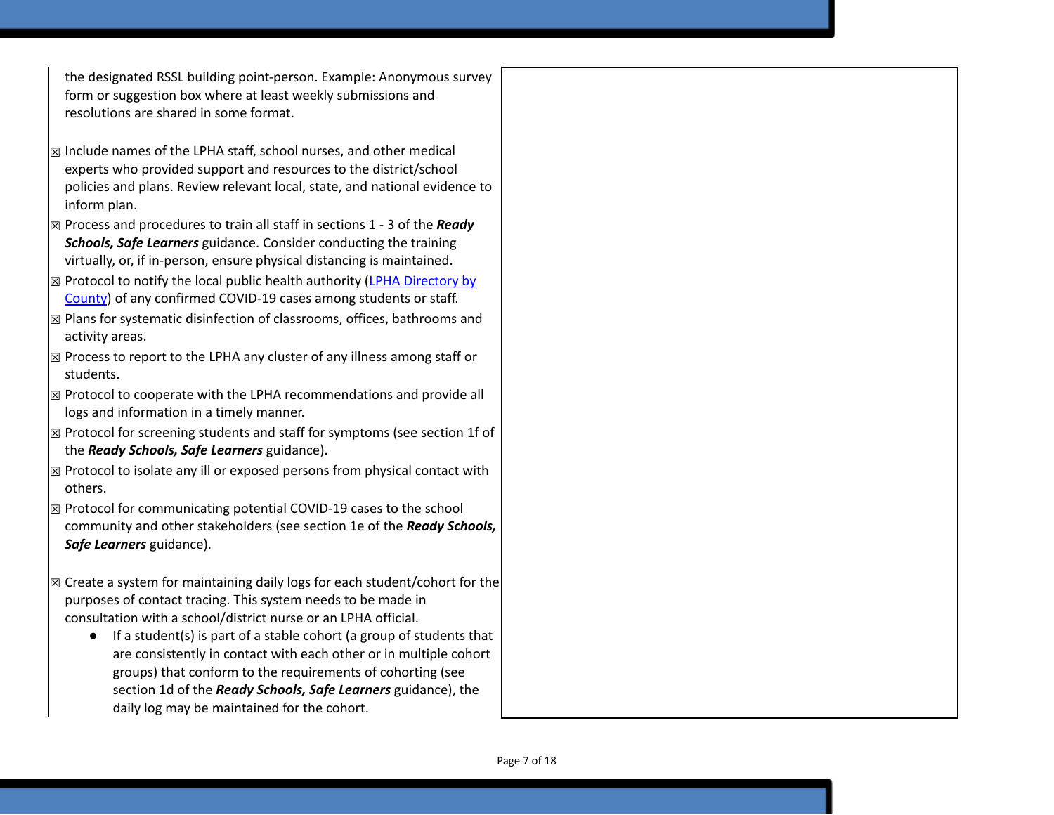| | |
|---|---|
| the designated RSSL building point-person. Example: Anonymous survey form or suggestion box where at least weekly submissions and resolutions are shared in some format.<br><br>☒ Include names of the LPHA staff, school nurses, and other medical experts who provided support and resources to the district/school policies and plans. Review relevant local, state, and national evidence to inform plan.<br>☒ Process and procedures to train all staff in sections 1 - 3 of the ***Ready Schools, Safe Learners*** guidance. Consider conducting the training virtually, or, if in-person, ensure physical distancing is maintained.<br>☒ Protocol to notify the local public health authority ([LPHA Directory by County](LPHA Directory by County)) of any confirmed COVID-19 cases among students or staff.<br>☒ Plans for systematic disinfection of classrooms, offices, bathrooms and activity areas.<br>☒ Process to report to the LPHA any cluster of any illness among staff or students.<br>☒ Protocol to cooperate with the LPHA recommendations and provide all logs and information in a timely manner.<br>☒ Protocol for screening students and staff for symptoms (see section 1f of the ***Ready Schools, Safe Learners*** guidance).<br>☒ Protocol to isolate any ill or exposed persons from physical contact with others.<br>☒ Protocol for communicating potential COVID-19 cases to the school community and other stakeholders (see section 1e of the ***Ready Schools, Safe Learners*** guidance).<br><br>☒ Create a system for maintaining daily logs for each student/cohort for the purposes of contact tracing. This system needs to be made in consultation with a school/district nurse or an LPHA official.<br>● If a student(s) is part of a stable cohort (a group of students that are consistently in contact with each other or in multiple cohort groups) that conform to the requirements of cohorting (see section 1d of the ***Ready Schools, Safe Learners*** guidance), the daily log may be maintained for the cohort. | |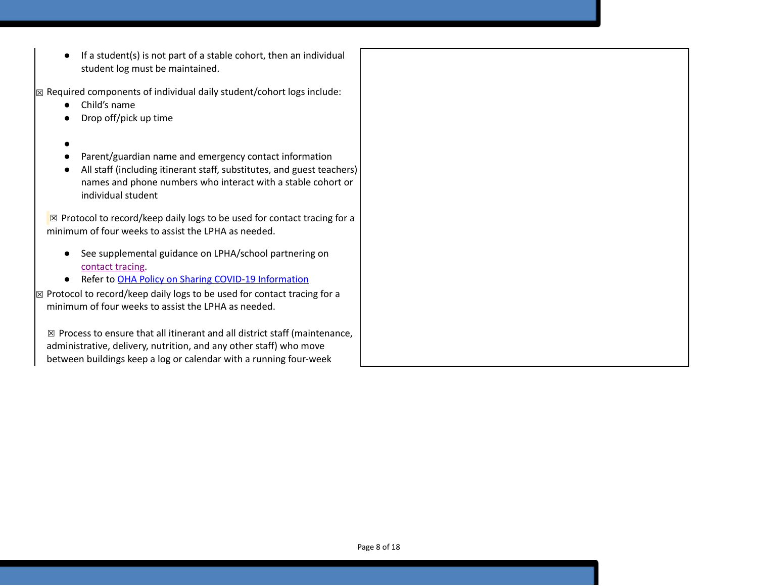- If a student(s) is not part of a stable cohort, then an individual student log must be maintained.

☒ Required components of individual daily student/cohort logs include:

- Child's name
- Drop off/pick up time
- 
- Parent/guardian name and emergency contact information
- All staff (including itinerant staff, substitutes, and guest teachers) names and phone numbers who interact with a stable cohort or individual student

☒ Protocol to record/keep daily logs to be used for contact tracing for a minimum of four weeks to assist the LPHA as needed.

- See supplemental guidance on LPHA/school partnering on contact tracing.
- Refer to OHA Policy on Sharing COVID-19 Information

☒ Protocol to record/keep daily logs to be used for contact tracing for a minimum of four weeks to assist the LPHA as needed.

☒ Process to ensure that all itinerant and all district staff (maintenance, administrative, delivery, nutrition, and any other staff) who move between buildings keep a log or calendar with a running four-week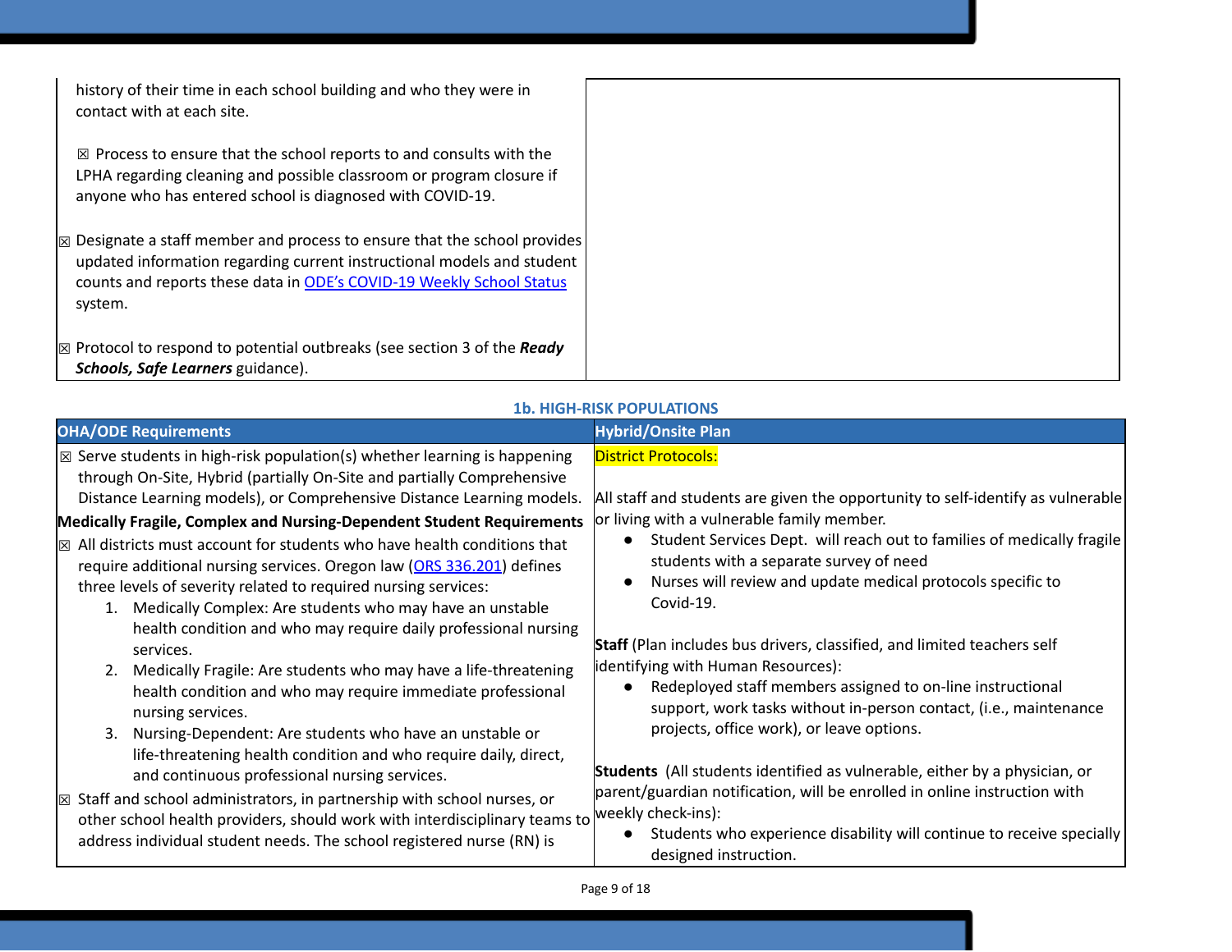| | |
|---|---|
| history of their time in each school building and who they were in contact with at each site.<br><br>☒ Process to ensure that the school reports to and consults with the LPHA regarding cleaning and possible classroom or program closure if anyone who has entered school is diagnosed with COVID-19.<br><br>☒ Designate a staff member and process to ensure that the school provides updated information regarding current instructional models and student counts and reports these data in [ODE's COVID-19 Weekly School Status](#) system.<br><br>☒ Protocol to respond to potential outbreaks (see section 3 of the ***Ready Schools, Safe Learners*** guidance). | |

### 1b. HIGH-RISK POPULATIONS

| OHA/ODE Requirements | Hybrid/Onsite Plan |
|---|---|
| ☒ Serve students in high-risk population(s) whether learning is happening through On-Site, Hybrid (partially On-Site and partially Comprehensive Distance Learning models), or Comprehensive Distance Learning models.<br>**Medically Fragile, Complex and Nursing-Dependent Student Requirements**<br>☒ All districts must account for students who have health conditions that require additional nursing services. Oregon law ([ORS 336.201](#)) defines three levels of severity related to required nursing services:<br>1. Medically Complex: Are students who may have an unstable health condition and who may require daily professional nursing services.<br>2. Medically Fragile: Are students who may have a life-threatening health condition and who may require immediate professional nursing services.<br>3. Nursing-Dependent: Are students who have an unstable or life-threatening health condition and who require daily, direct, and continuous professional nursing services.<br><br>☒ Staff and school administrators, in partnership with school nurses, or other school health providers, should work with interdisciplinary teams to address individual student needs. The school registered nurse (RN) is | District Protocols:<br><br>All staff and students are given the opportunity to self-identify as vulnerable or living with a vulnerable family member.<br>• Student Services Dept. will reach out to families of medically fragile students with a separate survey of need<br>• Nurses will review and update medical protocols specific to Covid-19.<br><br>**Staff** (Plan includes bus drivers, classified, and limited teachers self identifying with Human Resources):<br>• Redeployed staff members assigned to on-line instructional support, work tasks without in-person contact, (i.e., maintenance projects, office work), or leave options.<br><br>**Students** (All students identified as vulnerable, either by a physician, or parent/guardian notification, will be enrolled in online instruction with weekly check-ins):<br>• Students who experience disability will continue to receive specially designed instruction. |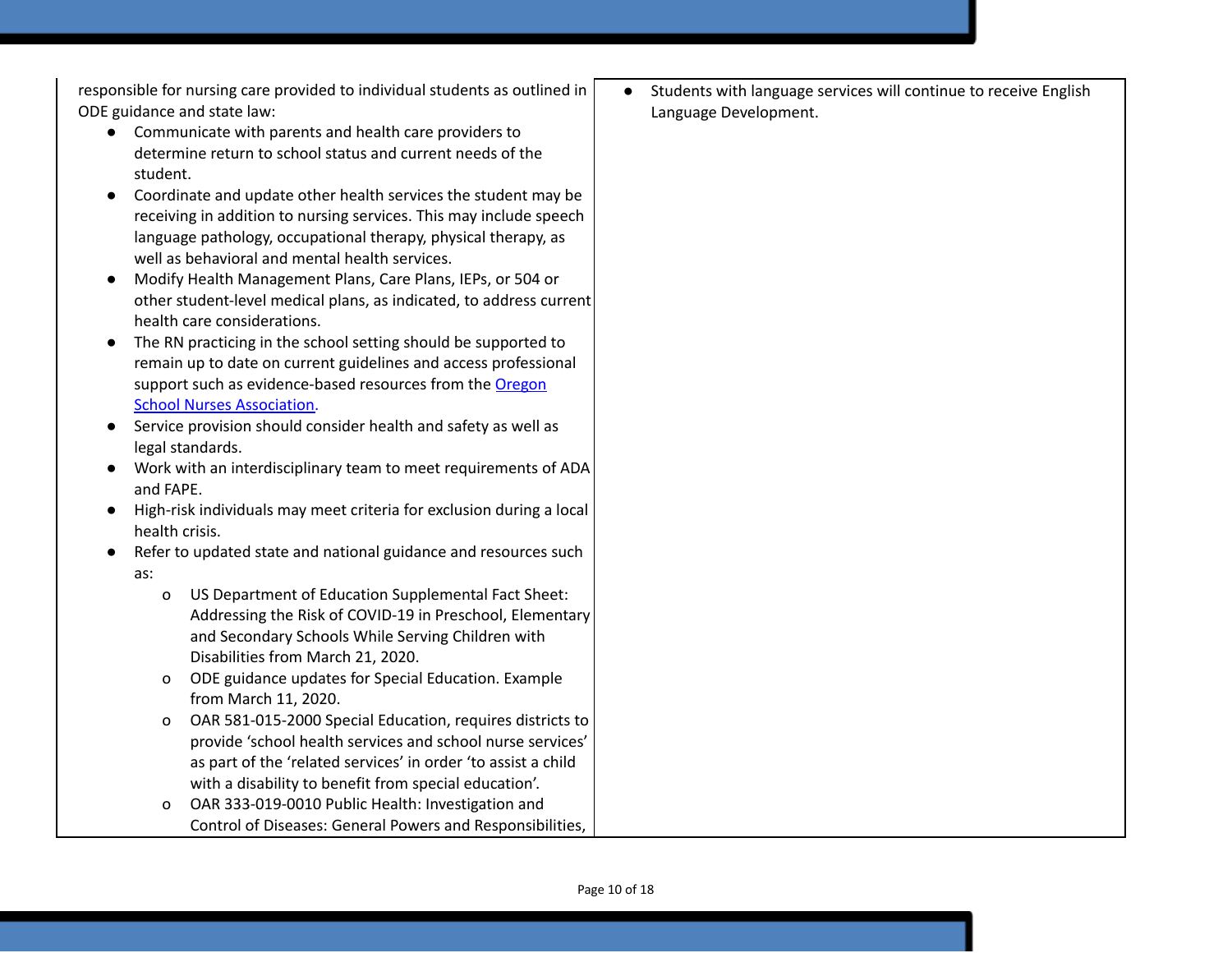| | |
|---|---|
| responsible for nursing care provided to individual students as outlined in ODE guidance and state law:<br>● Communicate with parents and health care providers to determine return to school status and current needs of the student.<br>● Coordinate and update other health services the student may be receiving in addition to nursing services. This may include speech language pathology, occupational therapy, physical therapy, as well as behavioral and mental health services.<br>● Modify Health Management Plans, Care Plans, IEPs, or 504 or other student-level medical plans, as indicated, to address current health care considerations.<br>● The RN practicing in the school setting should be supported to remain up to date on current guidelines and access professional support such as evidence-based resources from the [Oregon School Nurses Association](Oregon School Nurses Association).<br>● Service provision should consider health and safety as well as legal standards.<br>● Work with an interdisciplinary team to meet requirements of ADA and FAPE.<br>● High-risk individuals may meet criteria for exclusion during a local health crisis.<br>● Refer to updated state and national guidance and resources such as:<br>&nbsp;&nbsp;&nbsp;&nbsp;o US Department of Education Supplemental Fact Sheet: Addressing the Risk of COVID-19 in Preschool, Elementary and Secondary Schools While Serving Children with Disabilities from March 21, 2020.<br>&nbsp;&nbsp;&nbsp;&nbsp;o ODE guidance updates for Special Education. Example from March 11, 2020.<br>&nbsp;&nbsp;&nbsp;&nbsp;o OAR 581-015-2000 Special Education, requires districts to provide 'school health services and school nurse services' as part of the 'related services' in order 'to assist a child with a disability to benefit from special education'.<br>&nbsp;&nbsp;&nbsp;&nbsp;o OAR 333-019-0010 Public Health: Investigation and Control of Diseases: General Powers and Responsibilities, | ● Students with language services will continue to receive English Language Development. |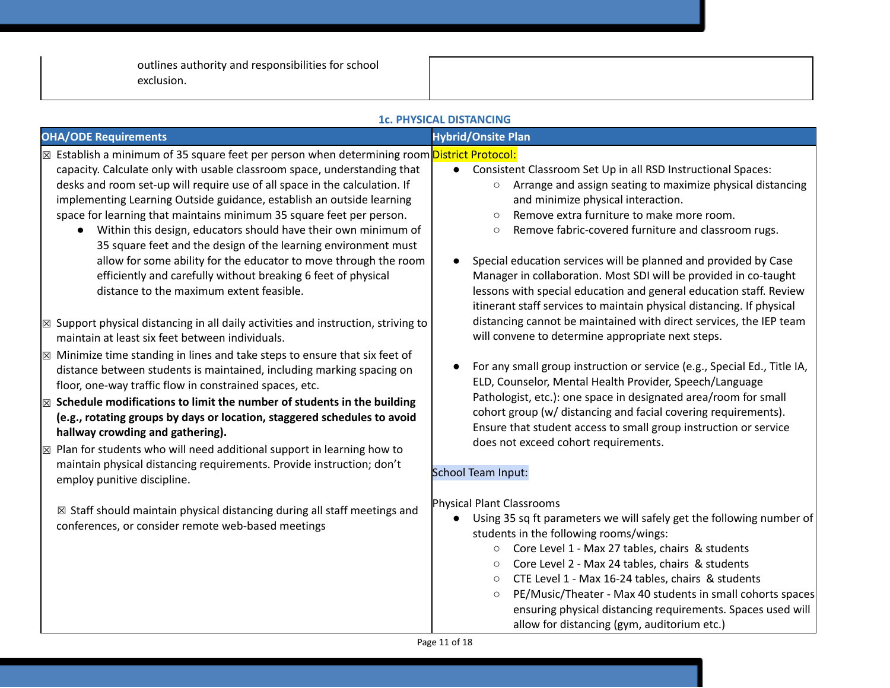| | |
|---|---|
| outlines authority and responsibilities for school exclusion. | |

### 1c. PHYSICAL DISTANCING

| OHA/ODE Requirements | Hybrid/Onsite Plan |
|---|---|
| ☒ Establish a minimum of 35 square feet per person when determining room capacity. Calculate only with usable classroom space, understanding that desks and room set-up will require use of all space in the calculation. If implementing Learning Outside guidance, establish an outside learning space for learning that maintains minimum 35 square feet per person.<br>• Within this design, educators should have their own minimum of 35 square feet and the design of the learning environment must allow for some ability for the educator to move through the room efficiently and carefully without breaking 6 feet of physical distance to the maximum extent feasible.<br><br>☒ Support physical distancing in all daily activities and instruction, striving to maintain at least six feet between individuals.<br>☒ Minimize time standing in lines and take steps to ensure that six feet of distance between students is maintained, including marking spacing on floor, one-way traffic flow in constrained spaces, etc.<br>☒ **Schedule modifications to limit the number of students in the building (e.g., rotating groups by days or location, staggered schedules to avoid hallway crowding and gathering).**<br>☒ Plan for students who will need additional support in learning how to maintain physical distancing requirements. Provide instruction; don't employ punitive discipline.<br><br>☒ Staff should maintain physical distancing during all staff meetings and conferences, or consider remote web-based meetings | District Protocol:<br>• Consistent Classroom Set Up in all RSD Instructional Spaces:<br>  ○ Arrange and assign seating to maximize physical distancing and minimize physical interaction.<br>  ○ Remove extra furniture to make more room.<br>  ○ Remove fabric-covered furniture and classroom rugs.<br><br>• Special education services will be planned and provided by Case Manager in collaboration. Most SDI will be provided in co-taught lessons with special education and general education staff. Review itinerant staff services to maintain physical distancing. If physical distancing cannot be maintained with direct services, the IEP team will convene to determine appropriate next steps.<br><br>• For any small group instruction or service (e.g., Special Ed., Title IA, ELD, Counselor, Mental Health Provider, Speech/Language Pathologist, etc.): one space in designated area/room for small cohort group (w/ distancing and facial covering requirements). Ensure that student access to small group instruction or service does not exceed cohort requirements.<br><br>School Team Input:<br><br>Physical Plant Classrooms<br>• Using 35 sq ft parameters we will safely get the following number of students in the following rooms/wings:<br>  ○ Core Level 1 - Max 27 tables, chairs & students<br>  ○ Core Level 2 - Max 24 tables, chairs & students<br>  ○ CTE Level 1 - Max 16-24 tables, chairs & students<br>  ○ PE/Music/Theater - Max 40 students in small cohorts spaces ensuring physical distancing requirements. Spaces used will allow for distancing (gym, auditorium etc.) |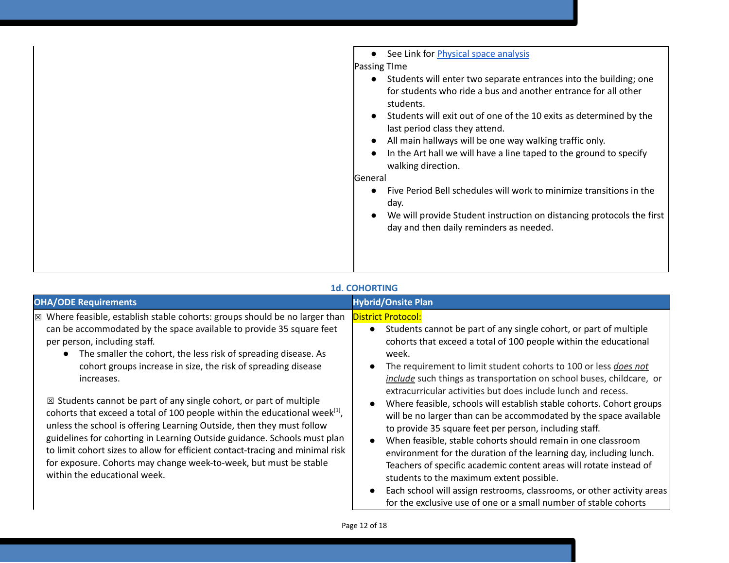| | |
|---|---|
| | • See Link for [Physical space analysis]<br>Passing TIme<br>• Students will enter two separate entrances into the building; one for students who ride a bus and another entrance for all other students.<br>• Students will exit out of one of the 10 exits as determined by the last period class they attend.<br>• All main hallways will be one way walking traffic only.<br>• In the Art hall we will have a line taped to the ground to specify walking direction.<br>General<br>• Five Period Bell schedules will work to minimize transitions in the day.<br>• We will provide Student instruction on distancing protocols the first day and then daily reminders as needed. |

### 1d. COHORTING

| OHA/ODE Requirements | Hybrid/Onsite Plan |
|---|---|
| ☒ Where feasible, establish stable cohorts: groups should be no larger than can be accommodated by the space available to provide 35 square feet per person, including staff.<br>• The smaller the cohort, the less risk of spreading disease. As cohort groups increase in size, the risk of spreading disease increases.<br><br>☒ Students cannot be part of any single cohort, or part of multiple cohorts that exceed a total of 100 people within the educational week[1], unless the school is offering Learning Outside, then they must follow guidelines for cohorting in Learning Outside guidance. Schools must plan to limit cohort sizes to allow for efficient contact-tracing and minimal risk for exposure. Cohorts may change week-to-week, but must be stable within the educational week. | District Protocol:<br>• Students cannot be part of any single cohort, or part of multiple cohorts that exceed a total of 100 people within the educational week.<br>• The requirement to limit student cohorts to 100 or less ***does not include*** such things as transportation on school buses, childcare, or extracurricular activities but does include lunch and recess.<br>• Where feasible, schools will establish stable cohorts. Cohort groups will be no larger than can be accommodated by the space available to provide 35 square feet per person, including staff.<br>• When feasible, stable cohorts should remain in one classroom environment for the duration of the learning day, including lunch. Teachers of specific academic content areas will rotate instead of students to the maximum extent possible.<br>• Each school will assign restrooms, classrooms, or other activity areas for the exclusive use of one or a small number of stable cohorts |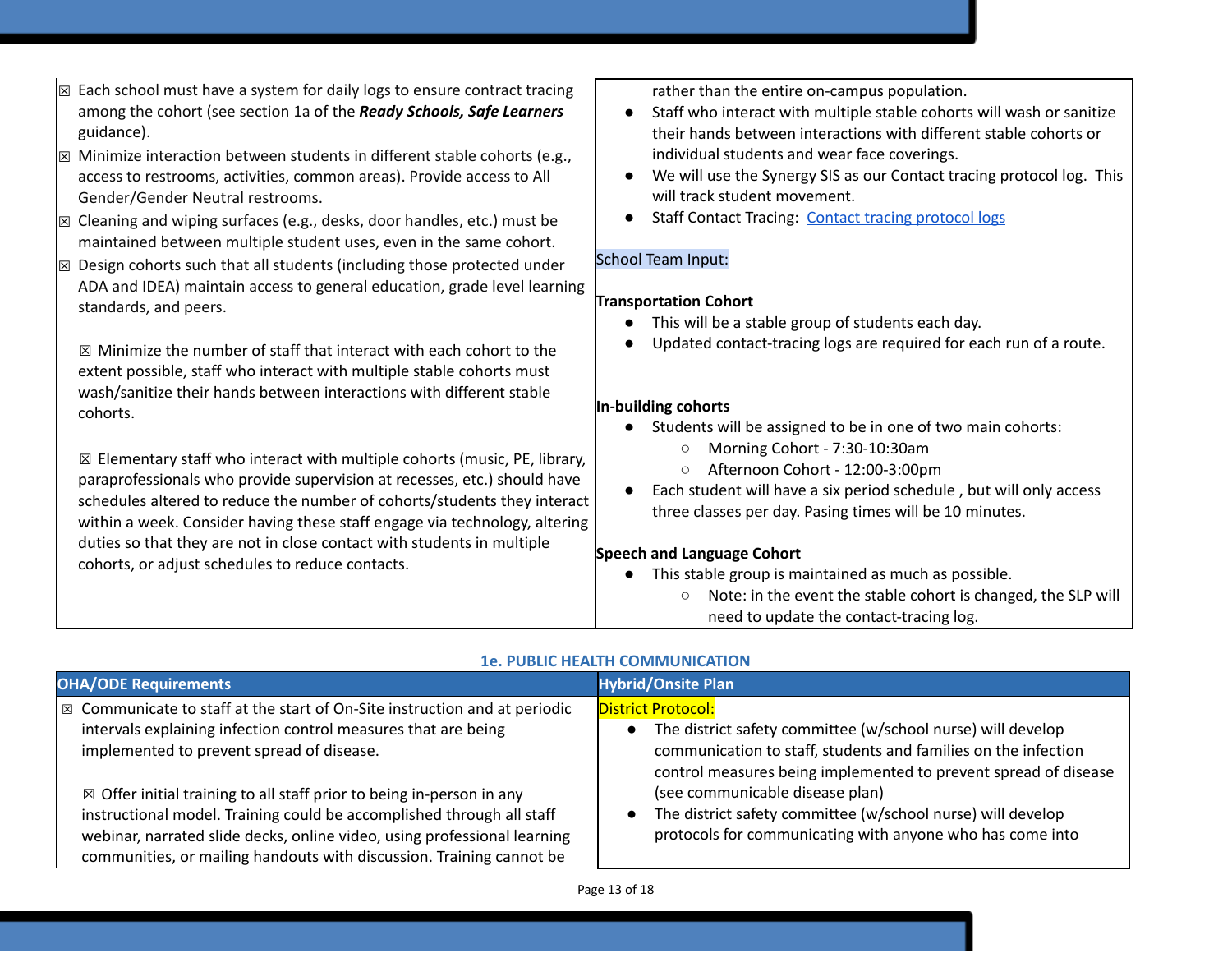| | |
|---|---|
| ☒ Each school must have a system for daily logs to ensure contract tracing among the cohort (see section 1a of the ***Ready Schools, Safe Learners*** guidance).<br>☒ Minimize interaction between students in different stable cohorts (e.g., access to restrooms, activities, common areas). Provide access to All Gender/Gender Neutral restrooms.<br>☒ Cleaning and wiping surfaces (e.g., desks, door handles, etc.) must be maintained between multiple student uses, even in the same cohort.<br>☒ Design cohorts such that all students (including those protected under ADA and IDEA) maintain access to general education, grade level learning standards, and peers.<br><br>☒ Minimize the number of staff that interact with each cohort to the extent possible, staff who interact with multiple stable cohorts must wash/sanitize their hands between interactions with different stable cohorts.<br><br>☒ Elementary staff who interact with multiple cohorts (music, PE, library, paraprofessionals who provide supervision at recesses, etc.) should have schedules altered to reduce the number of cohorts/students they interact within a week. Consider having these staff engage via technology, altering duties so that they are not in close contact with students in multiple cohorts, or adjust schedules to reduce contacts. | rather than the entire on-campus population.<br>• Staff who interact with multiple stable cohorts will wash or sanitize their hands between interactions with different stable cohorts or individual students and wear face coverings.<br>• We will use the Synergy SIS as our Contact tracing protocol log. This will track student movement.<br>• Staff Contact Tracing: [Contact tracing protocol logs]<br><br>School Team Input:<br><br>**Transportation Cohort**<br>• This will be a stable group of students each day.<br>• Updated contact-tracing logs are required for each run of a route.<br><br>**In-building cohorts**<br>• Students will be assigned to be in one of two main cohorts:<br>  ○ Morning Cohort - 7:30-10:30am<br>  ○ Afternoon Cohort - 12:00-3:00pm<br>• Each student will have a six period schedule , but will only access three classes per day. Pasing times will be 10 minutes.<br><br>**Speech and Language Cohort**<br>• This stable group is maintained as much as possible.<br>  ○ Note: in the event the stable cohort is changed, the SLP will need to update the contact-tracing log. |

## 1e. PUBLIC HEALTH COMMUNICATION

| OHA/ODE Requirements | Hybrid/Onsite Plan |
|---|---|
| ☒ Communicate to staff at the start of On-Site instruction and at periodic intervals explaining infection control measures that are being implemented to prevent spread of disease.<br><br>☒ Offer initial training to all staff prior to being in-person in any instructional model. Training could be accomplished through all staff webinar, narrated slide decks, online video, using professional learning communities, or mailing handouts with discussion. Training cannot be | District Protocol:<br>• The district safety committee (w/school nurse) will develop communication to staff, students and families on the infection control measures being implemented to prevent spread of disease (see communicable disease plan)<br>• The district safety committee (w/school nurse) will develop protocols for communicating with anyone who has come into |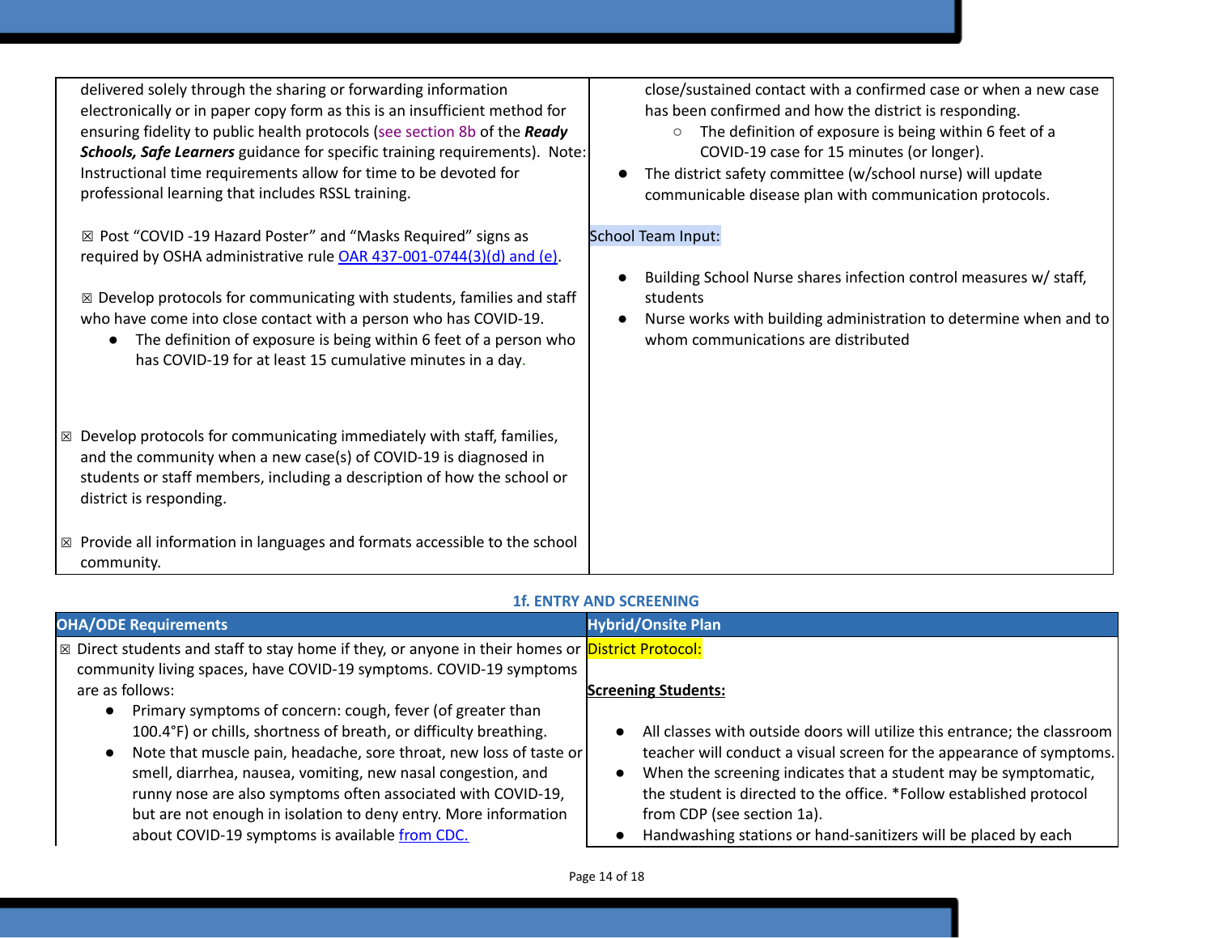| | |
|---|---|
| delivered solely through the sharing or forwarding information electronically or in paper copy form as this is an insufficient method for ensuring fidelity to public health protocols (see section 8b of the ***Ready Schools, Safe Learners*** guidance for specific training requirements). Note: Instructional time requirements allow for time to be devoted for professional learning that includes RSSL training.<br><br>☒ Post "COVID -19 Hazard Poster" and "Masks Required" signs as required by OSHA administrative rule [OAR 437-001-0744(3)(d) and (e)](#).<br><br>☒ Develop protocols for communicating with students, families and staff who have come into close contact with a person who has COVID-19.<br>• The definition of exposure is being within 6 feet of a person who has COVID-19 for at least 15 cumulative minutes in a day.<br><br>☒ Develop protocols for communicating immediately with staff, families, and the community when a new case(s) of COVID-19 is diagnosed in students or staff members, including a description of how the school or district is responding.<br><br>☒ Provide all information in languages and formats accessible to the school community. | close/sustained contact with a confirmed case or when a new case has been confirmed and how the district is responding.<br>○ The definition of exposure is being within 6 feet of a COVID-19 case for 15 minutes (or longer).<br>• The district safety committee (w/school nurse) will update communicable disease plan with communication protocols.<br><br>School Team Input:<br><br>• Building School Nurse shares infection control measures w/ staff, students<br>• Nurse works with building administration to determine when and to whom communications are distributed |

**1f. ENTRY AND SCREENING**

| OHA/ODE Requirements | Hybrid/Onsite Plan |
|---|---|
| ☒ Direct students and staff to stay home if they, or anyone in their homes or community living spaces, have COVID-19 symptoms. COVID-19 symptoms are as follows:<br>• Primary symptoms of concern: cough, fever (of greater than 100.4°F) or chills, shortness of breath, or difficulty breathing.<br>• Note that muscle pain, headache, sore throat, new loss of taste or smell, diarrhea, nausea, vomiting, new nasal congestion, and runny nose are also symptoms often associated with COVID-19, but are not enough in isolation to deny entry. More information about COVID-19 symptoms is available [from CDC.](#) | District Protocol:<br><br>**Screening Students:**<br><br>• All classes with outside doors will utilize this entrance; the classroom teacher will conduct a visual screen for the appearance of symptoms.<br>• When the screening indicates that a student may be symptomatic, the student is directed to the office. *Follow established protocol from CDP (see section 1a).<br>• Handwashing stations or hand-sanitizers will be placed by each |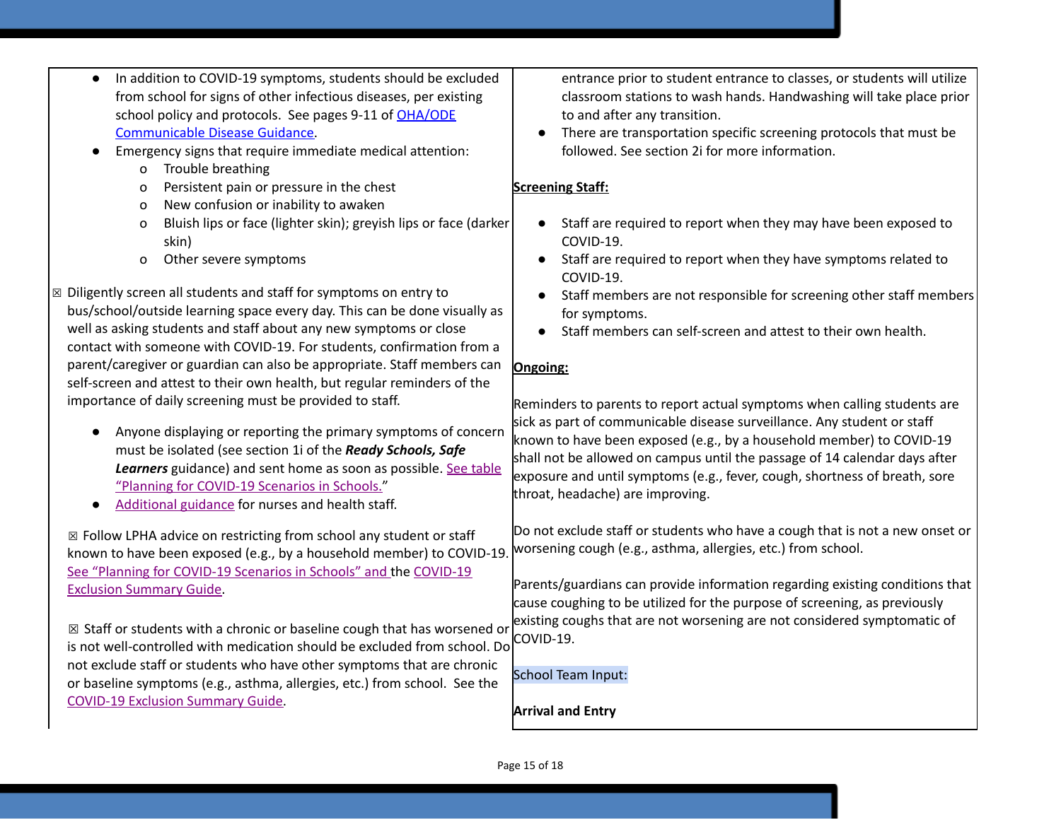- In addition to COVID-19 symptoms, students should be excluded from school for signs of other infectious diseases, per existing school policy and protocols. See pages 9-11 of OHA/ODE Communicable Disease Guidance.
- Emergency signs that require immediate medical attention:
  - o Trouble breathing
  - o Persistent pain or pressure in the chest
  - o New confusion or inability to awaken
  - o Bluish lips or face (lighter skin); greyish lips or face (darker skin)
  - o Other severe symptoms

☒ Diligently screen all students and staff for symptoms on entry to bus/school/outside learning space every day. This can be done visually as well as asking students and staff about any new symptoms or close contact with someone with COVID-19. For students, confirmation from a parent/caregiver or guardian can also be appropriate. Staff members can self-screen and attest to their own health, but regular reminders of the importance of daily screening must be provided to staff.

- Anyone displaying or reporting the primary symptoms of concern must be isolated (see section 1i of the ***Ready Schools, Safe Learners*** guidance) and sent home as soon as possible. See table "Planning for COVID-19 Scenarios in Schools."
- Additional guidance for nurses and health staff.

☒ Follow LPHA advice on restricting from school any student or staff known to have been exposed (e.g., by a household member) to COVID-19. See "Planning for COVID-19 Scenarios in Schools" and the COVID-19 Exclusion Summary Guide.

☒ Staff or students with a chronic or baseline cough that has worsened or is not well-controlled with medication should be excluded from school. Do not exclude staff or students who have other symptoms that are chronic or baseline symptoms (e.g., asthma, allergies, etc.) from school. See the COVID-19 Exclusion Summary Guide.

entrance prior to student entrance to classes, or students will utilize classroom stations to wash hands. Handwashing will take place prior to and after any transition.

- There are transportation specific screening protocols that must be followed. See section 2i for more information.

**Screening Staff:**

- Staff are required to report when they may have been exposed to COVID-19.
- Staff are required to report when they have symptoms related to COVID-19.
- Staff members are not responsible for screening other staff members for symptoms.
- Staff members can self-screen and attest to their own health.

**Ongoing:**

Reminders to parents to report actual symptoms when calling students are sick as part of communicable disease surveillance. Any student or staff known to have been exposed (e.g., by a household member) to COVID-19 shall not be allowed on campus until the passage of 14 calendar days after exposure and until symptoms (e.g., fever, cough, shortness of breath, sore throat, headache) are improving.

Do not exclude staff or students who have a cough that is not a new onset or worsening cough (e.g., asthma, allergies, etc.) from school.

Parents/guardians can provide information regarding existing conditions that cause coughing to be utilized for the purpose of screening, as previously existing coughs that are not worsening are not considered symptomatic of COVID-19.

School Team Input:

**Arrival and Entry**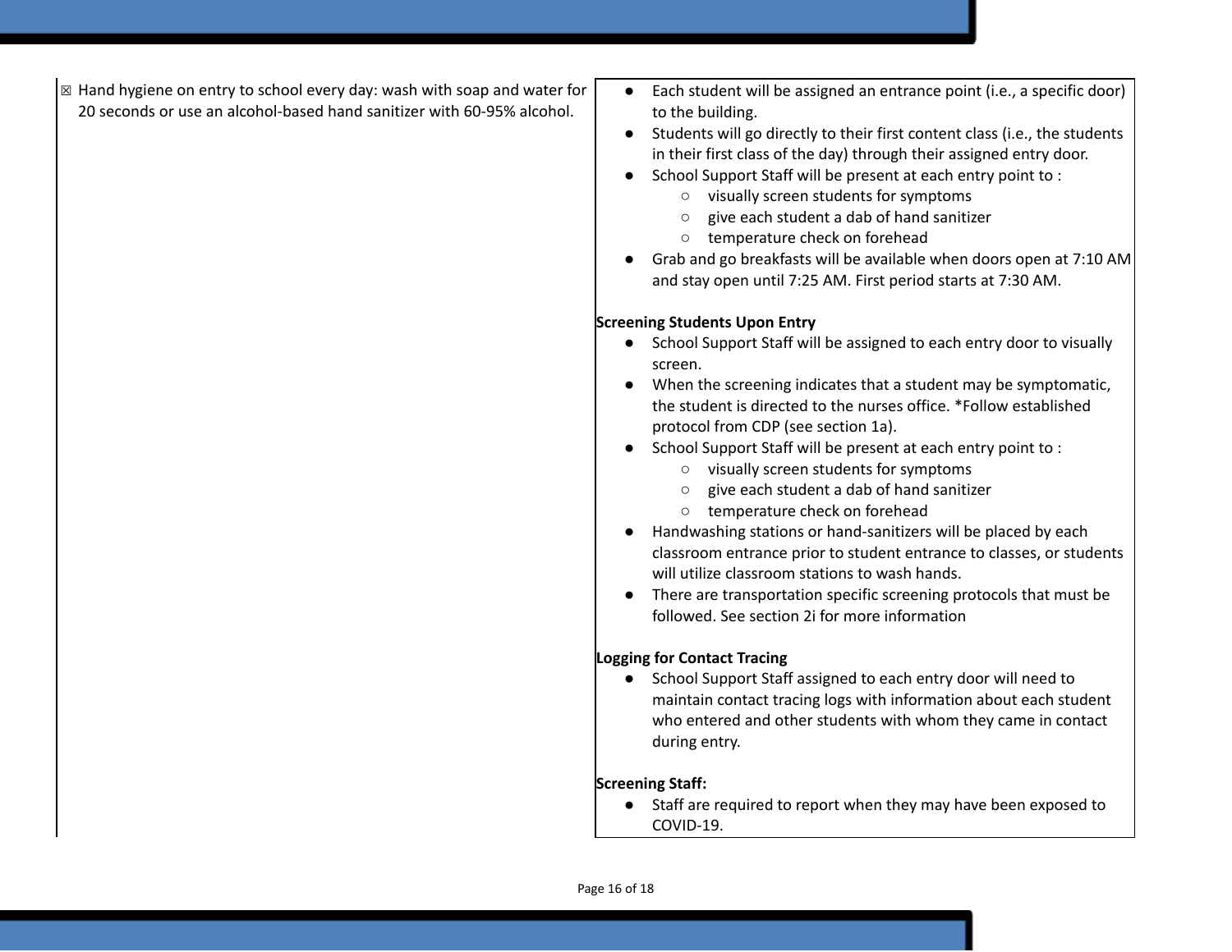| | |
|---|---|
| ☒ Hand hygiene on entry to school every day: wash with soap and water for 20 seconds or use an alcohol-based hand sanitizer with 60-95% alcohol. | • Each student will be assigned an entrance point (i.e., a specific door) to the building.<br>• Students will go directly to their first content class (i.e., the students in their first class of the day) through their assigned entry door.<br>• School Support Staff will be present at each entry point to :<br>&nbsp;&nbsp;&nbsp;&nbsp;○ visually screen students for symptoms<br>&nbsp;&nbsp;&nbsp;&nbsp;○ give each student a dab of hand sanitizer<br>&nbsp;&nbsp;&nbsp;&nbsp;○ temperature check on forehead<br>• Grab and go breakfasts will be available when doors open at 7:10 AM and stay open until 7:25 AM. First period starts at 7:30 AM.<br><br>**Screening Students Upon Entry**<br>• School Support Staff will be assigned to each entry door to visually screen.<br>• When the screening indicates that a student may be symptomatic, the student is directed to the nurses office. *Follow established protocol from CDP (see section 1a).<br>• School Support Staff will be present at each entry point to :<br>&nbsp;&nbsp;&nbsp;&nbsp;○ visually screen students for symptoms<br>&nbsp;&nbsp;&nbsp;&nbsp;○ give each student a dab of hand sanitizer<br>&nbsp;&nbsp;&nbsp;&nbsp;○ temperature check on forehead<br>• Handwashing stations or hand-sanitizers will be placed by each classroom entrance prior to student entrance to classes, or students will utilize classroom stations to wash hands.<br>• There are transportation specific screening protocols that must be followed. See section 2i for more information<br><br>**Logging for Contact Tracing**<br>• School Support Staff assigned to each entry door will need to maintain contact tracing logs with information about each student who entered and other students with whom they came in contact during entry.<br><br>**Screening Staff:**<br>• Staff are required to report when they may have been exposed to COVID-19. |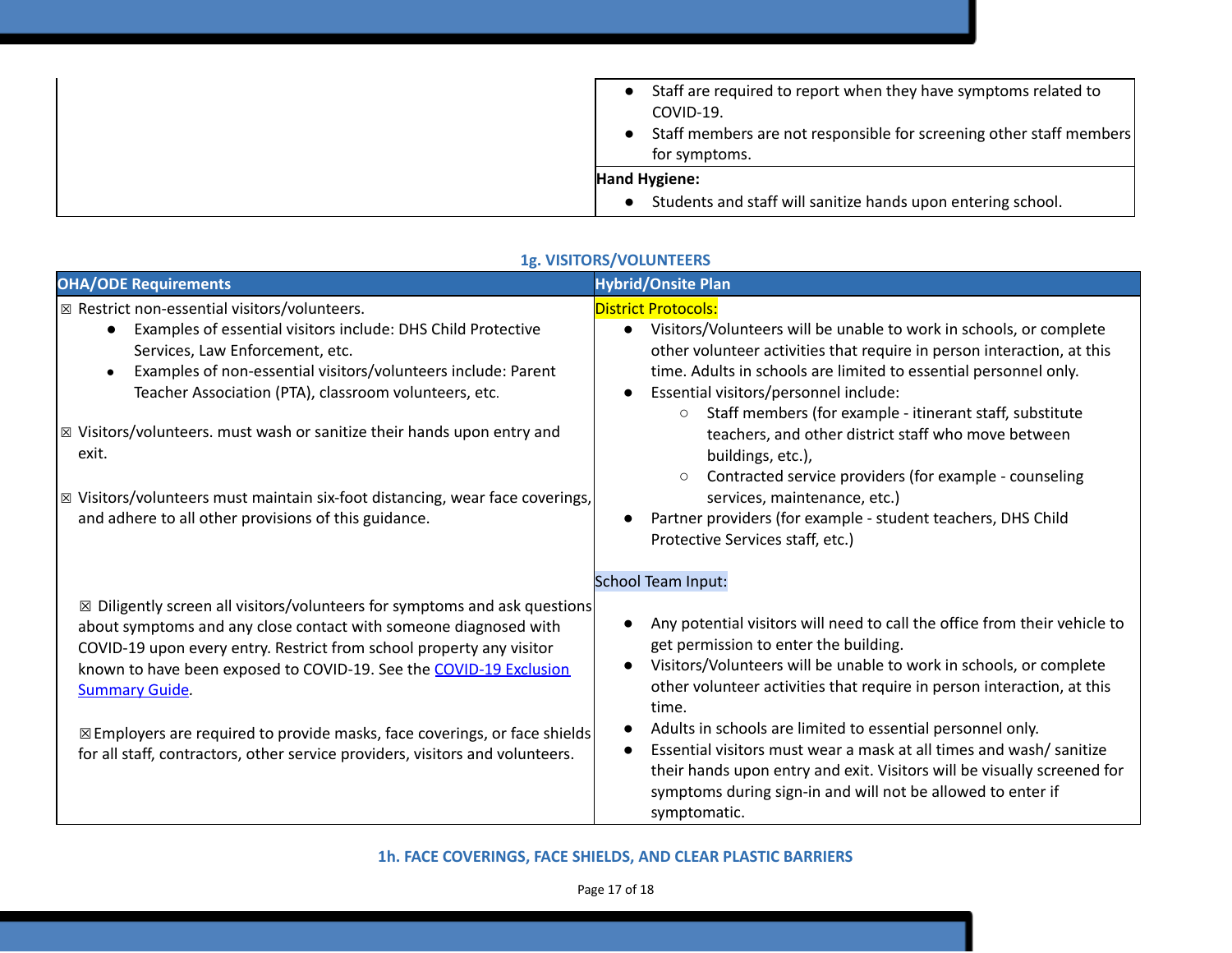| | |
|---|---|
| | • Staff are required to report when they have symptoms related to COVID-19.<br>• Staff members are not responsible for screening other staff members for symptoms.<br><br>**Hand Hygiene:**<br>• Students and staff will sanitize hands upon entering school. |

### 1g. VISITORS/VOLUNTEERS

| OHA/ODE Requirements | Hybrid/Onsite Plan |
|---|---|
| ☒ Restrict non-essential visitors/volunteers.<br>• Examples of essential visitors include: DHS Child Protective Services, Law Enforcement, etc.<br>• Examples of non-essential visitors/volunteers include: Parent Teacher Association (PTA), classroom volunteers, etc.<br><br>☒ Visitors/volunteers. must wash or sanitize their hands upon entry and exit.<br><br>☒ Visitors/volunteers must maintain six-foot distancing, wear face coverings, and adhere to all other provisions of this guidance.<br><br>☒ Diligently screen all visitors/volunteers for symptoms and ask questions about symptoms and any close contact with someone diagnosed with COVID-19 upon every entry. Restrict from school property any visitor known to have been exposed to COVID-19. See the [COVID-19 Exclusion Summary Guide](COVID-19 Exclusion Summary Guide).<br><br>☒Employers are required to provide masks, face coverings, or face shields for all staff, contractors, other service providers, visitors and volunteers. | District Protocols:<br>• Visitors/Volunteers will be unable to work in schools, or complete other volunteer activities that require in person interaction, at this time. Adults in schools are limited to essential personnel only.<br>• Essential visitors/personnel include:<br>  ○ Staff members (for example - itinerant staff, substitute teachers, and other district staff who move between buildings, etc.),<br>  ○ Contracted service providers (for example - counseling services, maintenance, etc.)<br>• Partner providers (for example - student teachers, DHS Child Protective Services staff, etc.)<br><br>School Team Input:<br>• Any potential visitors will need to call the office from their vehicle to get permission to enter the building.<br>• Visitors/Volunteers will be unable to work in schools, or complete other volunteer activities that require in person interaction, at this time.<br>• Adults in schools are limited to essential personnel only.<br>• Essential visitors must wear a mask at all times and wash/ sanitize their hands upon entry and exit. Visitors will be visually screened for symptoms during sign-in and will not be allowed to enter if symptomatic. |

### 1h. FACE COVERINGS, FACE SHIELDS, AND CLEAR PLASTIC BARRIERS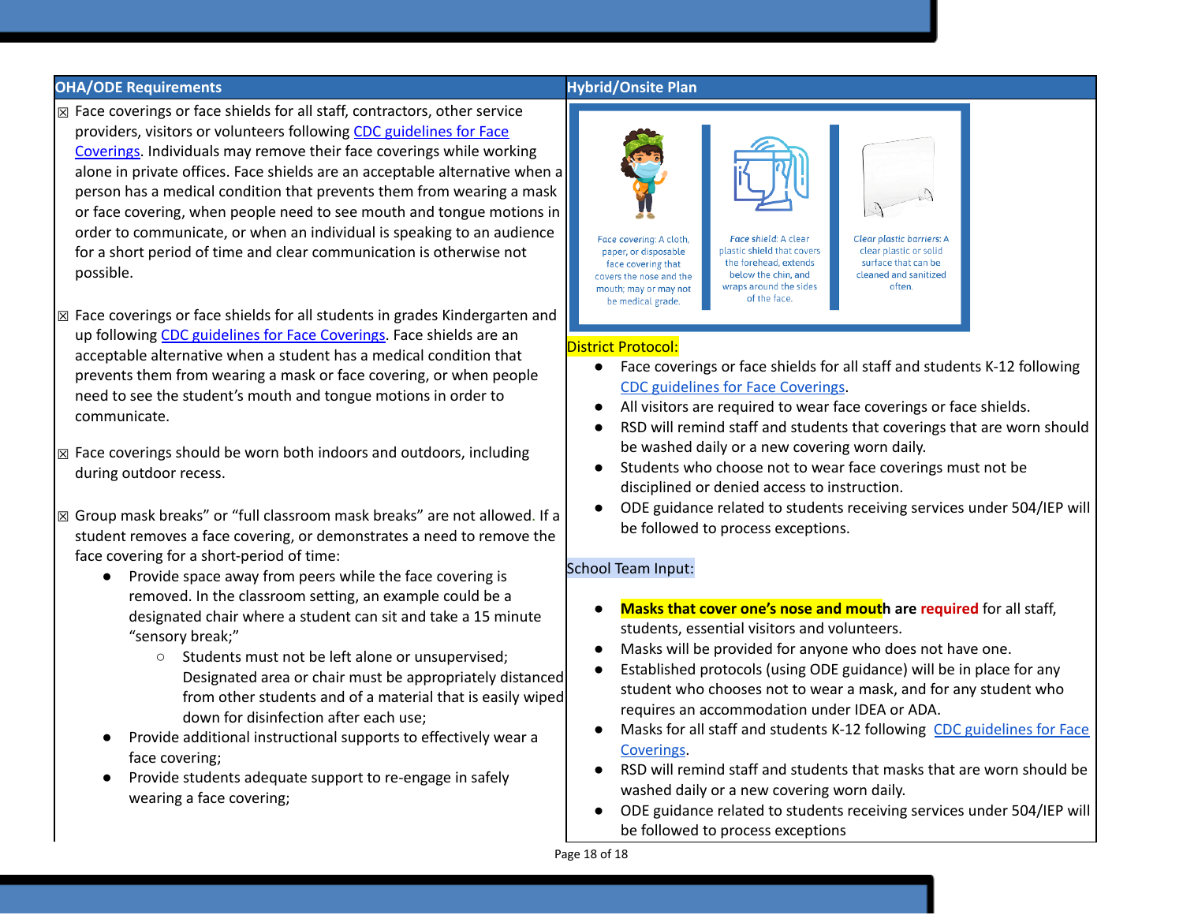| OHA/ODE Requirements | Hybrid/Onsite Plan |
| --- | --- |
| ☒ Face coverings or face shields for all staff, contractors, other service providers, visitors or volunteers following [CDC guidelines for Face Coverings](). Individuals may remove their face coverings while working alone in private offices. Face shields are an acceptable alternative when a person has a medical condition that prevents them from wearing a mask or face covering, when people need to see mouth and tongue motions in order to communicate, or when an individual is speaking to an audience for a short period of time and clear communication is otherwise not possible.<br><br>☒ Face coverings or face shields for all students in grades Kindergarten and up following [CDC guidelines for Face Coverings](). Face shields are an acceptable alternative when a student has a medical condition that prevents them from wearing a mask or face covering, or when people need to see the student's mouth and tongue motions in order to communicate.<br><br>☒ Face coverings should be worn both indoors and outdoors, including during outdoor recess.<br><br>☒ Group mask breaks" or "full classroom mask breaks" are not allowed. If a student removes a face covering, or demonstrates a need to remove the face covering for a short-period of time:<br>• Provide space away from peers while the face covering is removed. In the classroom setting, an example could be a designated chair where a student can sit and take a 15 minute "sensory break;"<br>&nbsp;&nbsp;&nbsp;&nbsp;○ Students must not be left alone or unsupervised; Designated area or chair must be appropriately distanced from other students and of a material that is easily wiped down for disinfection after each use;<br>• Provide additional instructional supports to effectively wear a face covering;<br>• Provide students adequate support to re-engage in safely wearing a face covering; | *Face covering*: A cloth, paper, or disposable face covering that covers the nose and the mouth; may or may not be medical grade.<br>*Face shield*: A clear plastic shield that covers the forehead, extends below the chin, and wraps around the sides of the face.<br>*Clear plastic barriers*: A clear plastic or solid surface that can be cleaned and sanitized often.<br><br>District Protocol:<br>• Face coverings or face shields for all staff and students K-12 following [CDC guidelines for Face Coverings]().<br>• All visitors are required to wear face coverings or face shields.<br>• RSD will remind staff and students that coverings that are worn should be washed daily or a new covering worn daily.<br>• Students who choose not to wear face coverings must not be disciplined or denied access to instruction.<br>• ODE guidance related to students receiving services under 504/IEP will be followed to process exceptions.<br><br>School Team Input:<br>• **Masks that cover one's nose and mouth are required** for all staff, students, essential visitors and volunteers.<br>• Masks will be provided for anyone who does not have one.<br>• Established protocols (using ODE guidance) will be in place for any student who chooses not to wear a mask, and for any student who requires an accommodation under IDEA or ADA.<br>• Masks for all staff and students K-12 following [CDC guidelines for Face Coverings]().<br>• RSD will remind staff and students that masks that are worn should be washed daily or a new covering worn daily.<br>• ODE guidance related to students receiving services under 504/IEP will be followed to process exceptions |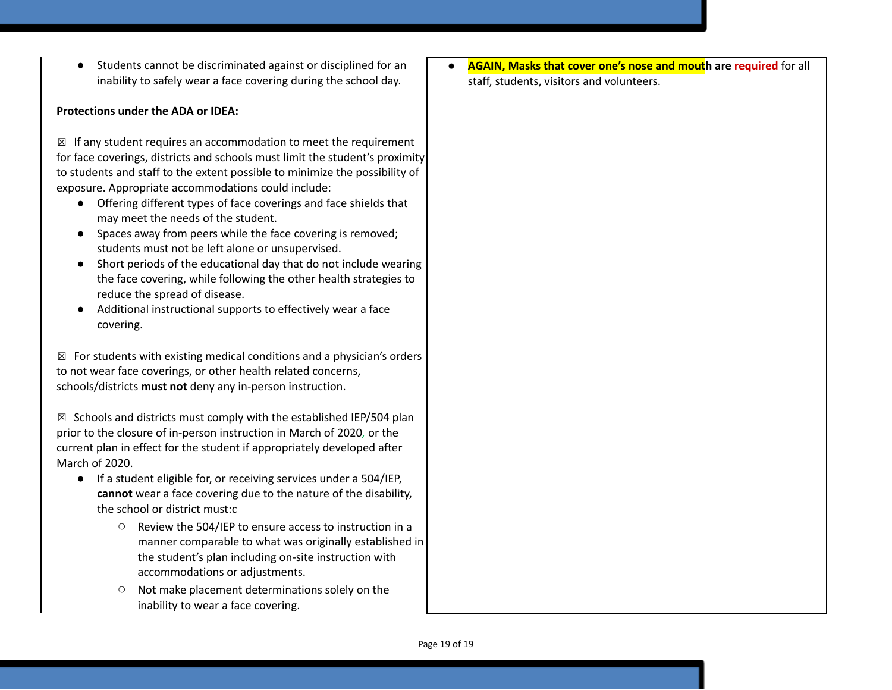- Students cannot be discriminated against or disciplined for an inability to safely wear a face covering during the school day.

**Protections under the ADA or IDEA:**

☒ If any student requires an accommodation to meet the requirement for face coverings, districts and schools must limit the student's proximity to students and staff to the extent possible to minimize the possibility of exposure. Appropriate accommodations could include:

- Offering different types of face coverings and face shields that may meet the needs of the student.
- Spaces away from peers while the face covering is removed; students must not be left alone or unsupervised.
- Short periods of the educational day that do not include wearing the face covering, while following the other health strategies to reduce the spread of disease.
- Additional instructional supports to effectively wear a face covering.

☒ For students with existing medical conditions and a physician's orders to not wear face coverings, or other health related concerns, schools/districts **must not** deny any in-person instruction.

☒ Schools and districts must comply with the established IEP/504 plan prior to the closure of in-person instruction in March of 2020, or the current plan in effect for the student if appropriately developed after March of 2020.

- If a student eligible for, or receiving services under a 504/IEP, **cannot** wear a face covering due to the nature of the disability, the school or district must:c
  - Review the 504/IEP to ensure access to instruction in a manner comparable to what was originally established in the student's plan including on-site instruction with accommodations or adjustments.
  - Not make placement determinations solely on the inability to wear a face covering.

- **AGAIN, Masks that cover one's nose and mouth are required** for all staff, students, visitors and volunteers.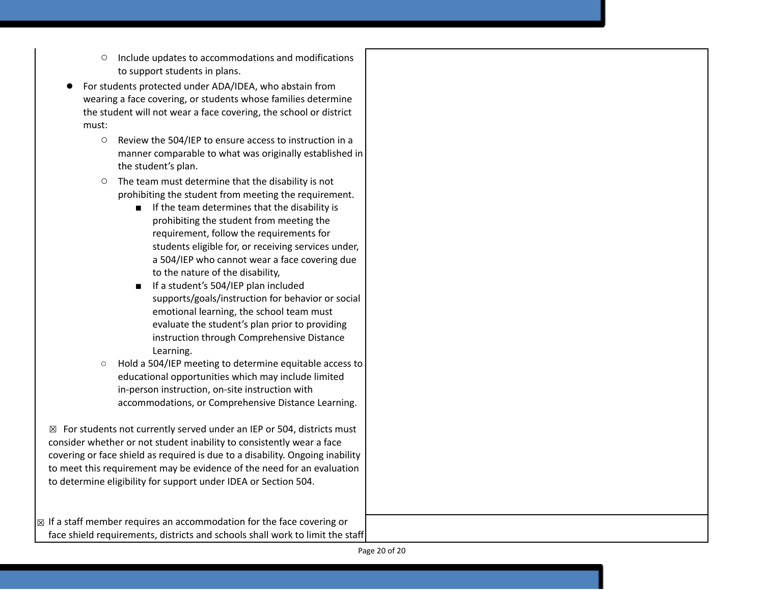| | |
|---|---|
| ○ Include updates to accommodations and modifications to support students in plans.<br>● For students protected under ADA/IDEA, who abstain from wearing a face covering, or students whose families determine the student will not wear a face covering, the school or district must:<br>○ Review the 504/IEP to ensure access to instruction in a manner comparable to what was originally established in the student's plan.<br>○ The team must determine that the disability is not prohibiting the student from meeting the requirement.<br>■ If the team determines that the disability is prohibiting the student from meeting the requirement, follow the requirements for students eligible for, or receiving services under, a 504/IEP who cannot wear a face covering due to the nature of the disability,<br>■ If a student's 504/IEP plan included supports/goals/instruction for behavior or social emotional learning, the school team must evaluate the student's plan prior to providing instruction through Comprehensive Distance Learning.<br>○ Hold a 504/IEP meeting to determine equitable access to educational opportunities which may include limited in-person instruction, on-site instruction with accommodations, or Comprehensive Distance Learning.<br><br>☒ For students not currently served under an IEP or 504, districts must consider whether or not student inability to consistently wear a face covering or face shield as required is due to a disability. Ongoing inability to meet this requirement may be evidence of the need for an evaluation to determine eligibility for support under IDEA or Section 504. | |
| ☒ If a staff member requires an accommodation for the face covering or face shield requirements, districts and schools shall work to limit the staff | |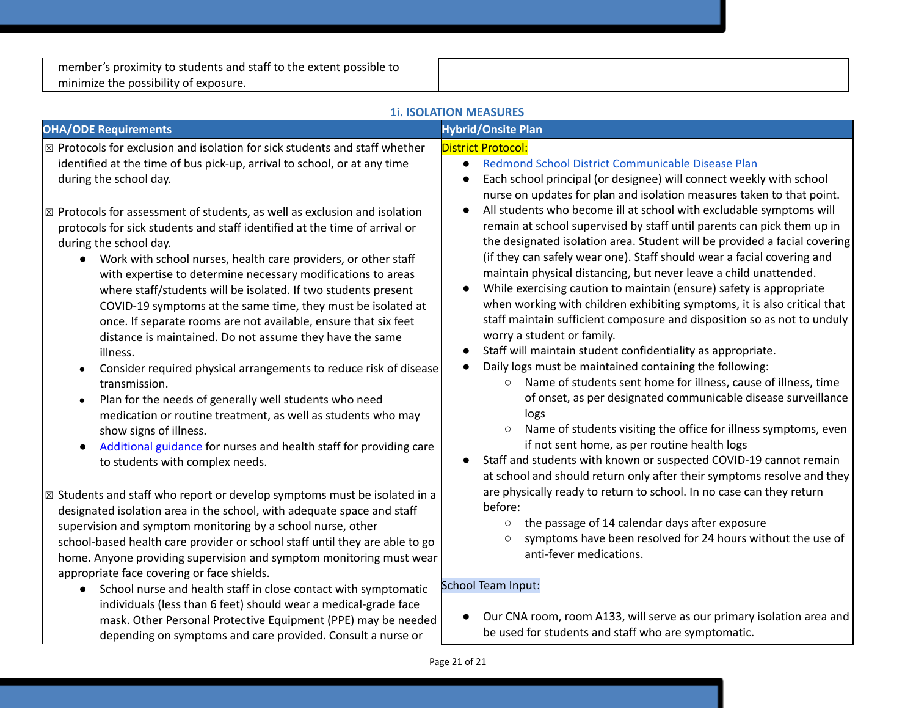| | |
|---|---|
| member's proximity to students and staff to the extent possible to minimize the possibility of exposure. | |

### 1i. ISOLATION MEASURES

| OHA/ODE Requirements | Hybrid/Onsite Plan |
|---|---|
| ☒ Protocols for exclusion and isolation for sick students and staff whether identified at the time of bus pick-up, arrival to school, or at any time during the school day.<br><br>☒ Protocols for assessment of students, as well as exclusion and isolation protocols for sick students and staff identified at the time of arrival or during the school day.<br>● Work with school nurses, health care providers, or other staff with expertise to determine necessary modifications to areas where staff/students will be isolated. If two students present COVID-19 symptoms at the same time, they must be isolated at once. If separate rooms are not available, ensure that six feet distance is maintained. Do not assume they have the same illness.<br>● Consider required physical arrangements to reduce risk of disease transmission.<br>● Plan for the needs of generally well students who need medication or routine treatment, as well as students who may show signs of illness.<br>● Additional guidance for nurses and health staff for providing care to students with complex needs.<br><br>☒ Students and staff who report or develop symptoms must be isolated in a designated isolation area in the school, with adequate space and staff supervision and symptom monitoring by a school nurse, other school-based health care provider or school staff until they are able to go home. Anyone providing supervision and symptom monitoring must wear appropriate face covering or face shields.<br>● School nurse and health staff in close contact with symptomatic individuals (less than 6 feet) should wear a medical-grade face mask. Other Personal Protective Equipment (PPE) may be needed depending on symptoms and care provided. Consult a nurse or | District Protocol:<br>● Redmond School District Communicable Disease Plan<br>● Each school principal (or designee) will connect weekly with school nurse on updates for plan and isolation measures taken to that point.<br>● All students who become ill at school with excludable symptoms will remain at school supervised by staff until parents can pick them up in the designated isolation area. Student will be provided a facial covering (if they can safely wear one). Staff should wear a facial covering and maintain physical distancing, but never leave a child unattended.<br>● While exercising caution to maintain (ensure) safety is appropriate when working with children exhibiting symptoms, it is also critical that staff maintain sufficient composure and disposition so as not to unduly worry a student or family.<br>● Staff will maintain student confidentiality as appropriate.<br>● Daily logs must be maintained containing the following:<br>&nbsp;&nbsp;○ Name of students sent home for illness, cause of illness, time of onset, as per designated communicable disease surveillance logs<br>&nbsp;&nbsp;○ Name of students visiting the office for illness symptoms, even if not sent home, as per routine health logs<br>● Staff and students with known or suspected COVID-19 cannot remain at school and should return only after their symptoms resolve and they are physically ready to return to school. In no case can they return before:<br>&nbsp;&nbsp;○ the passage of 14 calendar days after exposure<br>&nbsp;&nbsp;○ symptoms have been resolved for 24 hours without the use of anti-fever medications.<br><br>School Team Input:<br><br>● Our CNA room, room A133, will serve as our primary isolation area and be used for students and staff who are symptomatic. |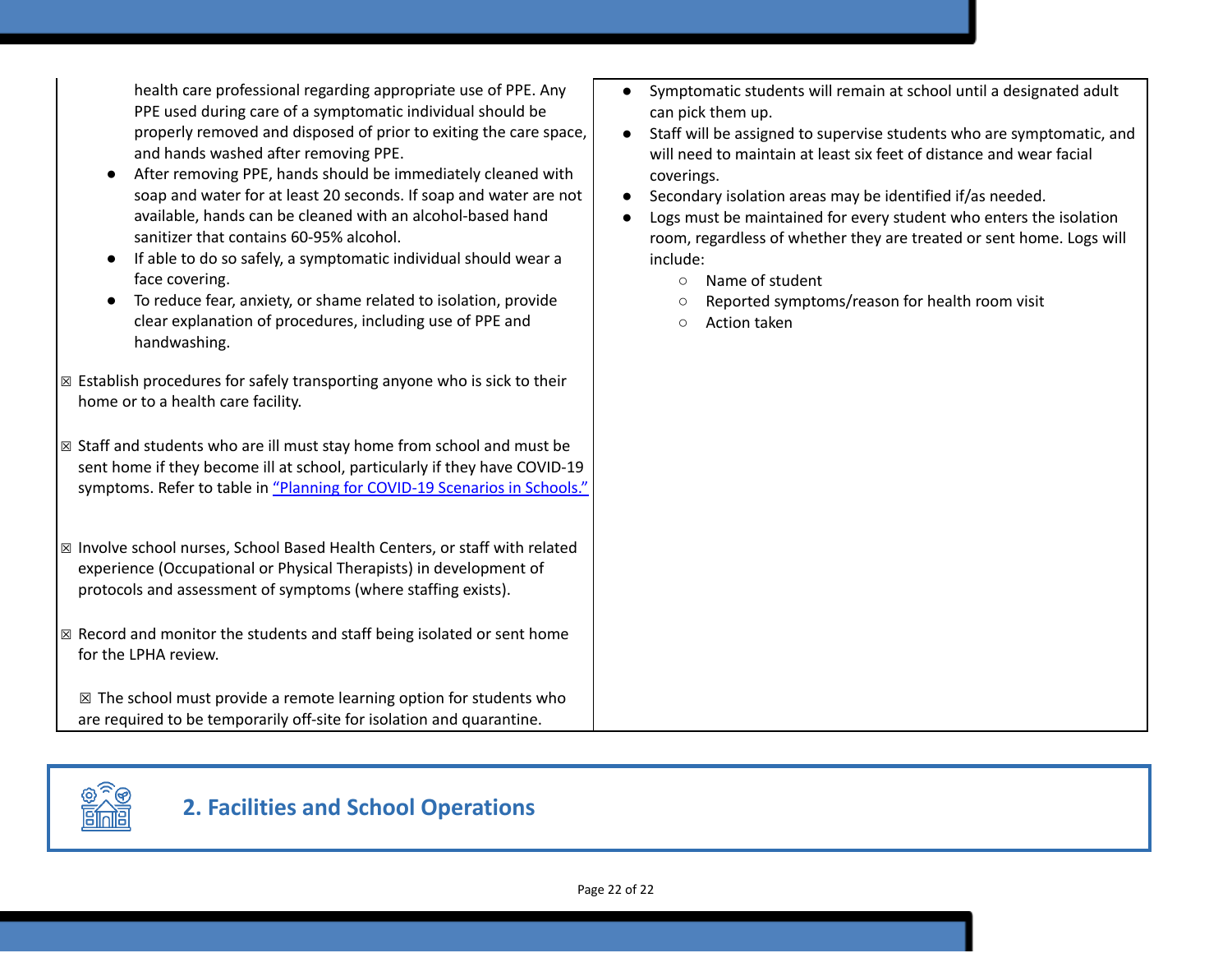| | |
|---|---|
| health care professional regarding appropriate use of PPE. Any PPE used during care of a symptomatic individual should be properly removed and disposed of prior to exiting the care space, and hands washed after removing PPE.<br>• After removing PPE, hands should be immediately cleaned with soap and water for at least 20 seconds. If soap and water are not available, hands can be cleaned with an alcohol-based hand sanitizer that contains 60-95% alcohol.<br>• If able to do so safely, a symptomatic individual should wear a face covering.<br>• To reduce fear, anxiety, or shame related to isolation, provide clear explanation of procedures, including use of PPE and handwashing.<br><br>☒ Establish procedures for safely transporting anyone who is sick to their home or to a health care facility.<br><br>☒ Staff and students who are ill must stay home from school and must be sent home if they become ill at school, particularly if they have COVID-19 symptoms. Refer to table in "Planning for COVID-19 Scenarios in Schools."<br><br>☒ Involve school nurses, School Based Health Centers, or staff with related experience (Occupational or Physical Therapists) in development of protocols and assessment of symptoms (where staffing exists).<br><br>☒ Record and monitor the students and staff being isolated or sent home for the LPHA review.<br><br>☒ The school must provide a remote learning option for students who are required to be temporarily off-site for isolation and quarantine. | • Symptomatic students will remain at school until a designated adult can pick them up.<br>• Staff will be assigned to supervise students who are symptomatic, and will need to maintain at least six feet of distance and wear facial coverings.<br>• Secondary isolation areas may be identified if/as needed.<br>• Logs must be maintained for every student who enters the isolation room, regardless of whether they are treated or sent home. Logs will include:<br>  ○ Name of student<br>  ○ Reported symptoms/reason for health room visit<br>  ○ Action taken |

## 2. Facilities and School Operations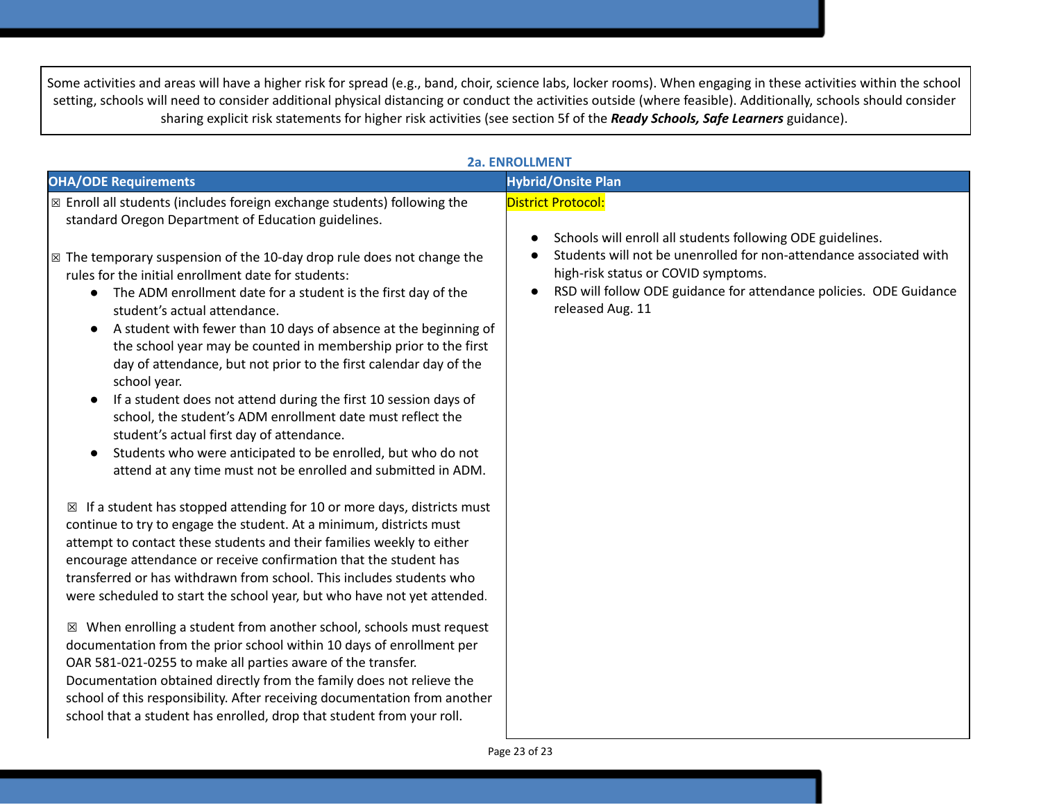Some activities and areas will have a higher risk for spread (e.g., band, choir, science labs, locker rooms). When engaging in these activities within the school setting, schools will need to consider additional physical distancing or conduct the activities outside (where feasible). Additionally, schools should consider sharing explicit risk statements for higher risk activities (see section 5f of the ***Ready Schools, Safe Learners*** guidance).

### 2a. ENROLLMENT

| OHA/ODE Requirements | Hybrid/Onsite Plan |
|---|---|
| ☒ Enroll all students (includes foreign exchange students) following the standard Oregon Department of Education guidelines.<br><br>☒ The temporary suspension of the 10-day drop rule does not change the rules for the initial enrollment date for students:<br>● The ADM enrollment date for a student is the first day of the student's actual attendance.<br>● A student with fewer than 10 days of absence at the beginning of the school year may be counted in membership prior to the first day of attendance, but not prior to the first calendar day of the school year.<br>● If a student does not attend during the first 10 session days of school, the student's ADM enrollment date must reflect the student's actual first day of attendance.<br>● Students who were anticipated to be enrolled, but who do not attend at any time must not be enrolled and submitted in ADM.<br><br>☒ If a student has stopped attending for 10 or more days, districts must continue to try to engage the student. At a minimum, districts must attempt to contact these students and their families weekly to either encourage attendance or receive confirmation that the student has transferred or has withdrawn from school. This includes students who were scheduled to start the school year, but who have not yet attended.<br><br>☒ When enrolling a student from another school, schools must request documentation from the prior school within 10 days of enrollment per OAR 581-021-0255 to make all parties aware of the transfer. Documentation obtained directly from the family does not relieve the school of this responsibility. After receiving documentation from another school that a student has enrolled, drop that student from your roll. | District Protocol:<br><br>● Schools will enroll all students following ODE guidelines.<br>● Students will not be unenrolled for non-attendance associated with high-risk status or COVID symptoms.<br>● RSD will follow ODE guidance for attendance policies. ODE Guidance released Aug. 11 |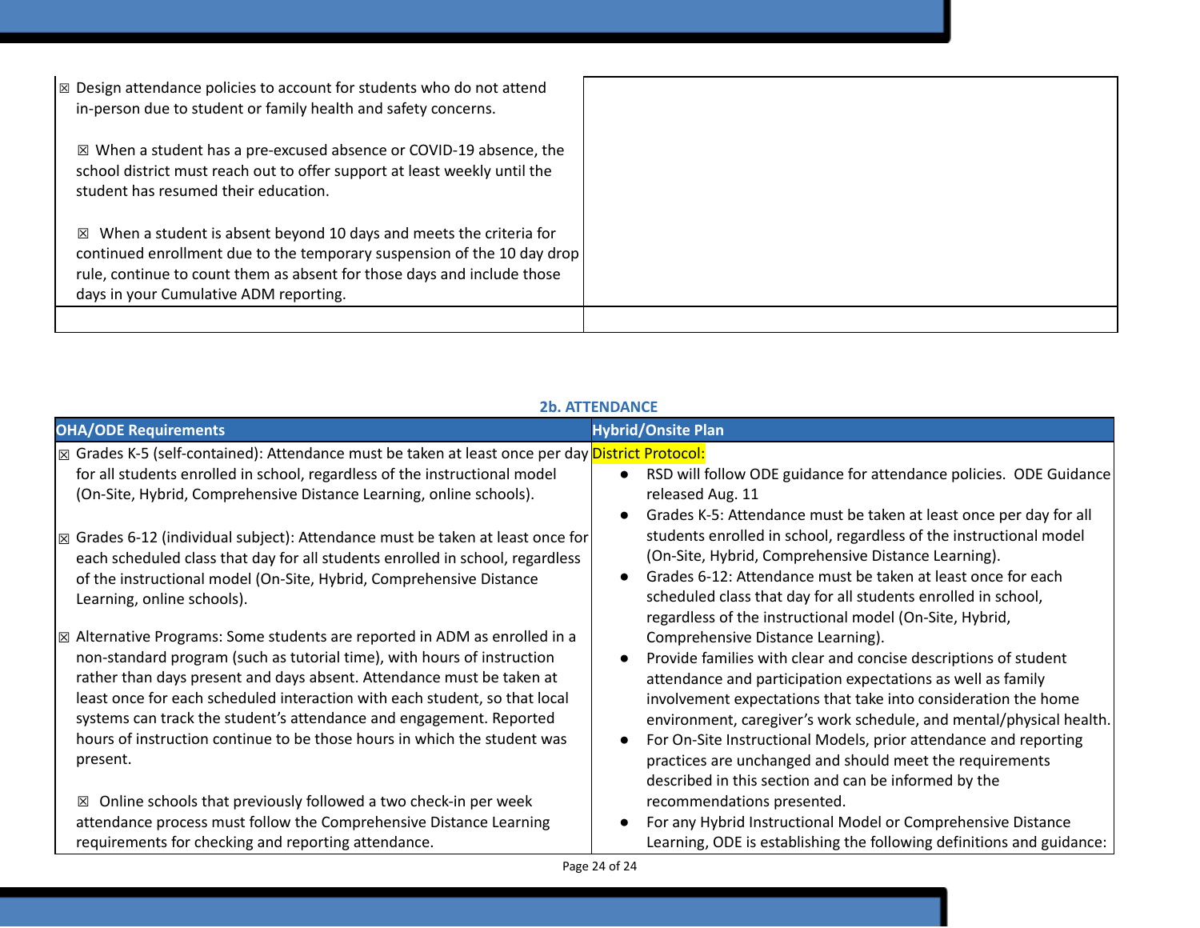| | |
|---|---|
| ☒ Design attendance policies to account for students who do not attend in-person due to student or family health and safety concerns.<br><br>☒ When a student has a pre-excused absence or COVID-19 absence, the school district must reach out to offer support at least weekly until the student has resumed their education.<br><br>☒ When a student is absent beyond 10 days and meets the criteria for continued enrollment due to the temporary suspension of the 10 day drop rule, continue to count them as absent for those days and include those days in your Cumulative ADM reporting. | |
| | |

### 2b. ATTENDANCE

| OHA/ODE Requirements | Hybrid/Onsite Plan |
|---|---|
| ☒ Grades K-5 (self-contained): Attendance must be taken at least once per day for all students enrolled in school, regardless of the instructional model (On-Site, Hybrid, Comprehensive Distance Learning, online schools).<br><br>☒ Grades 6-12 (individual subject): Attendance must be taken at least once for each scheduled class that day for all students enrolled in school, regardless of the instructional model (On-Site, Hybrid, Comprehensive Distance Learning, online schools).<br><br>☒ Alternative Programs: Some students are reported in ADM as enrolled in a non-standard program (such as tutorial time), with hours of instruction rather than days present and days absent. Attendance must be taken at least once for each scheduled interaction with each student, so that local systems can track the student's attendance and engagement. Reported hours of instruction continue to be those hours in which the student was present.<br><br>☒ Online schools that previously followed a two check-in per week attendance process must follow the Comprehensive Distance Learning requirements for checking and reporting attendance. | District Protocol:<br>• RSD will follow ODE guidance for attendance policies. ODE Guidance released Aug. 11<br>• Grades K-5: Attendance must be taken at least once per day for all students enrolled in school, regardless of the instructional model (On-Site, Hybrid, Comprehensive Distance Learning).<br>• Grades 6-12: Attendance must be taken at least once for each scheduled class that day for all students enrolled in school, regardless of the instructional model (On-Site, Hybrid, Comprehensive Distance Learning).<br>• Provide families with clear and concise descriptions of student attendance and participation expectations as well as family involvement expectations that take into consideration the home environment, caregiver's work schedule, and mental/physical health.<br>• For On-Site Instructional Models, prior attendance and reporting practices are unchanged and should meet the requirements described in this section and can be informed by the recommendations presented.<br>• For any Hybrid Instructional Model or Comprehensive Distance Learning, ODE is establishing the following definitions and guidance: |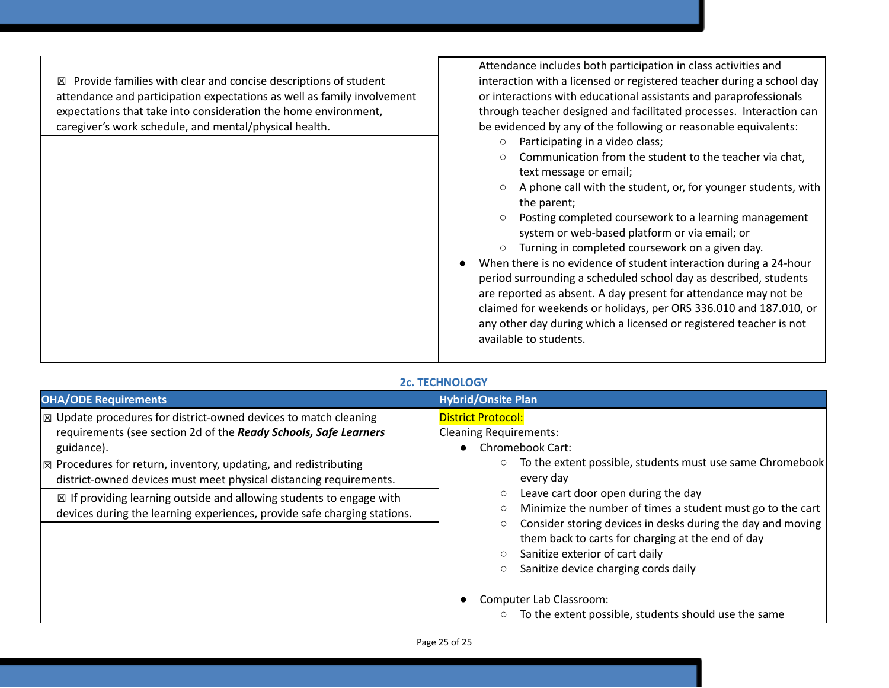| | |
|---|---|
| ☒ Provide families with clear and concise descriptions of student attendance and participation expectations as well as family involvement expectations that take into consideration the home environment, caregiver's work schedule, and mental/physical health. | Attendance includes both participation in class activities and interaction with a licensed or registered teacher during a school day or interactions with educational assistants and paraprofessionals through teacher designed and facilitated processes. Interaction can be evidenced by any of the following or reasonable equivalents:<br>○ Participating in a video class;<br>○ Communication from the student to the teacher via chat, text message or email;<br>○ A phone call with the student, or, for younger students, with the parent;<br>○ Posting completed coursework to a learning management system or web-based platform or via email; or<br>○ Turning in completed coursework on a given day.<br>● When there is no evidence of student interaction during a 24-hour period surrounding a scheduled school day as described, students are reported as absent. A day present for attendance may not be claimed for weekends or holidays, per ORS 336.010 and 187.010, or any other day during which a licensed or registered teacher is not available to students. |

### 2c. TECHNOLOGY

| OHA/ODE Requirements | Hybrid/Onsite Plan |
|---|---|
| ☒ Update procedures for district-owned devices to match cleaning requirements (see section 2d of the ***Ready Schools, Safe Learners*** guidance).<br>☒ Procedures for return, inventory, updating, and redistributing district-owned devices must meet physical distancing requirements. | District Protocol:<br>Cleaning Requirements:<br>● Chromebook Cart:<br>○ To the extent possible, students must use same Chromebook every day<br>○ Leave cart door open during the day<br>○ Minimize the number of times a student must go to the cart<br>○ Consider storing devices in desks during the day and moving them back to carts for charging at the end of day<br>○ Sanitize exterior of cart daily<br>○ Sanitize device charging cords daily<br><br>● Computer Lab Classroom:<br>○ To the extent possible, students should use the same |
| ☒ If providing learning outside and allowing students to engage with devices during the learning experiences, provide safe charging stations. | |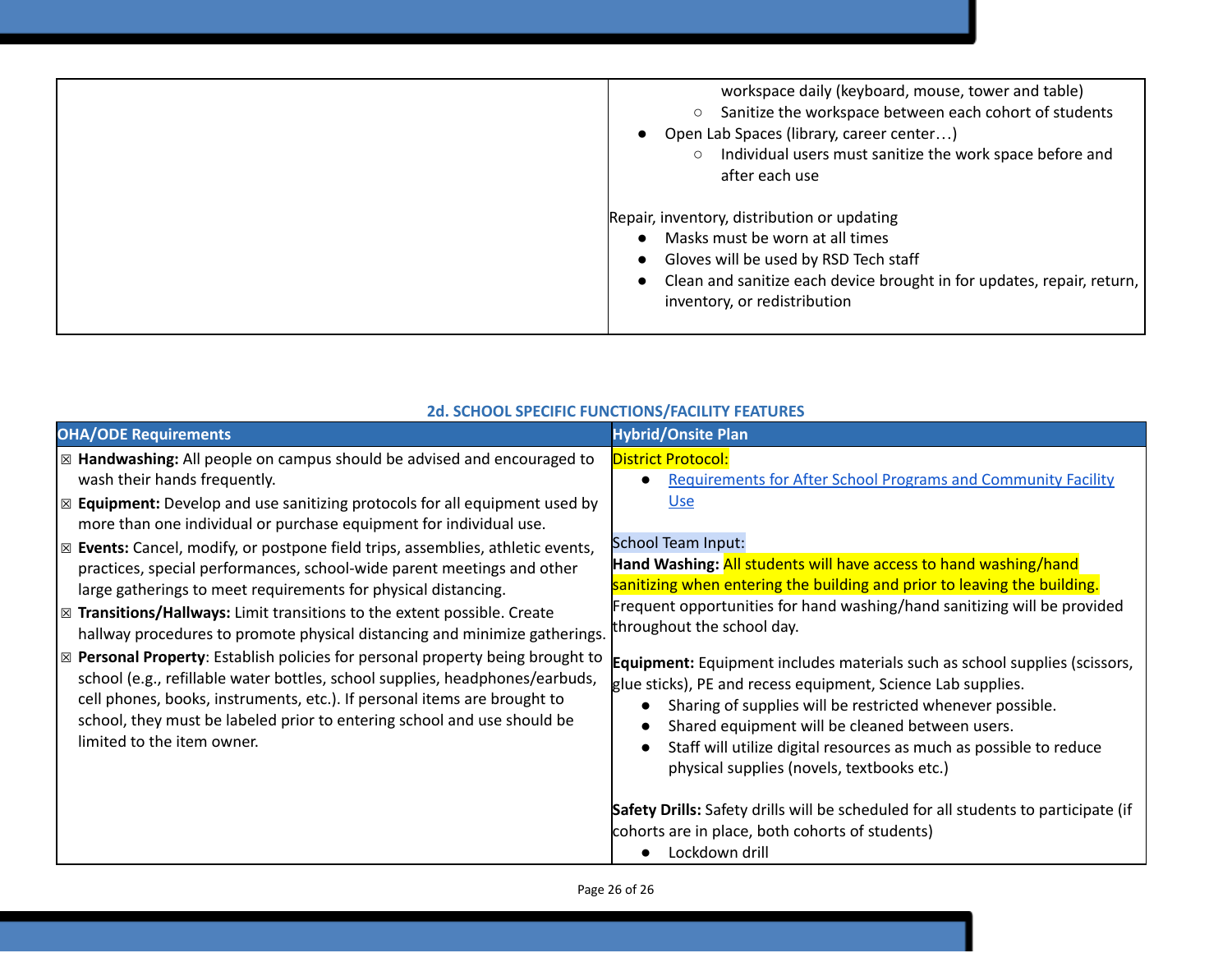| | |
|---|---|
| | workspace daily (keyboard, mouse, tower and table)<br>  ○ Sanitize the workspace between each cohort of students<br>● Open Lab Spaces (library, career center…)<br>  ○ Individual users must sanitize the work space before and after each use<br><br>Repair, inventory, distribution or updating<br>● Masks must be worn at all times<br>● Gloves will be used by RSD Tech staff<br>● Clean and sanitize each device brought in for updates, repair, return, inventory, or redistribution |

### 2d. SCHOOL SPECIFIC FUNCTIONS/FACILITY FEATURES

| OHA/ODE Requirements | Hybrid/Onsite Plan |
|---|---|
| ☒ **Handwashing:** All people on campus should be advised and encouraged to wash their hands frequently.<br>☒ **Equipment:** Develop and use sanitizing protocols for all equipment used by more than one individual or purchase equipment for individual use.<br>☒ **Events:** Cancel, modify, or postpone field trips, assemblies, athletic events, practices, special performances, school-wide parent meetings and other large gatherings to meet requirements for physical distancing.<br>☒ **Transitions/Hallways:** Limit transitions to the extent possible. Create hallway procedures to promote physical distancing and minimize gatherings.<br>☒ **Personal Property**: Establish policies for personal property being brought to school (e.g., refillable water bottles, school supplies, headphones/earbuds, cell phones, books, instruments, etc.). If personal items are brought to school, they must be labeled prior to entering school and use should be limited to the item owner. | District Protocol:<br>● Requirements for After School Programs and Community Facility Use<br><br>School Team Input:<br>**Hand Washing:** All students will have access to hand washing/hand sanitizing when entering the building and prior to leaving the building. Frequent opportunities for hand washing/hand sanitizing will be provided throughout the school day.<br><br>**Equipment:** Equipment includes materials such as school supplies (scissors, glue sticks), PE and recess equipment, Science Lab supplies.<br>● Sharing of supplies will be restricted whenever possible.<br>● Shared equipment will be cleaned between users.<br>● Staff will utilize digital resources as much as possible to reduce physical supplies (novels, textbooks etc.)<br><br>**Safety Drills:** Safety drills will be scheduled for all students to participate (if cohorts are in place, both cohorts of students)<br>● Lockdown drill |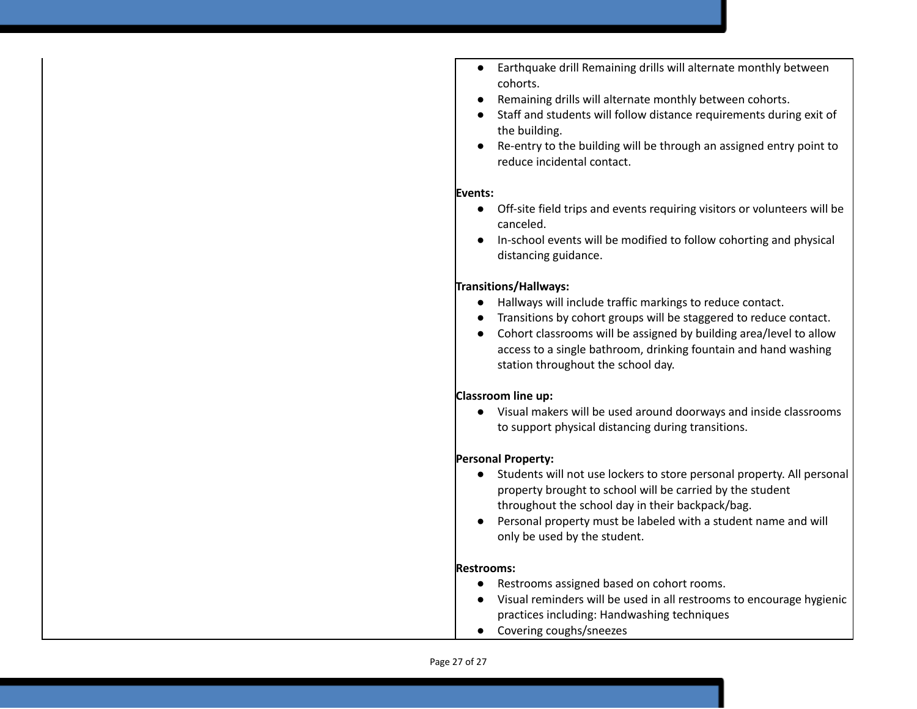| | |
|---|---|
| | - Earthquake drill Remaining drills will alternate monthly between cohorts.<br>- Remaining drills will alternate monthly between cohorts.<br>- Staff and students will follow distance requirements during exit of the building.<br>- Re-entry to the building will be through an assigned entry point to reduce incidental contact.<br><br>**Events:**<br>- Off-site field trips and events requiring visitors or volunteers will be canceled.<br>- In-school events will be modified to follow cohorting and physical distancing guidance.<br><br>**Transitions/Hallways:**<br>- Hallways will include traffic markings to reduce contact.<br>- Transitions by cohort groups will be staggered to reduce contact.<br>- Cohort classrooms will be assigned by building area/level to allow access to a single bathroom, drinking fountain and hand washing station throughout the school day.<br><br>**Classroom line up:**<br>- Visual makers will be used around doorways and inside classrooms to support physical distancing during transitions.<br><br>**Personal Property:**<br>- Students will not use lockers to store personal property. All personal property brought to school will be carried by the student throughout the school day in their backpack/bag.<br>- Personal property must be labeled with a student name and will only be used by the student.<br><br>**Restrooms:**<br>- Restrooms assigned based on cohort rooms.<br>- Visual reminders will be used in all restrooms to encourage hygienic practices including: Handwashing techniques<br>- Covering coughs/sneezes |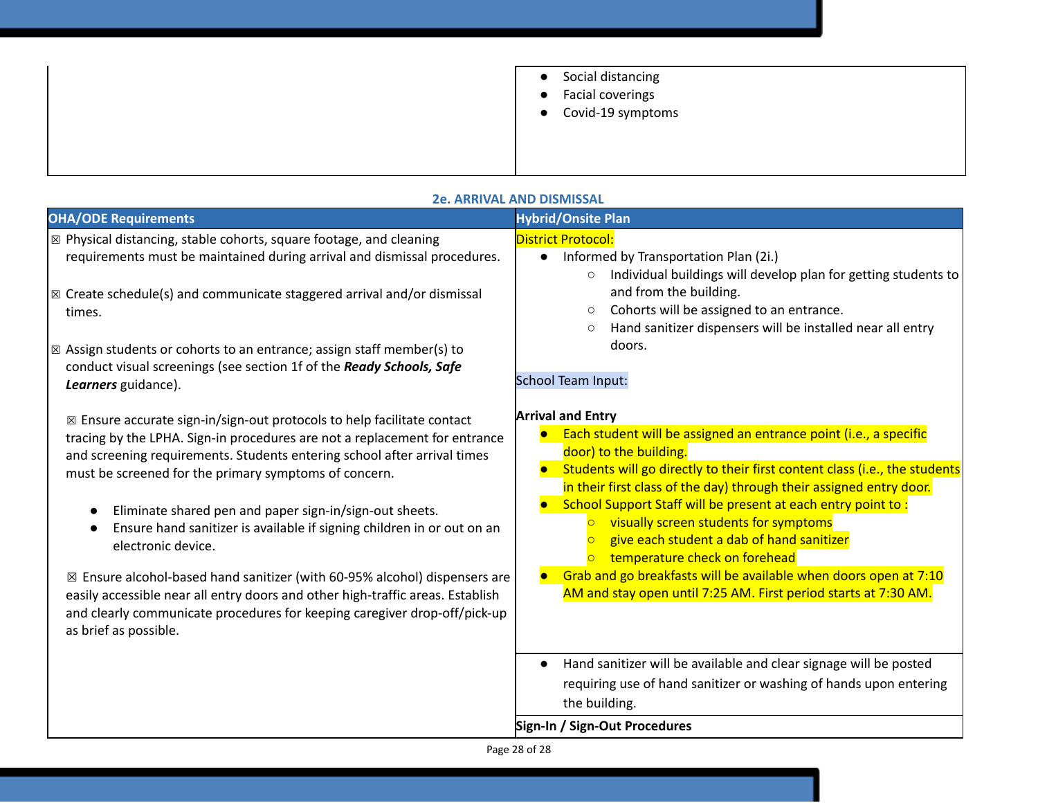| | |
|---|---|
| | • Social distancing<br>• Facial coverings<br>• Covid-19 symptoms |

### 2e. ARRIVAL AND DISMISSAL

| OHA/ODE Requirements | Hybrid/Onsite Plan |
|---|---|
| ☒ Physical distancing, stable cohorts, square footage, and cleaning requirements must be maintained during arrival and dismissal procedures.<br><br>☒ Create schedule(s) and communicate staggered arrival and/or dismissal times.<br><br>☒ Assign students or cohorts to an entrance; assign staff member(s) to conduct visual screenings (see section 1f of the ***Ready Schools, Safe Learners*** guidance).<br><br>☒ Ensure accurate sign-in/sign-out protocols to help facilitate contact tracing by the LPHA. Sign-in procedures are not a replacement for entrance and screening requirements. Students entering school after arrival times must be screened for the primary symptoms of concern.<br>• Eliminate shared pen and paper sign-in/sign-out sheets.<br>• Ensure hand sanitizer is available if signing children in or out on an electronic device.<br><br>☒ Ensure alcohol-based hand sanitizer (with 60-95% alcohol) dispensers are easily accessible near all entry doors and other high-traffic areas. Establish and clearly communicate procedures for keeping caregiver drop-off/pick-up as brief as possible. | District Protocol:<br>• Informed by Transportation Plan (2i.)<br>&nbsp;&nbsp;○ Individual buildings will develop plan for getting students to and from the building.<br>&nbsp;&nbsp;○ Cohorts will be assigned to an entrance.<br>&nbsp;&nbsp;○ Hand sanitizer dispensers will be installed near all entry doors.<br><br>School Team Input:<br><br>**Arrival and Entry**<br>• Each student will be assigned an entrance point (i.e., a specific door) to the building.<br>• Students will go directly to their first content class (i.e., the students in their first class of the day) through their assigned entry door.<br>• School Support Staff will be present at each entry point to :<br>&nbsp;&nbsp;○ visually screen students for symptoms<br>&nbsp;&nbsp;○ give each student a dab of hand sanitizer<br>&nbsp;&nbsp;○ temperature check on forehead<br>• Grab and go breakfasts will be available when doors open at 7:10 AM and stay open until 7:25 AM. First period starts at 7:30 AM. |
| | • Hand sanitizer will be available and clear signage will be posted requiring use of hand sanitizer or washing of hands upon entering the building. |
| | **Sign-In / Sign-Out Procedures** |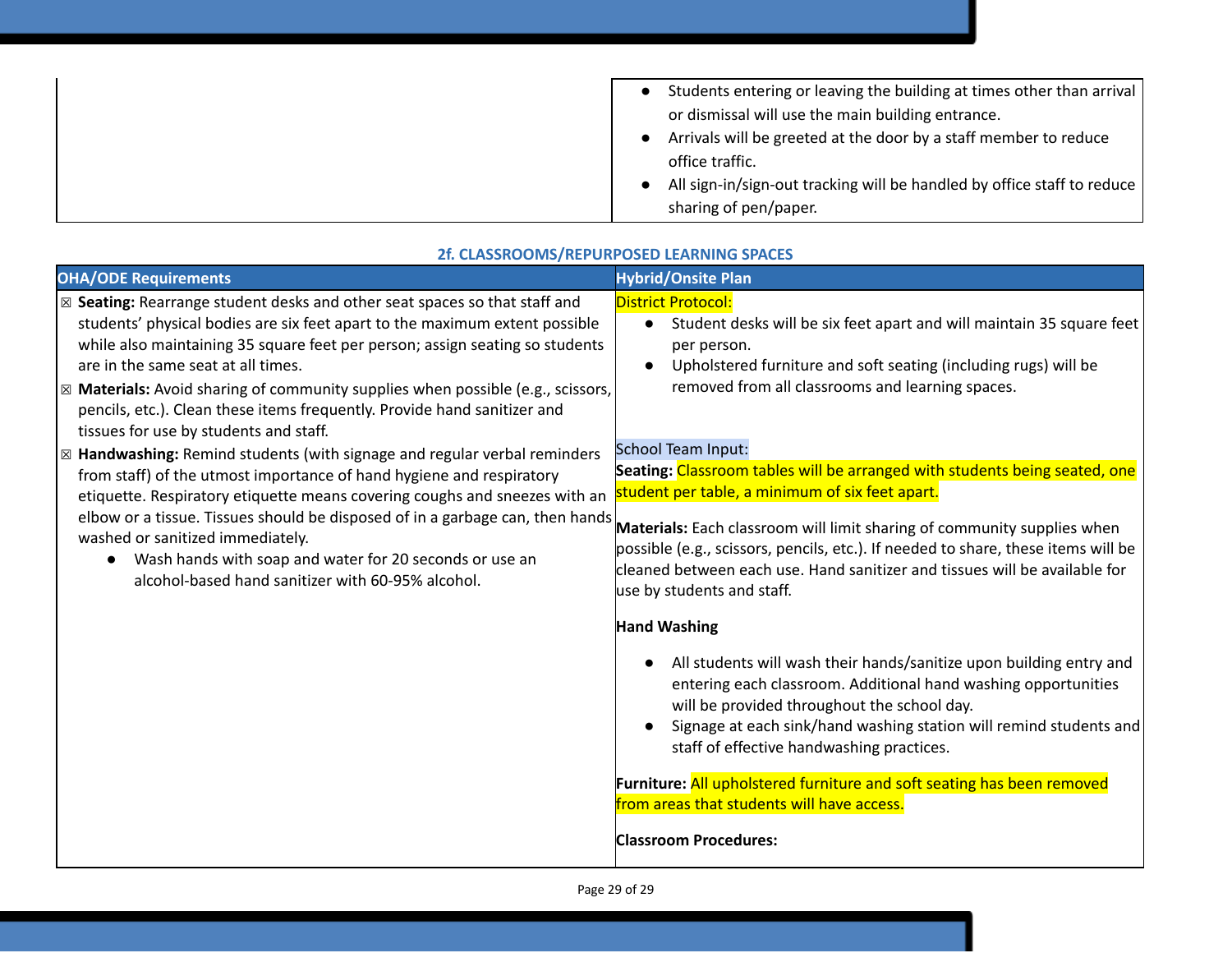| | |
|---|---|
| | ● Students entering or leaving the building at times other than arrival or dismissal will use the main building entrance.<br>● Arrivals will be greeted at the door by a staff member to reduce office traffic.<br>● All sign-in/sign-out tracking will be handled by office staff to reduce sharing of pen/paper. |

### 2f. CLASSROOMS/REPURPOSED LEARNING SPACES

| OHA/ODE Requirements | Hybrid/Onsite Plan |
|---|---|
| ☒ **Seating:** Rearrange student desks and other seat spaces so that staff and students' physical bodies are six feet apart to the maximum extent possible while also maintaining 35 square feet per person; assign seating so students are in the same seat at all times.<br>☒ **Materials:** Avoid sharing of community supplies when possible (e.g., scissors, pencils, etc.). Clean these items frequently. Provide hand sanitizer and tissues for use by students and staff.<br>☒ **Handwashing:** Remind students (with signage and regular verbal reminders from staff) of the utmost importance of hand hygiene and respiratory etiquette. Respiratory etiquette means covering coughs and sneezes with an elbow or a tissue. Tissues should be disposed of in a garbage can, then hands washed or sanitized immediately.<br>● Wash hands with soap and water for 20 seconds or use an alcohol-based hand sanitizer with 60-95% alcohol. | District Protocol:<br>● Student desks will be six feet apart and will maintain 35 square feet per person.<br>● Upholstered furniture and soft seating (including rugs) will be removed from all classrooms and learning spaces.<br><br>School Team Input:<br>**Seating:** Classroom tables will be arranged with students being seated, one student per table, a minimum of six feet apart.<br><br>**Materials:** Each classroom will limit sharing of community supplies when possible (e.g., scissors, pencils, etc.). If needed to share, these items will be cleaned between each use. Hand sanitizer and tissues will be available for use by students and staff.<br><br>**Hand Washing**<br>● All students will wash their hands/sanitize upon building entry and entering each classroom. Additional hand washing opportunities will be provided throughout the school day.<br>● Signage at each sink/hand washing station will remind students and staff of effective handwashing practices.<br><br>**Furniture:** All upholstered furniture and soft seating has been removed from areas that students will have access.<br><br>**Classroom Procedures:** |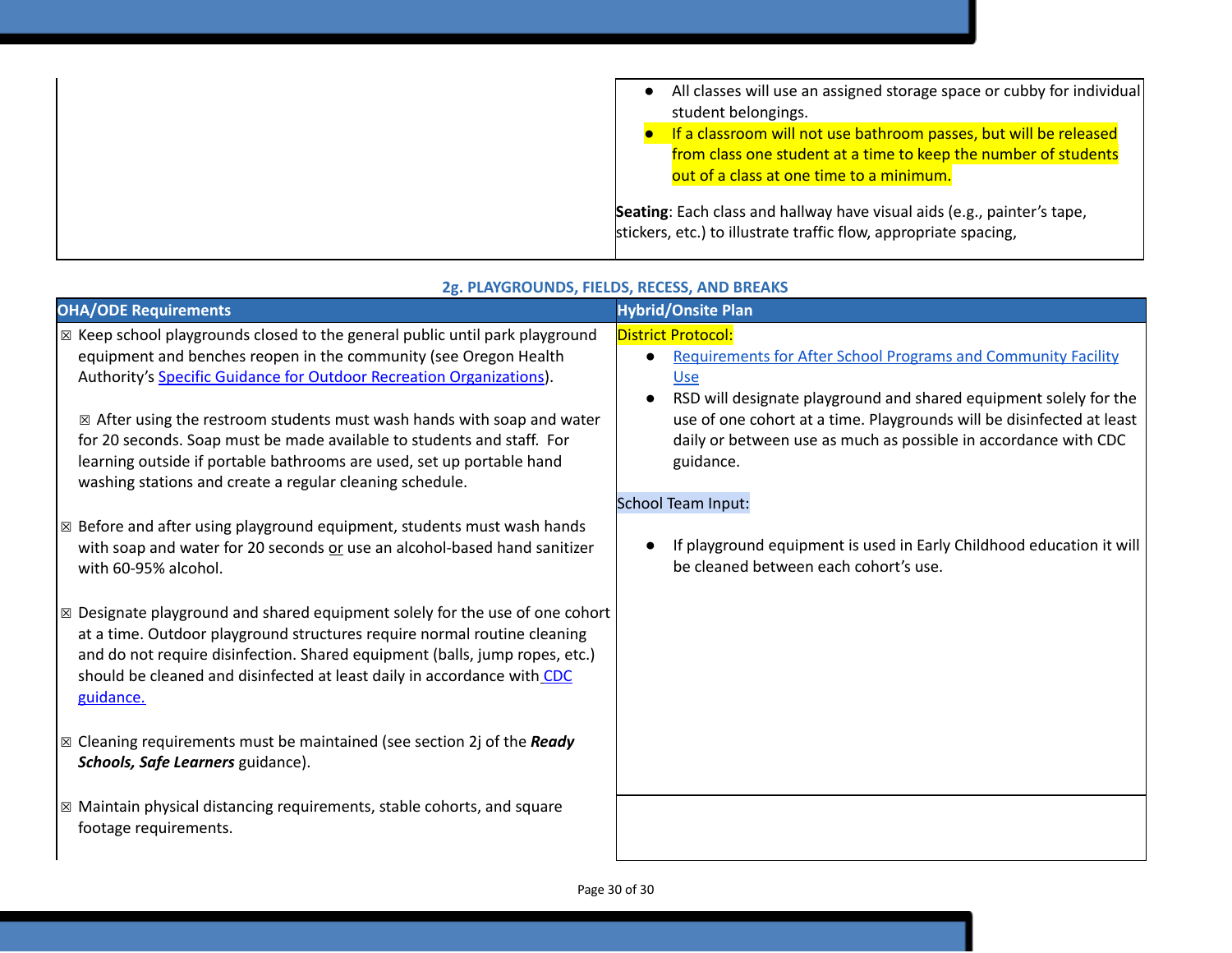| | |
|---|---|
| | ● All classes will use an assigned storage space or cubby for individual student belongings.<br>● If a classroom will not use bathroom passes, but will be released from class one student at a time to keep the number of students out of a class at one time to a minimum.<br><br>**Seating**: Each class and hallway have visual aids (e.g., painter's tape, stickers, etc.) to illustrate traffic flow, appropriate spacing, |

### 2g. PLAYGROUNDS, FIELDS, RECESS, AND BREAKS

| OHA/ODE Requirements | Hybrid/Onsite Plan |
|---|---|
| ☒ Keep school playgrounds closed to the general public until park playground equipment and benches reopen in the community (see Oregon Health Authority's [Specific Guidance for Outdoor Recreation Organizations](#)).<br><br>☒ After using the restroom students must wash hands with soap and water for 20 seconds. Soap must be made available to students and staff. For learning outside if portable bathrooms are used, set up portable hand washing stations and create a regular cleaning schedule.<br><br>☒ Before and after using playground equipment, students must wash hands with soap and water for 20 seconds <u>or</u> use an alcohol-based hand sanitizer with 60-95% alcohol.<br><br>☒ Designate playground and shared equipment solely for the use of one cohort at a time. Outdoor playground structures require normal routine cleaning and do not require disinfection. Shared equipment (balls, jump ropes, etc.) should be cleaned and disinfected at least daily in accordance with [CDC guidance.](#)<br><br>☒ Cleaning requirements must be maintained (see section 2j of the ***Ready Schools, Safe Learners*** guidance).<br><br>☒ Maintain physical distancing requirements, stable cohorts, and square footage requirements. | District Protocol:<br>● [Requirements for After School Programs and Community Facility Use](#)<br>● RSD will designate playground and shared equipment solely for the use of one cohort at a time. Playgrounds will be disinfected at least daily or between use as much as possible in accordance with CDC guidance.<br><br>School Team Input:<br><br>● If playground equipment is used in Early Childhood education it will be cleaned between each cohort's use. |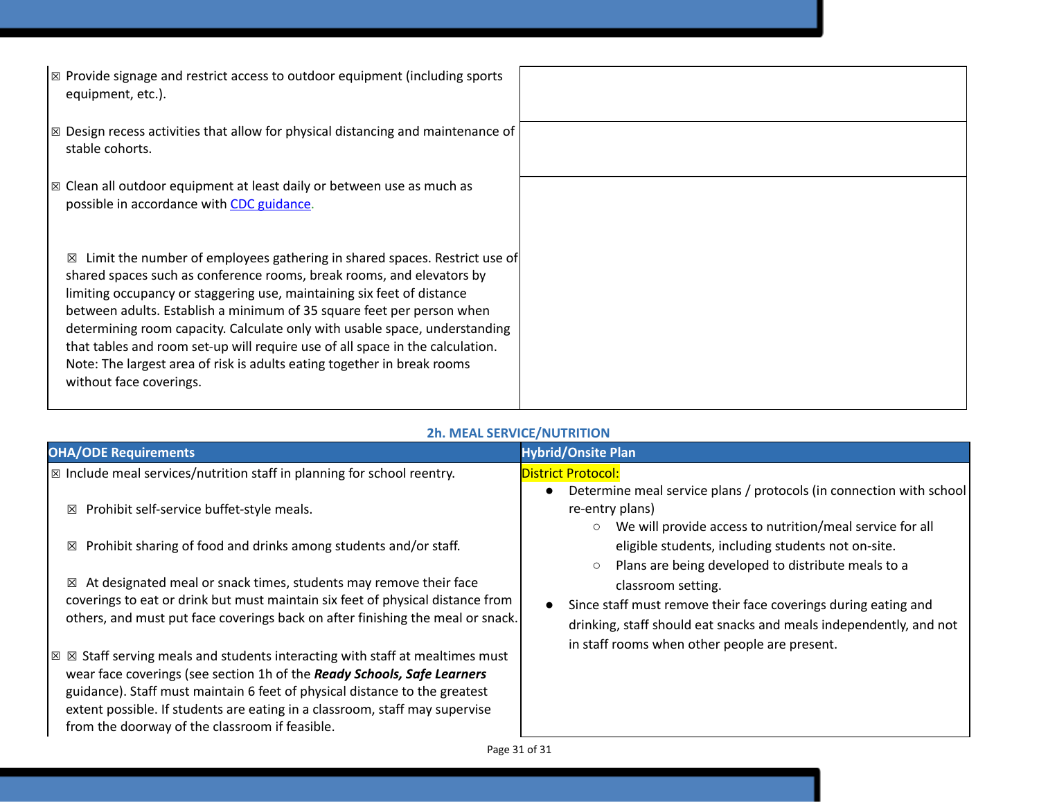| | |
|---|---|
| ☒ Provide signage and restrict access to outdoor equipment (including sports equipment, etc.). | |
| ☒ Design recess activities that allow for physical distancing and maintenance of stable cohorts. | |
| ☒ Clean all outdoor equipment at least daily or between use as much as possible in accordance with [CDC guidance](). <br><br> ☒ Limit the number of employees gathering in shared spaces. Restrict use of shared spaces such as conference rooms, break rooms, and elevators by limiting occupancy or staggering use, maintaining six feet of distance between adults. Establish a minimum of 35 square feet per person when determining room capacity. Calculate only with usable space, understanding that tables and room set-up will require use of all space in the calculation. Note: The largest area of risk is adults eating together in break rooms without face coverings. | |

### 2h. MEAL SERVICE/NUTRITION

| OHA/ODE Requirements | Hybrid/Onsite Plan |
|---|---|
| ☒ Include meal services/nutrition staff in planning for school reentry.<br><br>☒ Prohibit self-service buffet-style meals.<br><br>☒ Prohibit sharing of food and drinks among students and/or staff.<br><br>☒ At designated meal or snack times, students may remove their face coverings to eat or drink but must maintain six feet of physical distance from others, and must put face coverings back on after finishing the meal or snack.<br><br>☒ ☒ Staff serving meals and students interacting with staff at mealtimes must wear face coverings (see section 1h of the ***Ready Schools, Safe Learners*** guidance). Staff must maintain 6 feet of physical distance to the greatest extent possible. If students are eating in a classroom, staff may supervise from the doorway of the classroom if feasible. | District Protocol:<br>• Determine meal service plans / protocols (in connection with school re-entry plans)<br>&nbsp;&nbsp;&nbsp;&nbsp;○ We will provide access to nutrition/meal service for all eligible students, including students not on-site.<br>&nbsp;&nbsp;&nbsp;&nbsp;○ Plans are being developed to distribute meals to a classroom setting.<br>• Since staff must remove their face coverings during eating and drinking, staff should eat snacks and meals independently, and not in staff rooms when other people are present. |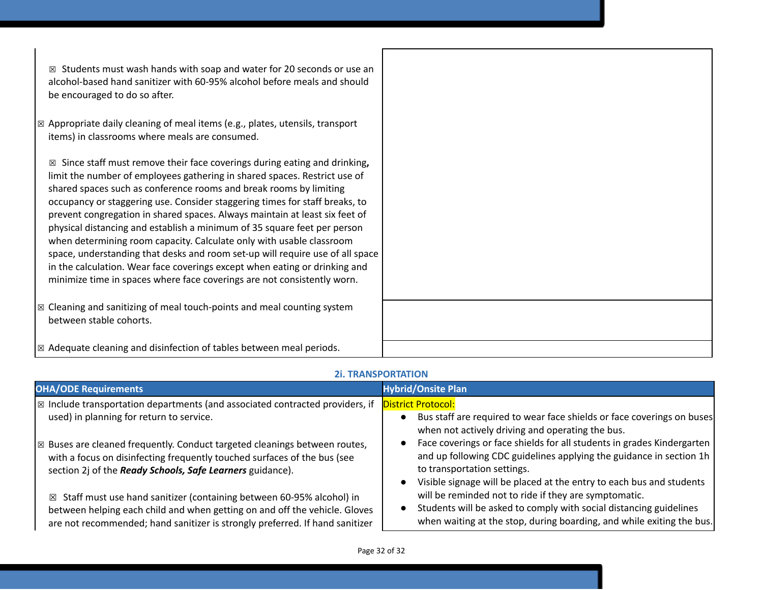| | |
|---|---|
| ☒ Students must wash hands with soap and water for 20 seconds or use an alcohol-based hand sanitizer with 60-95% alcohol before meals and should be encouraged to do so after.<br><br>☒ Appropriate daily cleaning of meal items (e.g., plates, utensils, transport items) in classrooms where meals are consumed.<br><br>☒ Since staff must remove their face coverings during eating and drinking**,** limit the number of employees gathering in shared spaces. Restrict use of shared spaces such as conference rooms and break rooms by limiting occupancy or staggering use. Consider staggering times for staff breaks, to prevent congregation in shared spaces. Always maintain at least six feet of physical distancing and establish a minimum of 35 square feet per person when determining room capacity. Calculate only with usable classroom space, understanding that desks and room set-up will require use of all space in the calculation. Wear face coverings except when eating or drinking and minimize time in spaces where face coverings are not consistently worn. | |
| ☒ Cleaning and sanitizing of meal touch-points and meal counting system between stable cohorts. | |
| ☒ Adequate cleaning and disinfection of tables between meal periods. | |

### 2i. TRANSPORTATION

| OHA/ODE Requirements | Hybrid/Onsite Plan |
|---|---|
| ☒ Include transportation departments (and associated contracted providers, if used) in planning for return to service.<br><br>☒ Buses are cleaned frequently. Conduct targeted cleanings between routes, with a focus on disinfecting frequently touched surfaces of the bus (see section 2j of the ***Ready Schools, Safe Learners*** guidance).<br><br>☒ Staff must use hand sanitizer (containing between 60-95% alcohol) in between helping each child and when getting on and off the vehicle. Gloves are not recommended; hand sanitizer is strongly preferred. If hand sanitizer | District Protocol:<br>• Bus staff are required to wear face shields or face coverings on buses when not actively driving and operating the bus.<br>• Face coverings or face shields for all students in grades Kindergarten and up following CDC guidelines applying the guidance in section 1h to transportation settings.<br>• Visible signage will be placed at the entry to each bus and students will be reminded not to ride if they are symptomatic.<br>• Students will be asked to comply with social distancing guidelines when waiting at the stop, during boarding, and while exiting the bus. |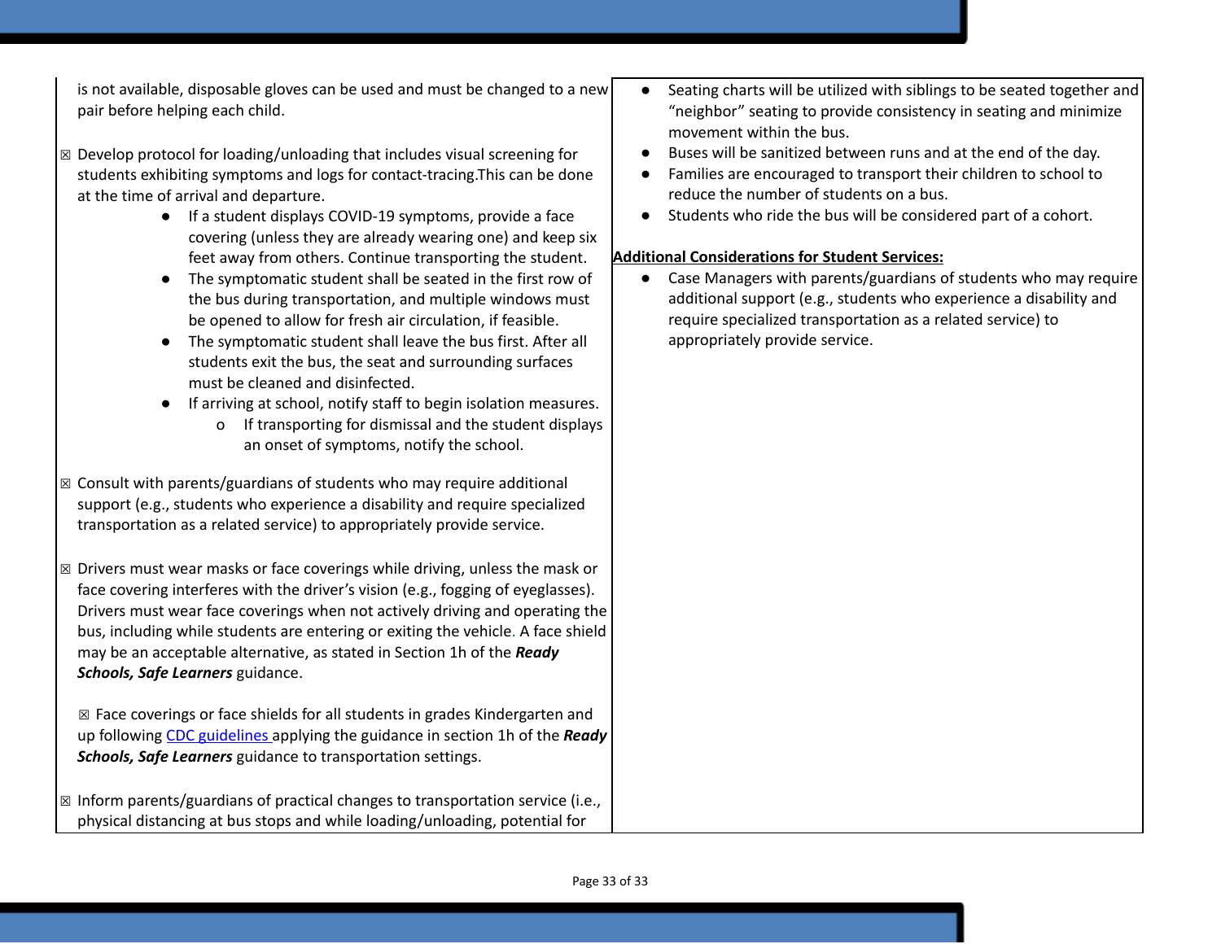| | |
|---|---|
| is not available, disposable gloves can be used and must be changed to a new pair before helping each child.<br><br>☒ Develop protocol for loading/unloading that includes visual screening for students exhibiting symptoms and logs for contact-tracing.This can be done at the time of arrival and departure.<br>● If a student displays COVID-19 symptoms, provide a face covering (unless they are already wearing one) and keep six feet away from others. Continue transporting the student.<br>● The symptomatic student shall be seated in the first row of the bus during transportation, and multiple windows must be opened to allow for fresh air circulation, if feasible.<br>● The symptomatic student shall leave the bus first. After all students exit the bus, the seat and surrounding surfaces must be cleaned and disinfected.<br>● If arriving at school, notify staff to begin isolation measures.<br>o If transporting for dismissal and the student displays an onset of symptoms, notify the school.<br><br>☒ Consult with parents/guardians of students who may require additional support (e.g., students who experience a disability and require specialized transportation as a related service) to appropriately provide service.<br><br>☒ Drivers must wear masks or face coverings while driving, unless the mask or face covering interferes with the driver's vision (e.g., fogging of eyeglasses). Drivers must wear face coverings when not actively driving and operating the bus, including while students are entering or exiting the vehicle. A face shield may be an acceptable alternative, as stated in Section 1h of the ***Ready Schools, Safe Learners*** guidance.<br><br>☒ Face coverings or face shields for all students in grades Kindergarten and up following CDC guidelines applying the guidance in section 1h of the ***Ready Schools, Safe Learners*** guidance to transportation settings.<br><br>☒ Inform parents/guardians of practical changes to transportation service (i.e., physical distancing at bus stops and while loading/unloading, potential for | ● Seating charts will be utilized with siblings to be seated together and "neighbor" seating to provide consistency in seating and minimize movement within the bus.<br>● Buses will be sanitized between runs and at the end of the day.<br>● Families are encouraged to transport their children to school to reduce the number of students on a bus.<br>● Students who ride the bus will be considered part of a cohort.<br><br>**Additional Considerations for Student Services:**<br>● Case Managers with parents/guardians of students who may require additional support (e.g., students who experience a disability and require specialized transportation as a related service) to appropriately provide service. |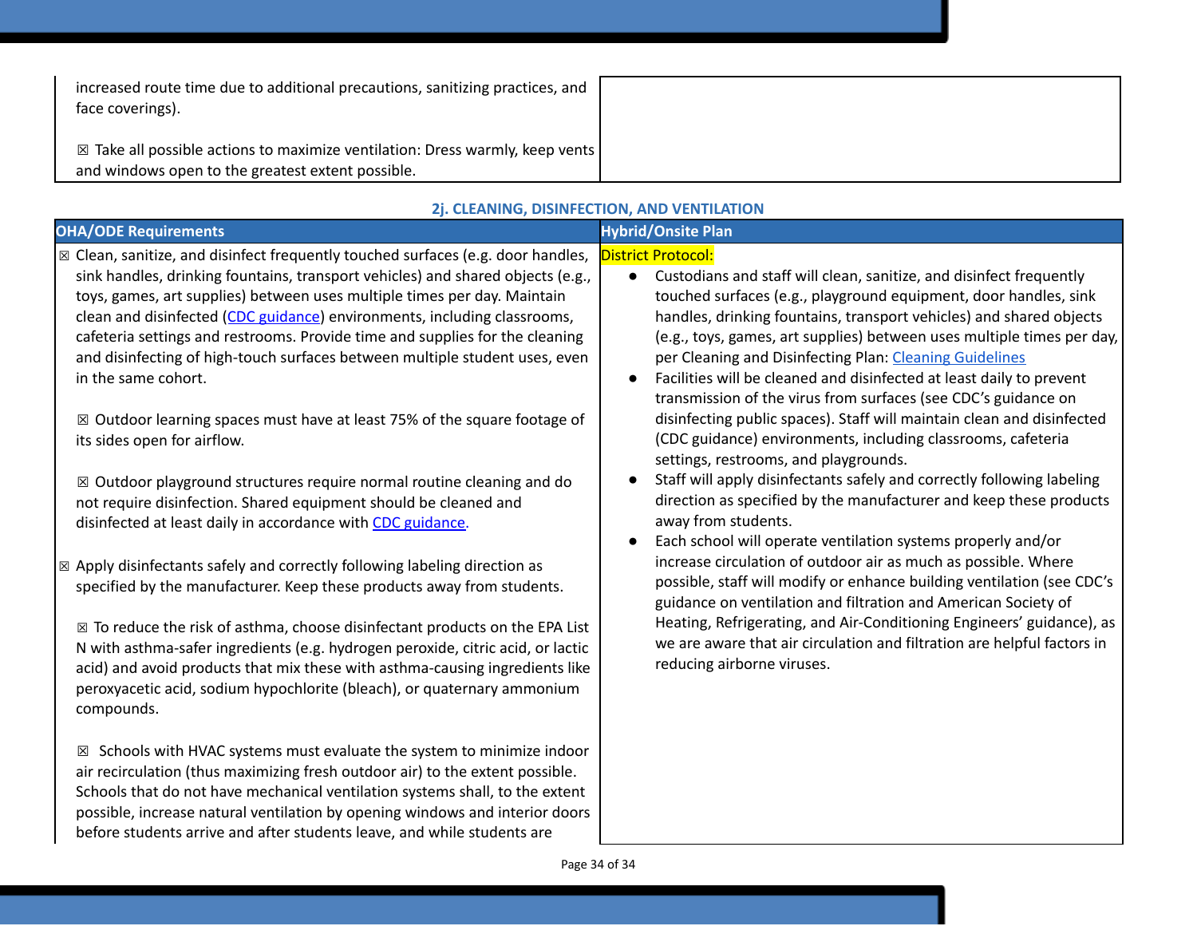| | |
|---|---|
| increased route time due to additional precautions, sanitizing practices, and face coverings).<br><br>☒ Take all possible actions to maximize ventilation: Dress warmly, keep vents and windows open to the greatest extent possible. | |

### 2j. CLEANING, DISINFECTION, AND VENTILATION

| OHA/ODE Requirements | Hybrid/Onsite Plan |
|---|---|
| ☒ Clean, sanitize, and disinfect frequently touched surfaces (e.g. door handles, sink handles, drinking fountains, transport vehicles) and shared objects (e.g., toys, games, art supplies) between uses multiple times per day. Maintain clean and disinfected ([CDC guidance]()) environments, including classrooms, cafeteria settings and restrooms. Provide time and supplies for the cleaning and disinfecting of high-touch surfaces between multiple student uses, even in the same cohort.<br><br>☒ Outdoor learning spaces must have at least 75% of the square footage of its sides open for airflow.<br><br>☒ Outdoor playground structures require normal routine cleaning and do not require disinfection. Shared equipment should be cleaned and disinfected at least daily in accordance with [CDC guidance]().<br><br>☒ Apply disinfectants safely and correctly following labeling direction as specified by the manufacturer. Keep these products away from students.<br><br>☒ To reduce the risk of asthma, choose disinfectant products on the EPA List N with asthma-safer ingredients (e.g. hydrogen peroxide, citric acid, or lactic acid) and avoid products that mix these with asthma-causing ingredients like peroxyacetic acid, sodium hypochlorite (bleach), or quaternary ammonium compounds.<br><br>☒ Schools with HVAC systems must evaluate the system to minimize indoor air recirculation (thus maximizing fresh outdoor air) to the extent possible. Schools that do not have mechanical ventilation systems shall, to the extent possible, increase natural ventilation by opening windows and interior doors before students arrive and after students leave, and while students are | District Protocol:<br>• Custodians and staff will clean, sanitize, and disinfect frequently touched surfaces (e.g., playground equipment, door handles, sink handles, drinking fountains, transport vehicles) and shared objects (e.g., toys, games, art supplies) between uses multiple times per day, per Cleaning and Disinfecting Plan: [Cleaning Guidelines]()<br>• Facilities will be cleaned and disinfected at least daily to prevent transmission of the virus from surfaces (see CDC's guidance on disinfecting public spaces). Staff will maintain clean and disinfected (CDC guidance) environments, including classrooms, cafeteria settings, restrooms, and playgrounds.<br>• Staff will apply disinfectants safely and correctly following labeling direction as specified by the manufacturer and keep these products away from students.<br>• Each school will operate ventilation systems properly and/or increase circulation of outdoor air as much as possible. Where possible, staff will modify or enhance building ventilation (see CDC's guidance on ventilation and filtration and American Society of Heating, Refrigerating, and Air-Conditioning Engineers' guidance), as we are aware that air circulation and filtration are helpful factors in reducing airborne viruses. |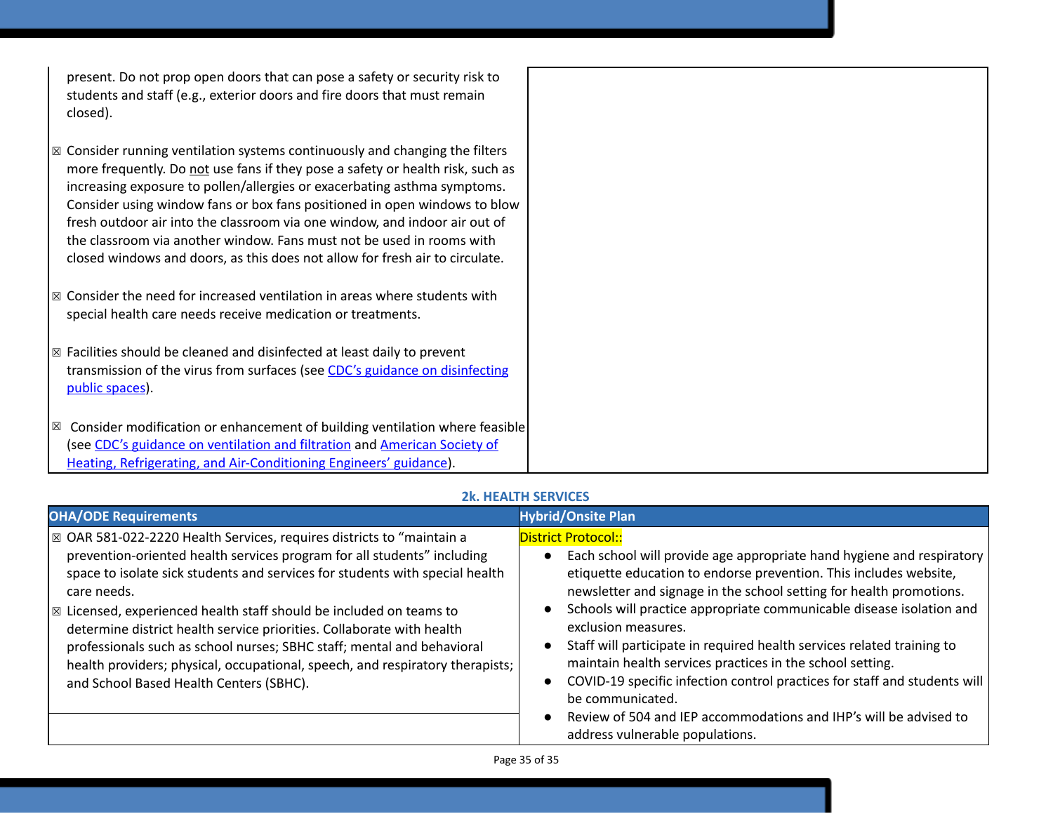| | |
|---|---|
| present. Do not prop open doors that can pose a safety or security risk to students and staff (e.g., exterior doors and fire doors that must remain closed).<br><br>☒ Consider running ventilation systems continuously and changing the filters more frequently. Do not use fans if they pose a safety or health risk, such as increasing exposure to pollen/allergies or exacerbating asthma symptoms. Consider using window fans or box fans positioned in open windows to blow fresh outdoor air into the classroom via one window, and indoor air out of the classroom via another window. Fans must not be used in rooms with closed windows and doors, as this does not allow for fresh air to circulate.<br><br>☒ Consider the need for increased ventilation in areas where students with special health care needs receive medication or treatments.<br><br>☒ Facilities should be cleaned and disinfected at least daily to prevent transmission of the virus from surfaces (see [CDC's guidance on disinfecting public spaces](#)).<br><br>☒ Consider modification or enhancement of building ventilation where feasible (see [CDC's guidance on ventilation and filtration](#) and [American Society of Heating, Refrigerating, and Air-Conditioning Engineers' guidance](#)). | |

**2k. HEALTH SERVICES**

| OHA/ODE Requirements | Hybrid/Onsite Plan |
|---|---|
| ☒ OAR 581-022-2220 Health Services, requires districts to "maintain a prevention-oriented health services program for all students" including space to isolate sick students and services for students with special health care needs.<br>☒ Licensed, experienced health staff should be included on teams to determine district health service priorities. Collaborate with health professionals such as school nurses; SBHC staff; mental and behavioral health providers; physical, occupational, speech, and respiratory therapists; and School Based Health Centers (SBHC). | District Protocol::<br>• Each school will provide age appropriate hand hygiene and respiratory etiquette education to endorse prevention. This includes website, newsletter and signage in the school setting for health promotions.<br>• Schools will practice appropriate communicable disease isolation and exclusion measures.<br>• Staff will participate in required health services related training to maintain health services practices in the school setting.<br>• COVID-19 specific infection control practices for staff and students will be communicated.<br>• Review of 504 and IEP accommodations and IHP's will be advised to address vulnerable populations. |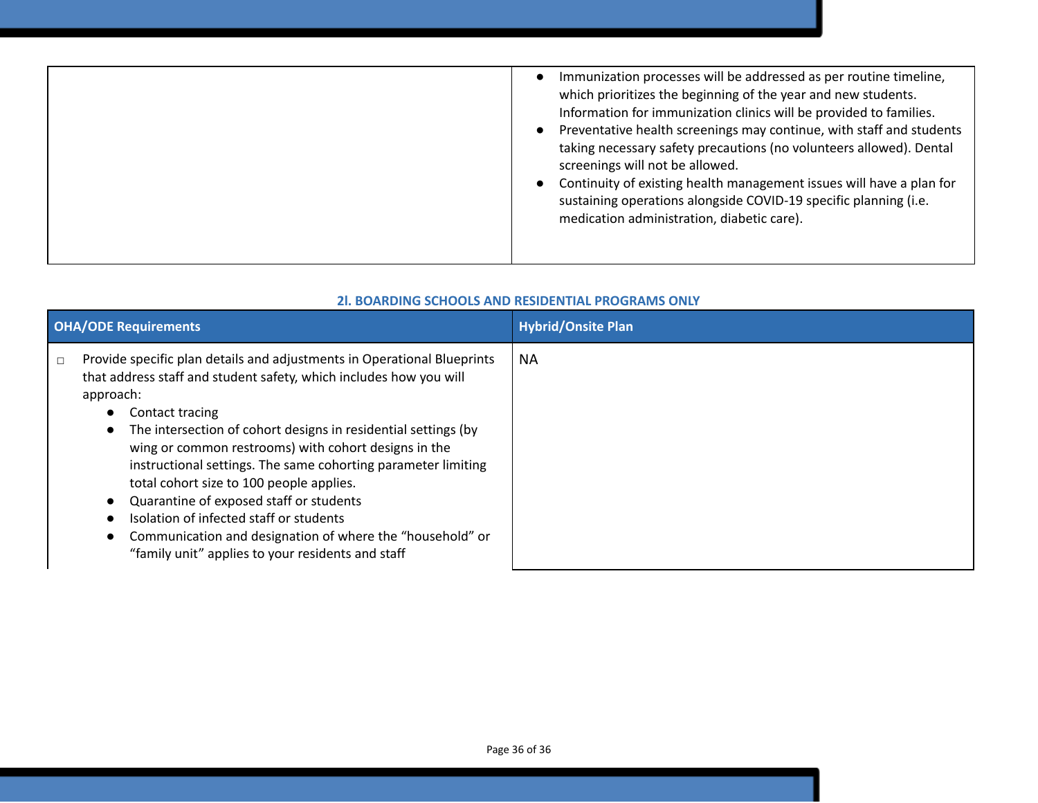| | |
|---|---|
| | ● Immunization processes will be addressed as per routine timeline, which prioritizes the beginning of the year and new students. Information for immunization clinics will be provided to families.<br>● Preventative health screenings may continue, with staff and students taking necessary safety precautions (no volunteers allowed). Dental screenings will not be allowed.<br>● Continuity of existing health management issues will have a plan for sustaining operations alongside COVID-19 specific planning (i.e. medication administration, diabetic care). |

### 2l. BOARDING SCHOOLS AND RESIDENTIAL PROGRAMS ONLY

| OHA/ODE Requirements | Hybrid/Onsite Plan |
|---|---|
| ☐ Provide specific plan details and adjustments in Operational Blueprints that address staff and student safety, which includes how you will approach:<br>● Contact tracing<br>● The intersection of cohort designs in residential settings (by wing or common restrooms) with cohort designs in the instructional settings. The same cohorting parameter limiting total cohort size to 100 people applies.<br>● Quarantine of exposed staff or students<br>● Isolation of infected staff or students<br>● Communication and designation of where the "household" or "family unit" applies to your residents and staff | NA |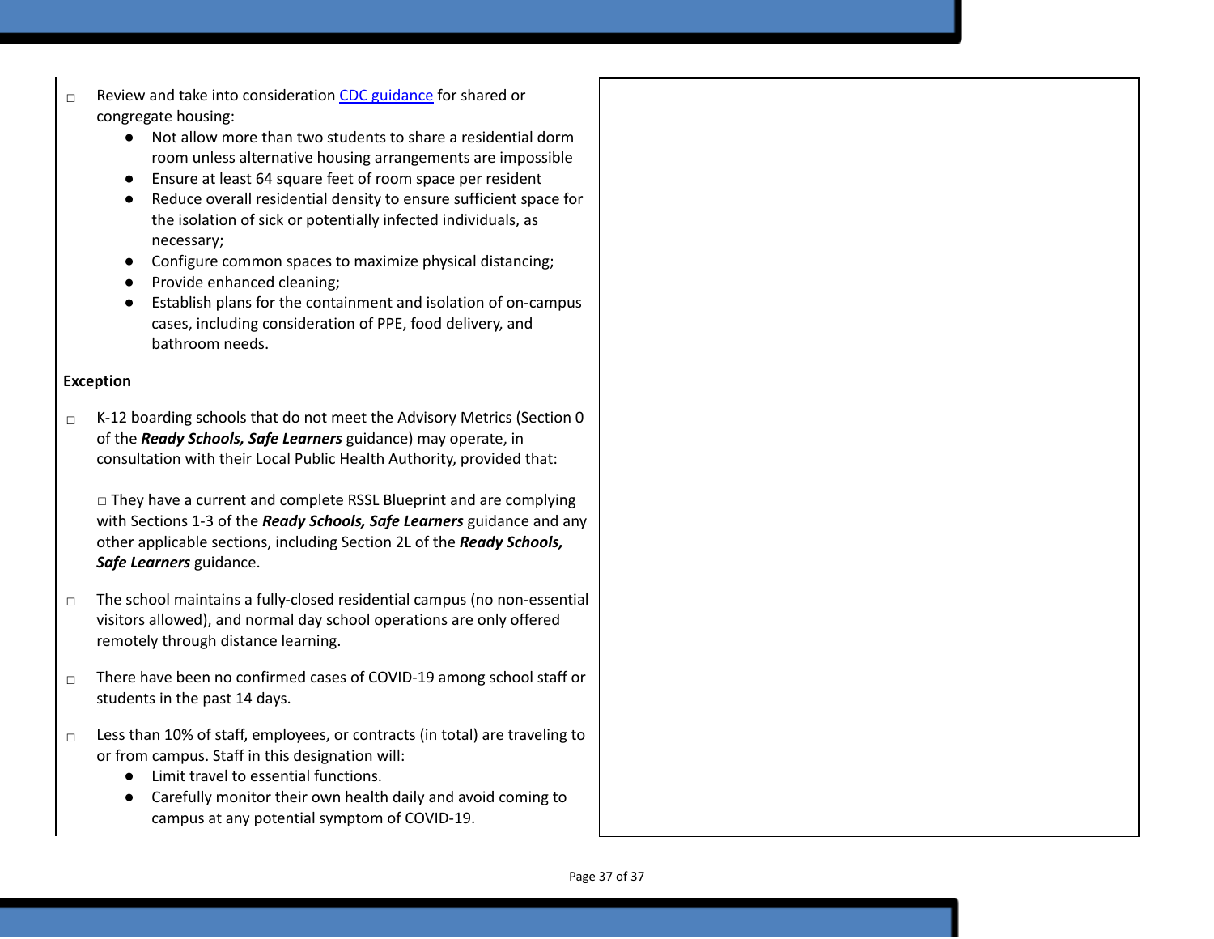- ☐ Review and take into consideration [CDC guidance]() for shared or congregate housing:
    - Not allow more than two students to share a residential dorm room unless alternative housing arrangements are impossible
    - Ensure at least 64 square feet of room space per resident
    - Reduce overall residential density to ensure sufficient space for the isolation of sick or potentially infected individuals, as necessary;
    - Configure common spaces to maximize physical distancing;
    - Provide enhanced cleaning;
    - Establish plans for the containment and isolation of on-campus cases, including consideration of PPE, food delivery, and bathroom needs.

**Exception**

- ☐ K-12 boarding schools that do not meet the Advisory Metrics (Section 0 of the ***Ready Schools, Safe Learners*** guidance) may operate, in consultation with their Local Public Health Authority, provided that:

  ☐ They have a current and complete RSSL Blueprint and are complying with Sections 1-3 of the ***Ready Schools, Safe Learners*** guidance and any other applicable sections, including Section 2L of the ***Ready Schools, Safe Learners*** guidance.

- ☐ The school maintains a fully-closed residential campus (no non-essential visitors allowed), and normal day school operations are only offered remotely through distance learning.

- ☐ There have been no confirmed cases of COVID-19 among school staff or students in the past 14 days.

- ☐ Less than 10% of staff, employees, or contracts (in total) are traveling to or from campus. Staff in this designation will:
    - Limit travel to essential functions.
    - Carefully monitor their own health daily and avoid coming to campus at any potential symptom of COVID-19.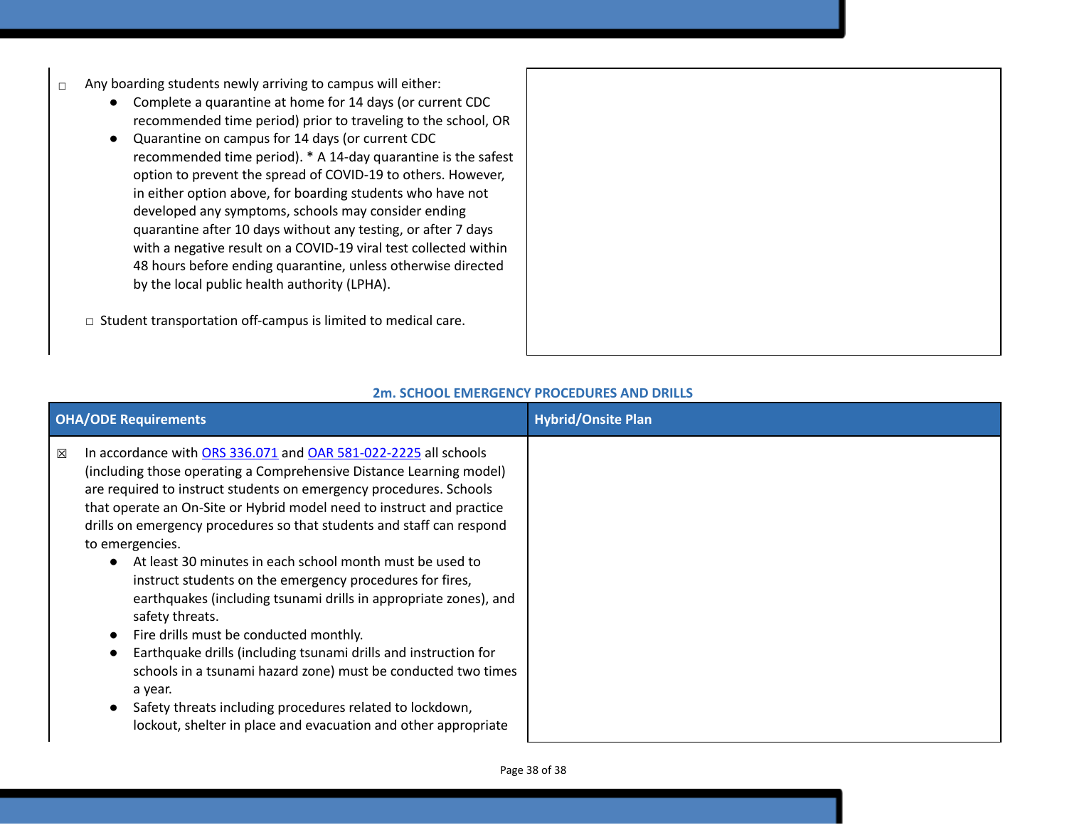| | |
|---|---|
| ☐ Any boarding students newly arriving to campus will either:<br>● Complete a quarantine at home for 14 days (or current CDC recommended time period) prior to traveling to the school, OR<br>● Quarantine on campus for 14 days (or current CDC recommended time period). * A 14-day quarantine is the safest option to prevent the spread of COVID-19 to others. However, in either option above, for boarding students who have not developed any symptoms, schools may consider ending quarantine after 10 days without any testing, or after 7 days with a negative result on a COVID-19 viral test collected within 48 hours before ending quarantine, unless otherwise directed by the local public health authority (LPHA).<br><br>☐ Student transportation off-campus is limited to medical care. | |

### 2m. SCHOOL EMERGENCY PROCEDURES AND DRILLS

| OHA/ODE Requirements | Hybrid/Onsite Plan |
|---|---|
| ☒ In accordance with ORS 336.071 and OAR 581-022-2225 all schools (including those operating a Comprehensive Distance Learning model) are required to instruct students on emergency procedures. Schools that operate an On-Site or Hybrid model need to instruct and practice drills on emergency procedures so that students and staff can respond to emergencies.<br>● At least 30 minutes in each school month must be used to instruct students on the emergency procedures for fires, earthquakes (including tsunami drills in appropriate zones), and safety threats.<br>● Fire drills must be conducted monthly.<br>● Earthquake drills (including tsunami drills and instruction for schools in a tsunami hazard zone) must be conducted two times a year.<br>● Safety threats including procedures related to lockdown, lockout, shelter in place and evacuation and other appropriate | |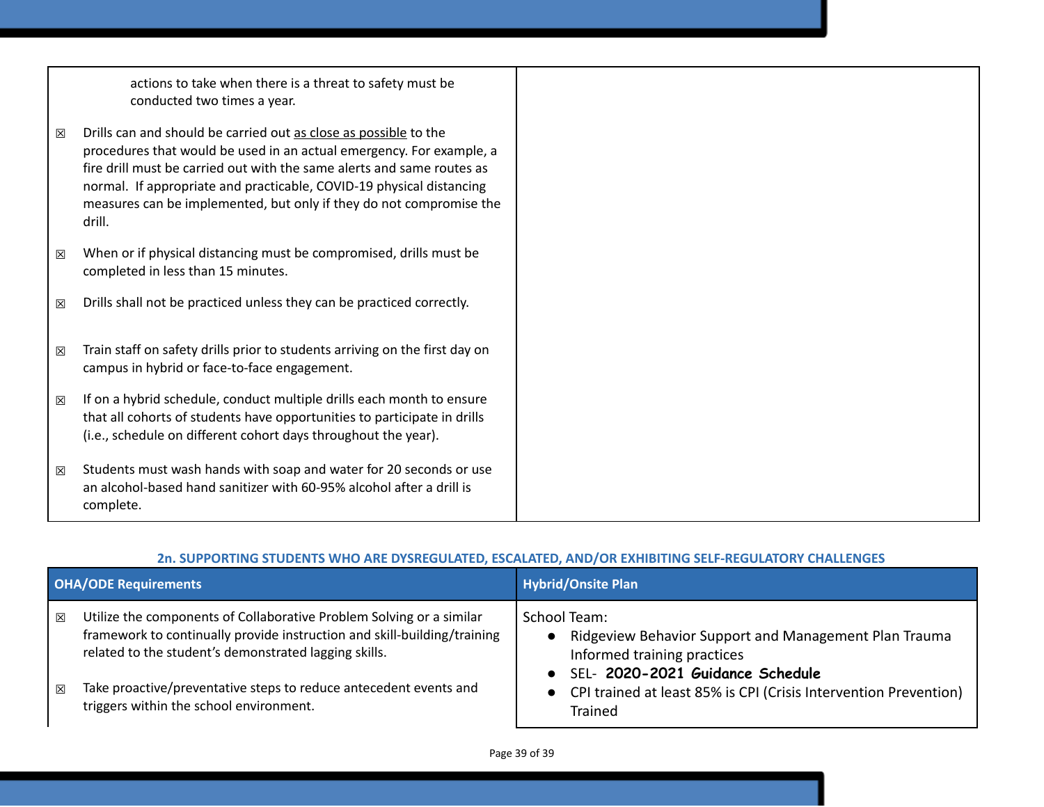| | |
|---|---|
| actions to take when there is a threat to safety must be conducted two times a year.<br><br>☒ Drills can and should be carried out as close as possible to the procedures that would be used in an actual emergency. For example, a fire drill must be carried out with the same alerts and same routes as normal. If appropriate and practicable, COVID-19 physical distancing measures can be implemented, but only if they do not compromise the drill.<br><br>☒ When or if physical distancing must be compromised, drills must be completed in less than 15 minutes.<br><br>☒ Drills shall not be practiced unless they can be practiced correctly.<br><br>☒ Train staff on safety drills prior to students arriving on the first day on campus in hybrid or face-to-face engagement.<br><br>☒ If on a hybrid schedule, conduct multiple drills each month to ensure that all cohorts of students have opportunities to participate in drills (i.e., schedule on different cohort days throughout the year).<br><br>☒ Students must wash hands with soap and water for 20 seconds or use an alcohol-based hand sanitizer with 60-95% alcohol after a drill is complete. | |

### 2n. SUPPORTING STUDENTS WHO ARE DYSREGULATED, ESCALATED, AND/OR EXHIBITING SELF-REGULATORY CHALLENGES

| OHA/ODE Requirements | Hybrid/Onsite Plan |
|---|---|
| ☒ Utilize the components of Collaborative Problem Solving or a similar framework to continually provide instruction and skill-building/training related to the student's demonstrated lagging skills.<br><br>☒ Take proactive/preventative steps to reduce antecedent events and triggers within the school environment. | School Team:<br>● Ridgeview Behavior Support and Management Plan Trauma Informed training practices<br>● SEL- **2020-2021 Guidance Schedule**<br>● CPI trained at least 85% is CPI (Crisis Intervention Prevention) Trained |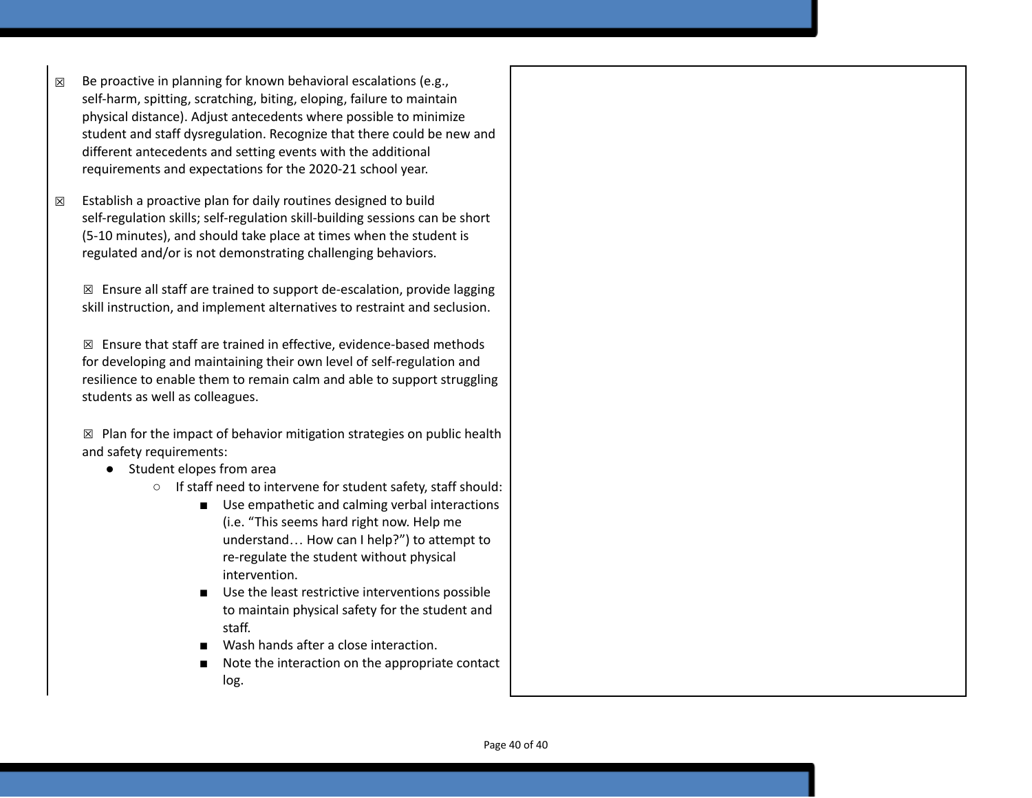☒ Be proactive in planning for known behavioral escalations (e.g., self-harm, spitting, scratching, biting, eloping, failure to maintain physical distance). Adjust antecedents where possible to minimize student and staff dysregulation. Recognize that there could be new and different antecedents and setting events with the additional requirements and expectations for the 2020-21 school year.

☒ Establish a proactive plan for daily routines designed to build self-regulation skills; self-regulation skill-building sessions can be short (5-10 minutes), and should take place at times when the student is regulated and/or is not demonstrating challenging behaviors.

☒ Ensure all staff are trained to support de-escalation, provide lagging skill instruction, and implement alternatives to restraint and seclusion.

☒ Ensure that staff are trained in effective, evidence-based methods for developing and maintaining their own level of self-regulation and resilience to enable them to remain calm and able to support struggling students as well as colleagues.

☒ Plan for the impact of behavior mitigation strategies on public health and safety requirements:

- Student elopes from area
  - If staff need to intervene for student safety, staff should:
    - Use empathetic and calming verbal interactions (i.e. "This seems hard right now. Help me understand… How can I help?") to attempt to re-regulate the student without physical intervention.
    - Use the least restrictive interventions possible to maintain physical safety for the student and staff.
    - Wash hands after a close interaction.
    - Note the interaction on the appropriate contact log.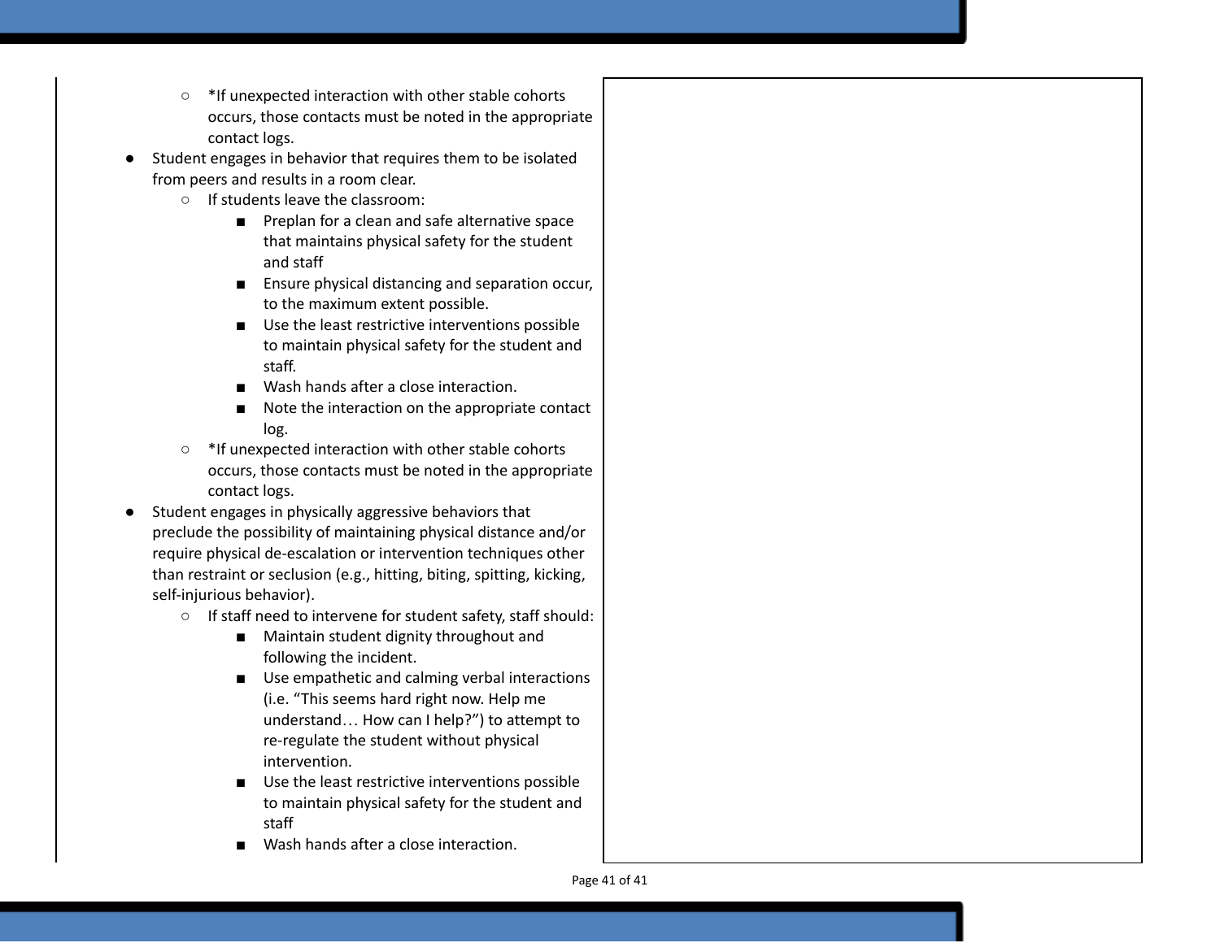- *If unexpected interaction with other stable cohorts occurs, those contacts must be noted in the appropriate contact logs.
- Student engages in behavior that requires them to be isolated from peers and results in a room clear.
    - If students leave the classroom:
        - Preplan for a clean and safe alternative space that maintains physical safety for the student and staff
        - Ensure physical distancing and separation occur, to the maximum extent possible.
        - Use the least restrictive interventions possible to maintain physical safety for the student and staff.
        - Wash hands after a close interaction.
        - Note the interaction on the appropriate contact log.
    - *If unexpected interaction with other stable cohorts occurs, those contacts must be noted in the appropriate contact logs.
- Student engages in physically aggressive behaviors that preclude the possibility of maintaining physical distance and/or require physical de-escalation or intervention techniques other than restraint or seclusion (e.g., hitting, biting, spitting, kicking, self-injurious behavior).
    - If staff need to intervene for student safety, staff should:
        - Maintain student dignity throughout and following the incident.
        - Use empathetic and calming verbal interactions (i.e. "This seems hard right now. Help me understand… How can I help?") to attempt to re-regulate the student without physical intervention.
        - Use the least restrictive interventions possible to maintain physical safety for the student and staff
        - Wash hands after a close interaction.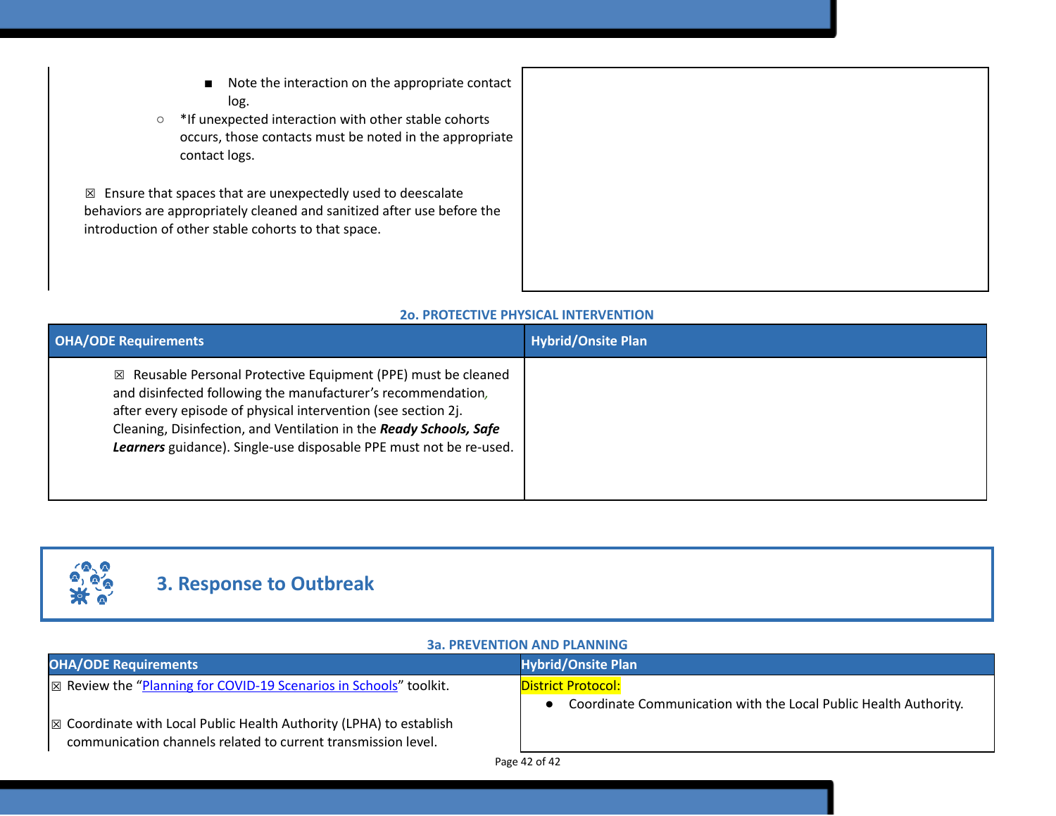| | |
|---|---|
| ■ Note the interaction on the appropriate contact log.<br>○ *If unexpected interaction with other stable cohorts occurs, those contacts must be noted in the appropriate contact logs.<br><br>☒ Ensure that spaces that are unexpectedly used to deescalate behaviors are appropriately cleaned and sanitized after use before the introduction of other stable cohorts to that space. | |

### 2o. PROTECTIVE PHYSICAL INTERVENTION

| OHA/ODE Requirements | Hybrid/Onsite Plan |
|---|---|
| ☒ Reusable Personal Protective Equipment (PPE) must be cleaned and disinfected following the manufacturer's recommendation, after every episode of physical intervention (see section 2j. Cleaning, Disinfection, and Ventilation in the ***Ready Schools, Safe Learners*** guidance). Single-use disposable PPE must not be re-used. | |

## 3. Response to Outbreak

### 3a. PREVENTION AND PLANNING

| OHA/ODE Requirements | Hybrid/Onsite Plan |
|---|---|
| ☒ Review the "Planning for COVID-19 Scenarios in Schools" toolkit.<br><br>☒ Coordinate with Local Public Health Authority (LPHA) to establish communication channels related to current transmission level. | District Protocol:<br>● Coordinate Communication with the Local Public Health Authority. |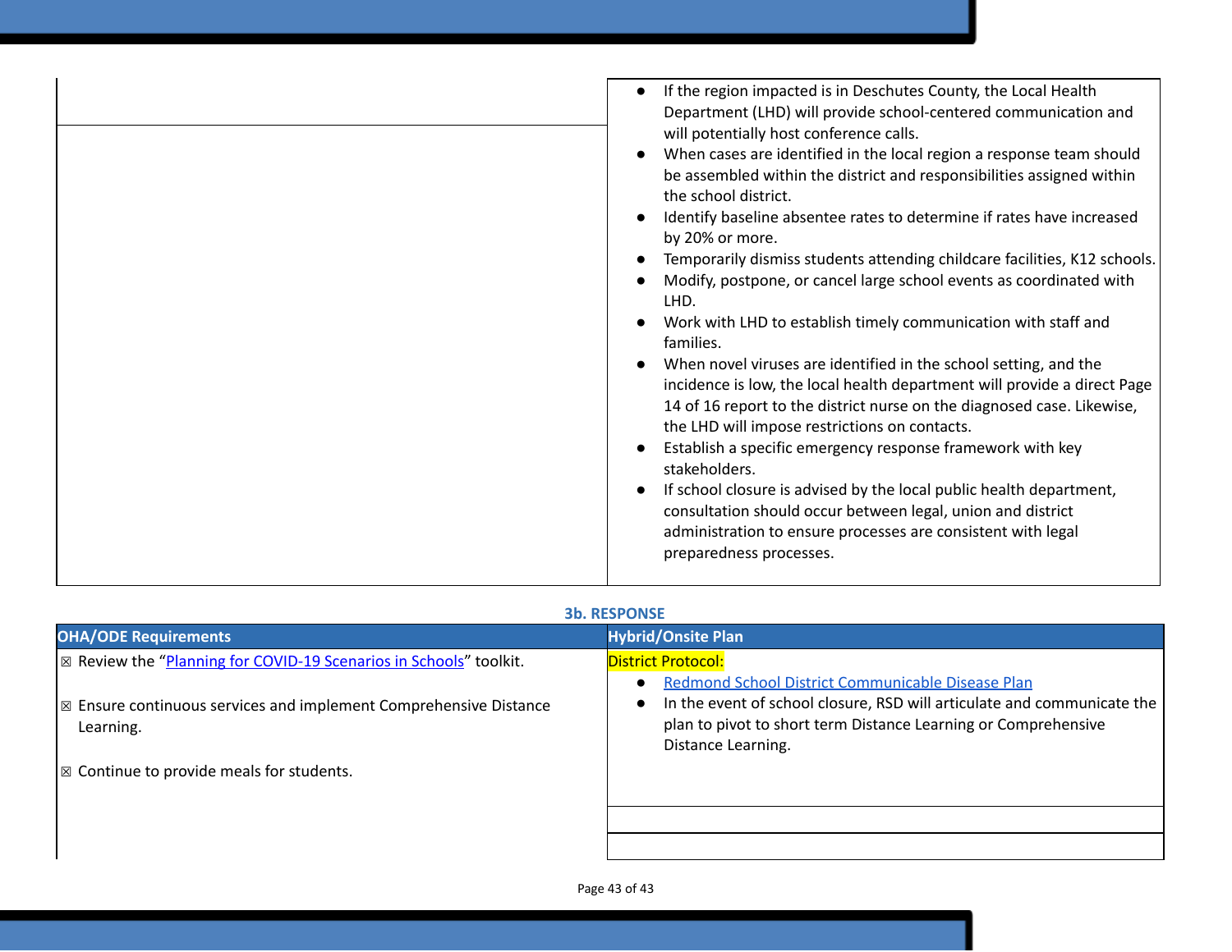| | |
|---|---|
| | <ul><li>If the region impacted is in Deschutes County, the Local Health Department (LHD) will provide school-centered communication and will potentially host conference calls.</li><li>When cases are identified in the local region a response team should be assembled within the district and responsibilities assigned within the school district.</li><li>Identify baseline absentee rates to determine if rates have increased by 20% or more.</li><li>Temporarily dismiss students attending childcare facilities, K12 schools.</li><li>Modify, postpone, or cancel large school events as coordinated with LHD.</li><li>Work with LHD to establish timely communication with staff and families.</li><li>When novel viruses are identified in the school setting, and the incidence is low, the local health department will provide a direct Page 14 of 16 report to the district nurse on the diagnosed case. Likewise, the LHD will impose restrictions on contacts.</li><li>Establish a specific emergency response framework with key stakeholders.</li><li>If school closure is advised by the local public health department, consultation should occur between legal, union and district administration to ensure processes are consistent with legal preparedness processes.</li></ul> |

### 3b. RESPONSE

| OHA/ODE Requirements | Hybrid/Onsite Plan |
|---|---|
| ☒ Review the "Planning for COVID-19 Scenarios in Schools" toolkit.<br><br>☒ Ensure continuous services and implement Comprehensive Distance Learning.<br><br>☒ Continue to provide meals for students. | District Protocol:<ul><li>Redmond School District Communicable Disease Plan</li><li>In the event of school closure, RSD will articulate and communicate the plan to pivot to short term Distance Learning or Comprehensive Distance Learning.</li></ul> |
| | |
| | |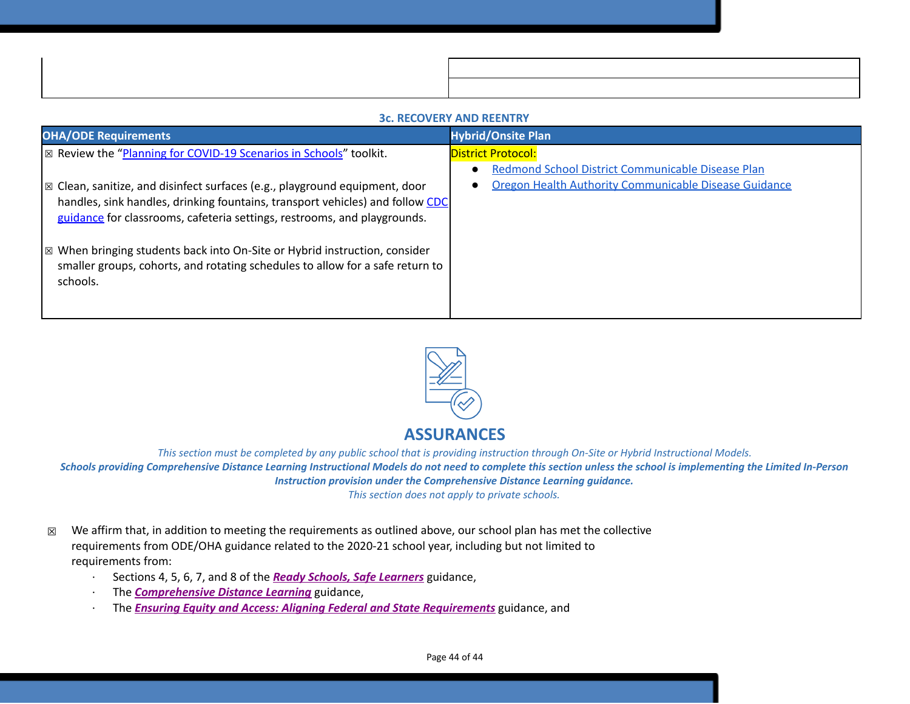| | |
|---|---|
| | |
| | |

### 3c. RECOVERY AND REENTRY

| OHA/ODE Requirements | Hybrid/Onsite Plan |
|---|---|
| ☒ Review the "Planning for COVID-19 Scenarios in Schools" toolkit.<br><br>☒ Clean, sanitize, and disinfect surfaces (e.g., playground equipment, door handles, sink handles, drinking fountains, transport vehicles) and follow CDC guidance for classrooms, cafeteria settings, restrooms, and playgrounds.<br><br>☒ When bringing students back into On-Site or Hybrid instruction, consider smaller groups, cohorts, and rotating schedules to allow for a safe return to schools. | District Protocol:<br>• Redmond School District Communicable Disease Plan<br>• Oregon Health Authority Communicable Disease Guidance |

## ASSURANCES

*This section must be completed by any public school that is providing instruction through On-Site or Hybrid Instructional Models.*

***Schools providing Comprehensive Distance Learning Instructional Models do not need to complete this section unless the school is implementing the Limited In-Person Instruction provision under the Comprehensive Distance Learning guidance.***

*This section does not apply to private schools.*

☒ We affirm that, in addition to meeting the requirements as outlined above, our school plan has met the collective requirements from ODE/OHA guidance related to the 2020-21 school year, including but not limited to requirements from:

- Sections 4, 5, 6, 7, and 8 of the ***Ready Schools, Safe Learners*** guidance,
- The ***Comprehensive Distance Learning*** guidance,
- The ***Ensuring Equity and Access: Aligning Federal and State Requirements*** guidance, and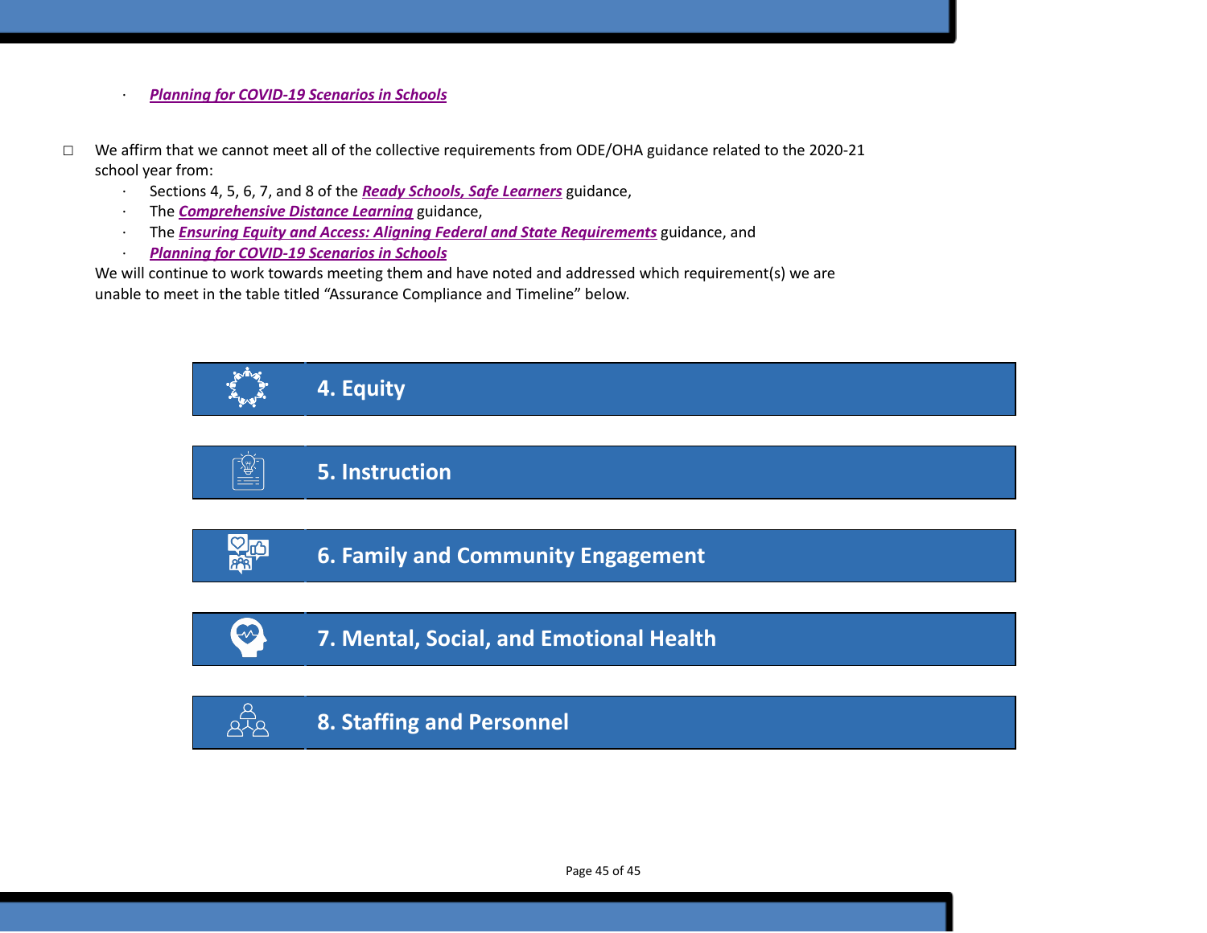- ***Planning for COVID-19 Scenarios in Schools***

☐ We affirm that we cannot meet all of the collective requirements from ODE/OHA guidance related to the 2020-21 school year from:
- Sections 4, 5, 6, 7, and 8 of the ***Ready Schools, Safe Learners*** guidance,
- The ***Comprehensive Distance Learning*** guidance,
- The ***Ensuring Equity and Access: Aligning Federal and State Requirements*** guidance, and
- ***Planning for COVID-19 Scenarios in Schools***

We will continue to work towards meeting them and have noted and addressed which requirement(s) we are unable to meet in the table titled "Assurance Compliance and Timeline" below.

## 4. Equity

## 5. Instruction

## 6. Family and Community Engagement

## 7. Mental, Social, and Emotional Health

## 8. Staffing and Personnel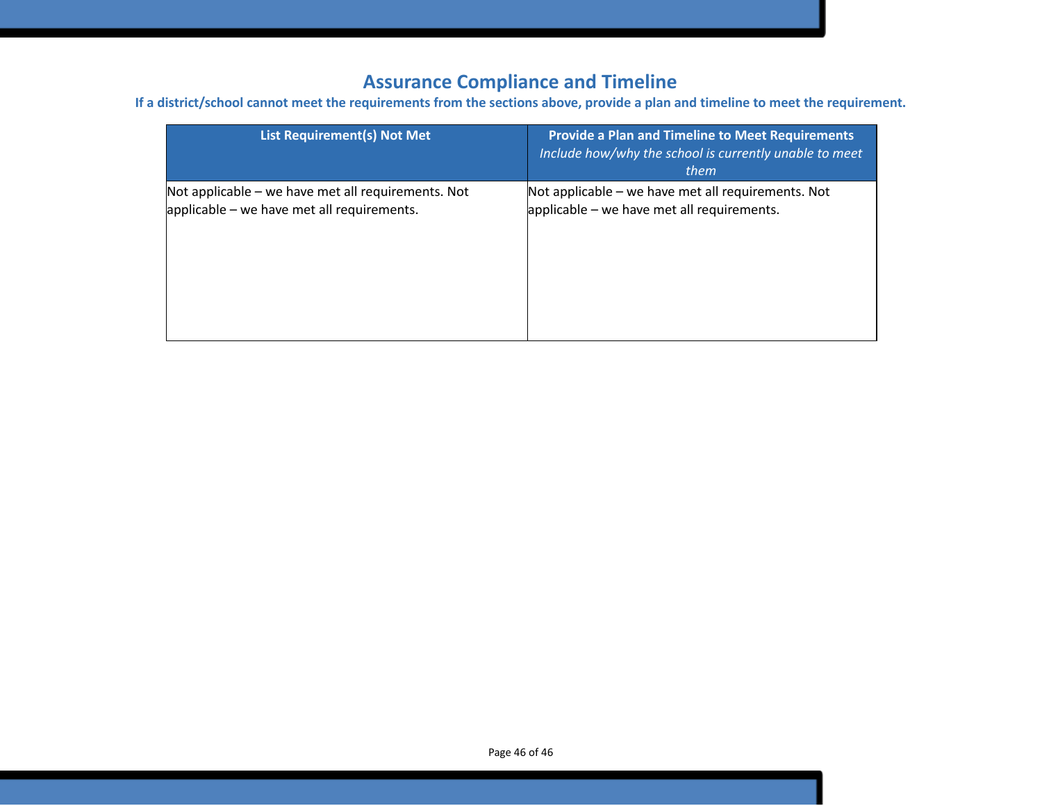## Assurance Compliance and Timeline

**If a district/school cannot meet the requirements from the sections above, provide a plan and timeline to meet the requirement.**

| List Requirement(s) Not Met | Provide a Plan and Timeline to Meet Requirements *Include how/why the school is currently unable to meet them* |
|---|---|
| Not applicable – we have met all requirements. Not applicable – we have met all requirements. | Not applicable – we have met all requirements. Not applicable – we have met all requirements. |